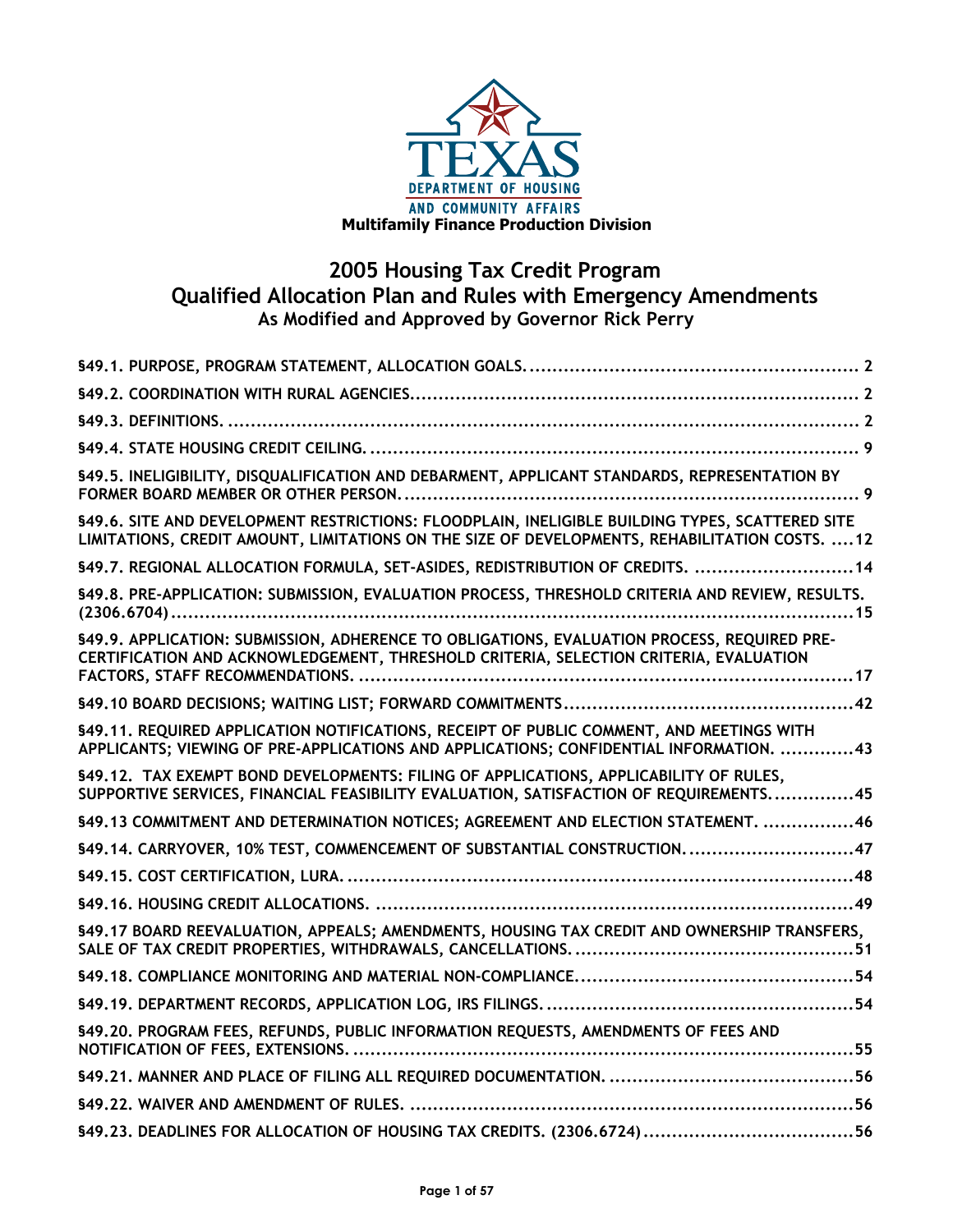TEXAS

DEPARTMENT OF HOUSING

AND COMMUNITY AFFAIRS

**Multifamily Finance Production Division**

# 2005 Housing Tax Credit Program
# Qualified Allocation Plan and Rules with Emergency Amendments
## As Modified and Approved by Governor Rick Perry

| | |
|---|---|
| **§49.1. PURPOSE, PROGRAM STATEMENT, ALLOCATION GOALS.** | **2** |
| **§49.2. COORDINATION WITH RURAL AGENCIES.** | **2** |
| **§49.3. DEFINITIONS.** | **2** |
| **§49.4. STATE HOUSING CREDIT CEILING.** | **9** |
| **§49.5. INELIGIBILITY, DISQUALIFICATION AND DEBARMENT, APPLICANT STANDARDS, REPRESENTATION BY FORMER BOARD MEMBER OR OTHER PERSON.** | **9** |
| **§49.6. SITE AND DEVELOPMENT RESTRICTIONS: FLOODPLAIN, INELIGIBLE BUILDING TYPES, SCATTERED SITE LIMITATIONS, CREDIT AMOUNT, LIMITATIONS ON THE SIZE OF DEVELOPMENTS, REHABILITATION COSTS.** | **12** |
| **§49.7. REGIONAL ALLOCATION FORMULA, SET-ASIDES, REDISTRIBUTION OF CREDITS.** | **14** |
| **§49.8. PRE-APPLICATION: SUBMISSION, EVALUATION PROCESS, THRESHOLD CRITERIA AND REVIEW, RESULTS. (2306.6704)** | **15** |
| **§49.9. APPLICATION: SUBMISSION, ADHERENCE TO OBLIGATIONS, EVALUATION PROCESS, REQUIRED PRE-CERTIFICATION AND ACKNOWLEDGEMENT, THRESHOLD CRITERIA, SELECTION CRITERIA, EVALUATION FACTORS, STAFF RECOMMENDATIONS.** | **17** |
| **§49.10 BOARD DECISIONS; WAITING LIST; FORWARD COMMITMENTS** | **42** |
| **§49.11. REQUIRED APPLICATION NOTIFICATIONS, RECEIPT OF PUBLIC COMMENT, AND MEETINGS WITH APPLICANTS; VIEWING OF PRE-APPLICATIONS AND APPLICATIONS; CONFIDENTIAL INFORMATION.** | **43** |
| **§49.12. TAX EXEMPT BOND DEVELOPMENTS: FILING OF APPLICATIONS, APPLICABILITY OF RULES, SUPPORTIVE SERVICES, FINANCIAL FEASIBILITY EVALUATION, SATISFACTION OF REQUIREMENTS.** | **45** |
| **§49.13 COMMITMENT AND DETERMINATION NOTICES; AGREEMENT AND ELECTION STATEMENT.** | **46** |
| **§49.14. CARRYOVER, 10% TEST, COMMENCEMENT OF SUBSTANTIAL CONSTRUCTION.** | **47** |
| **§49.15. COST CERTIFICATION, LURA.** | **48** |
| **§49.16. HOUSING CREDIT ALLOCATIONS.** | **49** |
| **§49.17 BOARD REEVALUATION, APPEALS; AMENDMENTS, HOUSING TAX CREDIT AND OWNERSHIP TRANSFERS, SALE OF TAX CREDIT PROPERTIES, WITHDRAWALS, CANCELLATIONS.** | **51** |
| **§49.18. COMPLIANCE MONITORING AND MATERIAL NON-COMPLIANCE.** | **54** |
| **§49.19. DEPARTMENT RECORDS, APPLICATION LOG, IRS FILINGS.** | **54** |
| **§49.20. PROGRAM FEES, REFUNDS, PUBLIC INFORMATION REQUESTS, AMENDMENTS OF FEES AND NOTIFICATION OF FEES, EXTENSIONS.** | **55** |
| **§49.21. MANNER AND PLACE OF FILING ALL REQUIRED DOCUMENTATION.** | **56** |
| **§49.22. WAIVER AND AMENDMENT OF RULES.** | **56** |
| **§49.23. DEADLINES FOR ALLOCATION OF HOUSING TAX CREDITS. (2306.6724)** | **56** |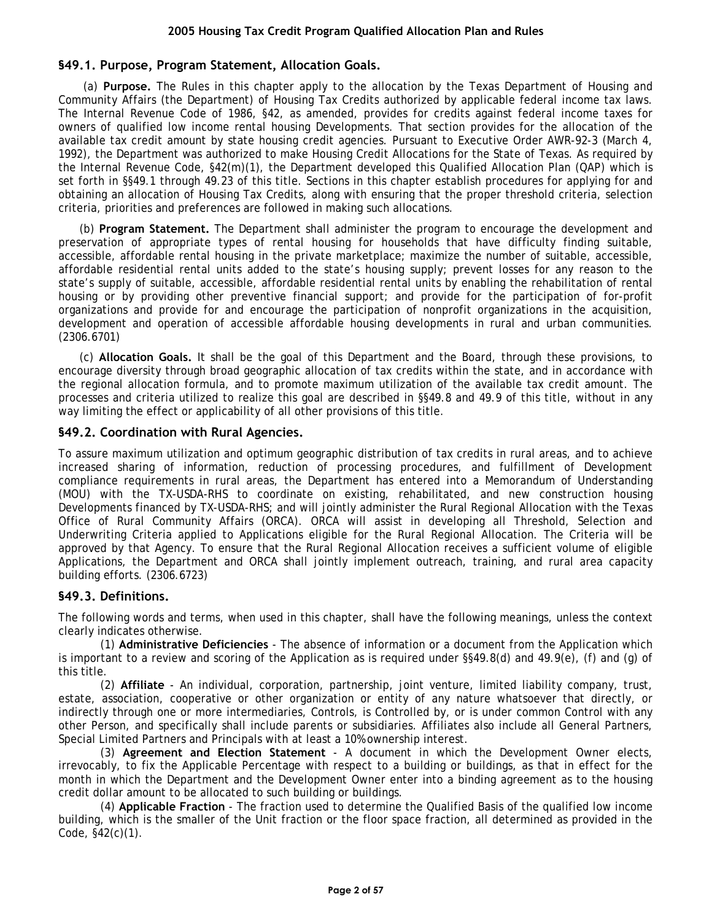## §49.1. Purpose, Program Statement, Allocation Goals.

(a) **Purpose.** The Rules in this chapter apply to the allocation by the Texas Department of Housing and Community Affairs (the Department) of Housing Tax Credits authorized by applicable federal income tax laws. The Internal Revenue Code of 1986, §42, as amended, provides for credits against federal income taxes for owners of qualified low income rental housing Developments. That section provides for the allocation of the available tax credit amount by state housing credit agencies. Pursuant to Executive Order AWR-92-3 (March 4, 1992), the Department was authorized to make Housing Credit Allocations for the State of Texas. As required by the Internal Revenue Code, §42(m)(1), the Department developed this Qualified Allocation Plan (QAP) which is set forth in §§49.1 through 49.23 of this title. Sections in this chapter establish procedures for applying for and obtaining an allocation of Housing Tax Credits, along with ensuring that the proper threshold criteria, selection criteria, priorities and preferences are followed in making such allocations.

(b) **Program Statement.** The Department shall administer the program to encourage the development and preservation of appropriate types of rental housing for households that have difficulty finding suitable, accessible, affordable rental housing in the private marketplace; maximize the number of suitable, accessible, affordable residential rental units added to the state's housing supply; prevent losses for any reason to the state's supply of suitable, accessible, affordable residential rental units by enabling the rehabilitation of rental housing or by providing other preventive financial support; and provide for the participation of for-profit organizations and provide for and encourage the participation of nonprofit organizations in the acquisition, development and operation of accessible affordable housing developments in rural and urban communities. (2306.6701)

(c) **Allocation Goals.** It shall be the goal of this Department and the Board, through these provisions, to encourage diversity through broad geographic allocation of tax credits within the state, and in accordance with the regional allocation formula, and to promote maximum utilization of the available tax credit amount. The processes and criteria utilized to realize this goal are described in §§49.8 and 49.9 of this title, without in any way limiting the effect or applicability of all other provisions of this title.

## §49.2. Coordination with Rural Agencies.

To assure maximum utilization and optimum geographic distribution of tax credits in rural areas, and to achieve increased sharing of information, reduction of processing procedures, and fulfillment of Development compliance requirements in rural areas, the Department has entered into a Memorandum of Understanding (MOU) with the TX-USDA-RHS to coordinate on existing, rehabilitated, and new construction housing Developments financed by TX-USDA-RHS; and will jointly administer the Rural Regional Allocation with the Texas Office of Rural Community Affairs (ORCA). ORCA will assist in developing all Threshold, Selection and Underwriting Criteria applied to Applications eligible for the Rural Regional Allocation. The Criteria will be approved by that Agency. To ensure that the Rural Regional Allocation receives a sufficient volume of eligible Applications, the Department and ORCA shall jointly implement outreach, training, and rural area capacity building efforts. (2306.6723)

## §49.3. Definitions.

The following words and terms, when used in this chapter, shall have the following meanings, unless the context clearly indicates otherwise.

(1) **Administrative Deficiencies** - The absence of information or a document from the Application which is important to a review and scoring of the Application as is required under §§49.8(d) and 49.9(e), (f) and (g) of this title.

(2) **Affiliate** - An individual, corporation, partnership, joint venture, limited liability company, trust, estate, association, cooperative or other organization or entity of any nature whatsoever that directly, or indirectly through one or more intermediaries, Controls, is Controlled by, or is under common Control with any other Person, and specifically shall include parents or subsidiaries. Affiliates also include all General Partners, Special Limited Partners and Principals with at least a 10% ownership interest.

(3) **Agreement and Election Statement** - A document in which the Development Owner elects, irrevocably, to fix the Applicable Percentage with respect to a building or buildings, as that in effect for the month in which the Department and the Development Owner enter into a binding agreement as to the housing credit dollar amount to be allocated to such building or buildings.

(4) **Applicable Fraction** - The fraction used to determine the Qualified Basis of the qualified low income building, which is the smaller of the Unit fraction or the floor space fraction, all determined as provided in the Code, §42(c)(1).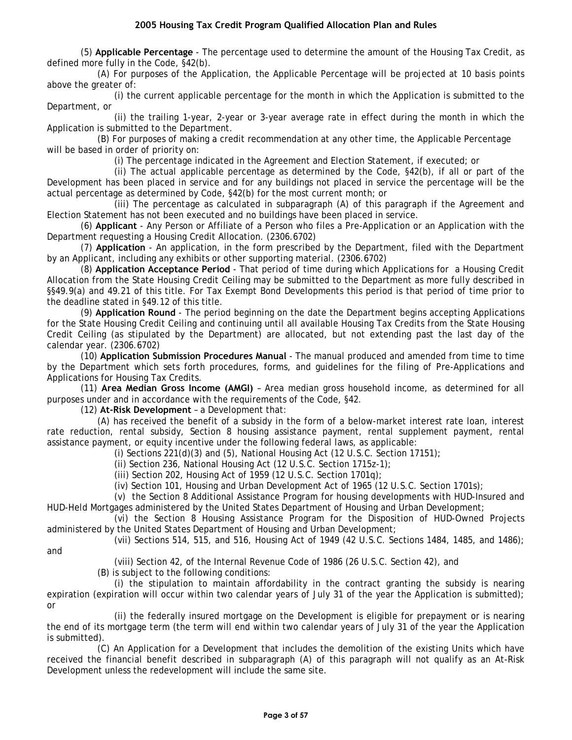(5) **Applicable Percentage** - The percentage used to determine the amount of the Housing Tax Credit, as defined more fully in the Code, §42(b).

(A) For purposes of the Application, the Applicable Percentage will be projected at 10 basis points above the greater of:

(i) the current applicable percentage for the month in which the Application is submitted to the Department, or

(ii) the trailing 1-year, 2-year or 3-year average rate in effect during the month in which the Application is submitted to the Department.

(B) For purposes of making a credit recommendation at any other time, the Applicable Percentage will be based in order of priority on:

(i) The percentage indicated in the Agreement and Election Statement, if executed; or

(ii) The actual applicable percentage as determined by the Code, §42(b), if all or part of the Development has been placed in service and for any buildings not placed in service the percentage will be the actual percentage as determined by Code, §42(b) for the most current month; or

(iii) The percentage as calculated in subparagraph (A) of this paragraph if the Agreement and Election Statement has not been executed and no buildings have been placed in service.

(6) **Applicant** - Any Person or Affiliate of a Person who files a Pre-Application or an Application with the Department requesting a Housing Credit Allocation. (2306.6702)

(7) **Application** - An application, in the form prescribed by the Department, filed with the Department by an Applicant, including any exhibits or other supporting material. (2306.6702)

(8) **Application Acceptance Period** - That period of time during which Applications for a Housing Credit Allocation from the State Housing Credit Ceiling may be submitted to the Department as more fully described in §§49.9(a) and 49.21 of this title. For Tax Exempt Bond Developments this period is that period of time prior to the deadline stated in §49.12 of this title.

(9) **Application Round** - The period beginning on the date the Department begins accepting Applications for the State Housing Credit Ceiling and continuing until all available Housing Tax Credits from the State Housing Credit Ceiling (as stipulated by the Department) are allocated, but not extending past the last day of the calendar year. (2306.6702)

(10) **Application Submission Procedures Manual** - The manual produced and amended from time to time by the Department which sets forth procedures, forms, and guidelines for the filing of Pre-Applications and Applications for Housing Tax Credits.

(11) **Area Median Gross Income (AMGI)** – Area median gross household income, as determined for all purposes under and in accordance with the requirements of the Code, §42.

(12) **At-Risk Development** – a Development that:

(A) has received the benefit of a subsidy in the form of a below-market interest rate loan, interest rate reduction, rental subsidy, Section 8 housing assistance payment, rental supplement payment, rental assistance payment, or equity incentive under the following federal laws, as applicable:

(i) Sections 221(d)(3) and (5), National Housing Act (12 U.S.C. Section 17151);

(ii) Section 236, National Housing Act (12 U.S.C. Section 1715z-1);

(iii) Section 202, Housing Act of 1959 (12 U.S.C. Section 1701q);

(iv) Section 101, Housing and Urban Development Act of 1965 (12 U.S.C. Section 1701s);

(v) the Section 8 Additional Assistance Program for housing developments with HUD-Insured and HUD-Held Mortgages administered by the United States Department of Housing and Urban Development;

(vi) the Section 8 Housing Assistance Program for the Disposition of HUD-Owned Projects administered by the United States Department of Housing and Urban Development;

(vii) Sections 514, 515, and 516, Housing Act of 1949 (42 U.S.C. Sections 1484, 1485, and 1486); and

(viii) Section 42, of the Internal Revenue Code of 1986 (26 U.S.C. Section 42), and

(B) is subject to the following conditions:

(i) the stipulation to maintain affordability in the contract granting the subsidy is nearing expiration (expiration will occur within two calendar years of July 31 of the year the Application is submitted); or

(ii) the federally insured mortgage on the Development is eligible for prepayment or is nearing the end of its mortgage term (the term will end within two calendar years of July 31 of the year the Application is submitted).

(C) An Application for a Development that includes the demolition of the existing Units which have received the financial benefit described in subparagraph (A) of this paragraph will not qualify as an At-Risk Development unless the redevelopment will include the same site.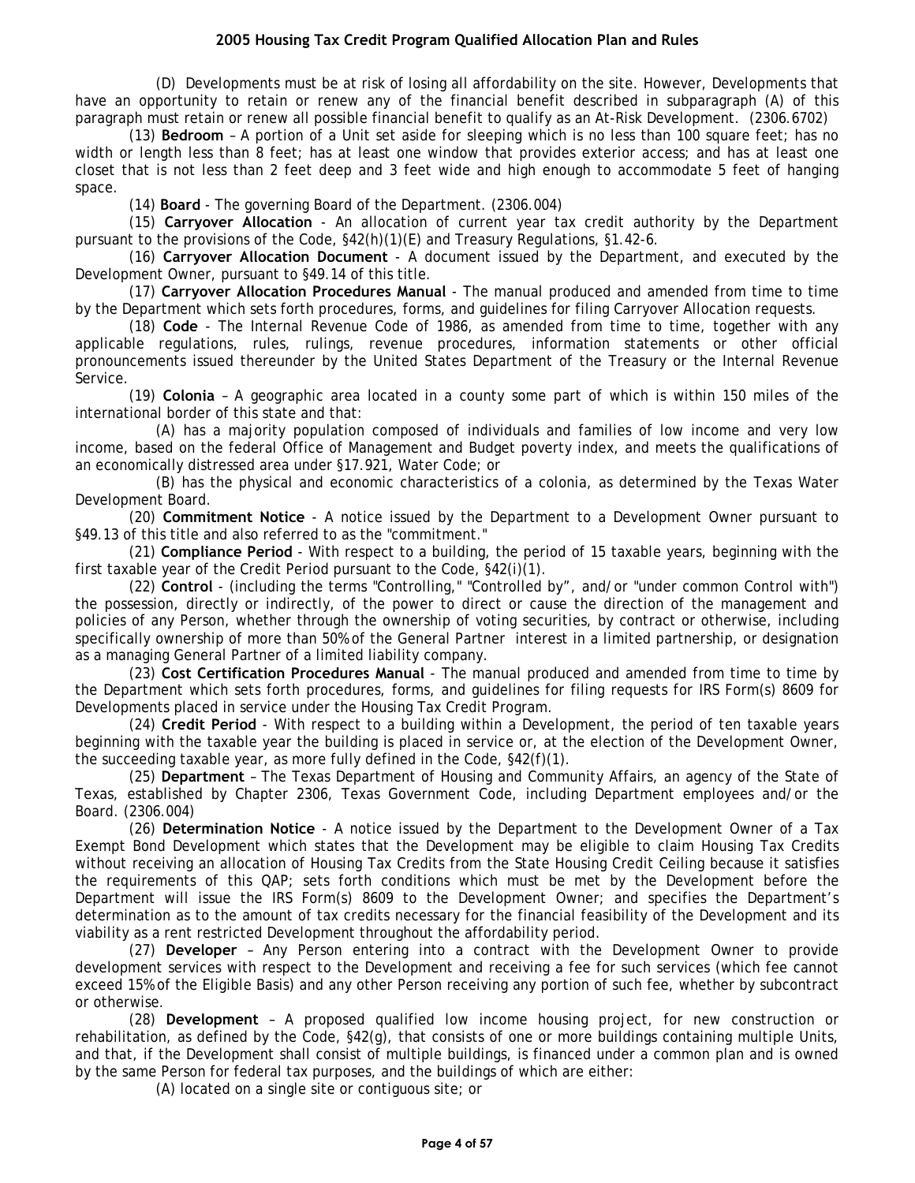(D) Developments must be at risk of losing all affordability on the site. However, Developments that have an opportunity to retain or renew any of the financial benefit described in subparagraph (A) of this paragraph must retain or renew all possible financial benefit to qualify as an At-Risk Development. (2306.6702)

(13) **Bedroom** – A portion of a Unit set aside for sleeping which is no less than 100 square feet; has no width or length less than 8 feet; has at least one window that provides exterior access; and has at least one closet that is not less than 2 feet deep and 3 feet wide and high enough to accommodate 5 feet of hanging space.

(14) **Board** - The governing Board of the Department. (2306.004)

(15) **Carryover Allocation** - An allocation of current year tax credit authority by the Department pursuant to the provisions of the Code, §42(h)(1)(E) and Treasury Regulations, §1.42-6.

(16) **Carryover Allocation Document** - A document issued by the Department, and executed by the Development Owner, pursuant to §49.14 of this title.

(17) **Carryover Allocation Procedures Manual** - The manual produced and amended from time to time by the Department which sets forth procedures, forms, and guidelines for filing Carryover Allocation requests.

(18) **Code** - The Internal Revenue Code of 1986, as amended from time to time, together with any applicable regulations, rules, rulings, revenue procedures, information statements or other official pronouncements issued thereunder by the United States Department of the Treasury or the Internal Revenue Service.

(19) **Colonia** – A geographic area located in a county some part of which is within 150 miles of the international border of this state and that:

(A) has a majority population composed of individuals and families of low income and very low income, based on the federal Office of Management and Budget poverty index, and meets the qualifications of an economically distressed area under §17.921, Water Code; or

(B) has the physical and economic characteristics of a colonia, as determined by the Texas Water Development Board.

(20) **Commitment Notice** - A notice issued by the Department to a Development Owner pursuant to §49.13 of this title and also referred to as the "commitment."

(21) **Compliance Period** - With respect to a building, the period of 15 taxable years, beginning with the first taxable year of the Credit Period pursuant to the Code, §42(i)(1).

(22) **Control** - (including the terms "Controlling," "Controlled by", and/or "under common Control with") the possession, directly or indirectly, of the power to direct or cause the direction of the management and policies of any Person, whether through the ownership of voting securities, by contract or otherwise, including specifically ownership of more than 50% of the General Partner interest in a limited partnership, or designation as a managing General Partner of a limited liability company.

(23) **Cost Certification Procedures Manual** - The manual produced and amended from time to time by the Department which sets forth procedures, forms, and guidelines for filing requests for IRS Form(s) 8609 for Developments placed in service under the Housing Tax Credit Program.

(24) **Credit Period** - With respect to a building within a Development, the period of ten taxable years beginning with the taxable year the building is placed in service or, at the election of the Development Owner, the succeeding taxable year, as more fully defined in the Code, §42(f)(1).

(25) **Department** – The Texas Department of Housing and Community Affairs, an agency of the State of Texas, established by Chapter 2306, Texas Government Code, including Department employees and/or the Board. (2306.004)

(26) **Determination Notice** - A notice issued by the Department to the Development Owner of a Tax Exempt Bond Development which states that the Development may be eligible to claim Housing Tax Credits without receiving an allocation of Housing Tax Credits from the State Housing Credit Ceiling because it satisfies the requirements of this QAP; sets forth conditions which must be met by the Development before the Department will issue the IRS Form(s) 8609 to the Development Owner; and specifies the Department's determination as to the amount of tax credits necessary for the financial feasibility of the Development and its viability as a rent restricted Development throughout the affordability period.

(27) **Developer** – Any Person entering into a contract with the Development Owner to provide development services with respect to the Development and receiving a fee for such services (which fee cannot exceed 15% of the Eligible Basis) and any other Person receiving any portion of such fee, whether by subcontract or otherwise.

(28) **Development** – A proposed qualified low income housing project, for new construction or rehabilitation, as defined by the Code, §42(g), that consists of one or more buildings containing multiple Units, and that, if the Development shall consist of multiple buildings, is financed under a common plan and is owned by the same Person for federal tax purposes, and the buildings of which are either:

(A) located on a single site or contiguous site; or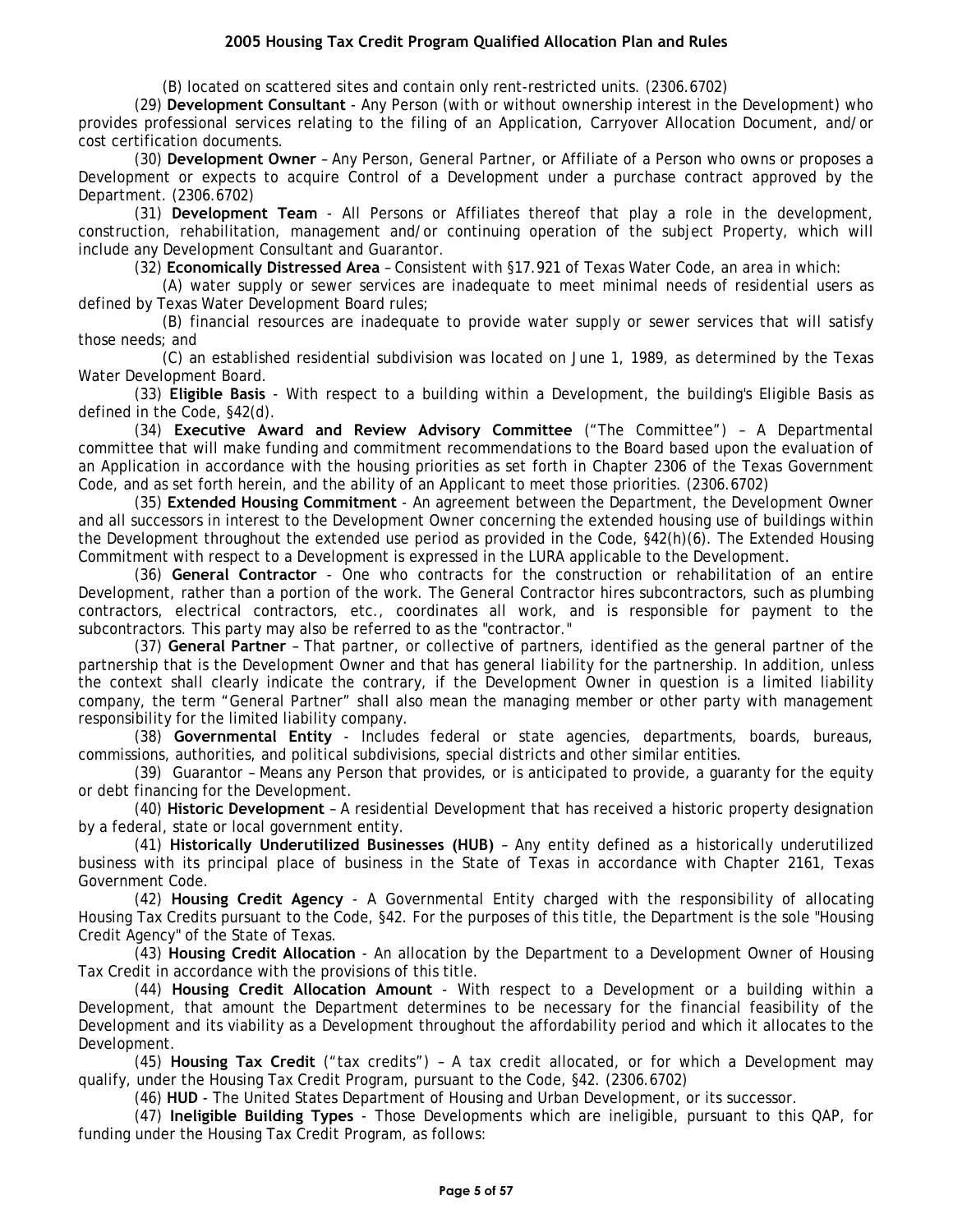(B) located on scattered sites and contain only rent-restricted units. (2306.6702)

(29) **Development Consultant** - Any Person (with or without ownership interest in the Development) who provides professional services relating to the filing of an Application, Carryover Allocation Document, and/or cost certification documents.

(30) **Development Owner** – Any Person, General Partner, or Affiliate of a Person who owns or proposes a Development or expects to acquire Control of a Development under a purchase contract approved by the Department. (2306.6702)

(31) **Development Team** - All Persons or Affiliates thereof that play a role in the development, construction, rehabilitation, management and/or continuing operation of the subject Property, which will include any Development Consultant and Guarantor.

(32) **Economically Distressed Area** – Consistent with §17.921 of Texas Water Code, an area in which:

(A) water supply or sewer services are inadequate to meet minimal needs of residential users as defined by Texas Water Development Board rules;

(B) financial resources are inadequate to provide water supply or sewer services that will satisfy those needs; and

(C) an established residential subdivision was located on June 1, 1989, as determined by the Texas Water Development Board.

(33) **Eligible Basis** - With respect to a building within a Development, the building's Eligible Basis as defined in the Code, §42(d).

(34) **Executive Award and Review Advisory Committee** ("The Committee") – A Departmental committee that will make funding and commitment recommendations to the Board based upon the evaluation of an Application in accordance with the housing priorities as set forth in Chapter 2306 of the Texas Government Code, and as set forth herein, and the ability of an Applicant to meet those priorities. (2306.6702)

(35) **Extended Housing Commitment** - An agreement between the Department, the Development Owner and all successors in interest to the Development Owner concerning the extended housing use of buildings within the Development throughout the extended use period as provided in the Code, §42(h)(6). The Extended Housing Commitment with respect to a Development is expressed in the LURA applicable to the Development.

(36) **General Contractor** - One who contracts for the construction or rehabilitation of an entire Development, rather than a portion of the work. The General Contractor hires subcontractors, such as plumbing contractors, electrical contractors, etc., coordinates all work, and is responsible for payment to the subcontractors. This party may also be referred to as the "contractor."

(37) **General Partner** – That partner, or collective of partners, identified as the general partner of the partnership that is the Development Owner and that has general liability for the partnership. In addition, unless the context shall clearly indicate the contrary, if the Development Owner in question is a limited liability company, the term "General Partner" shall also mean the managing member or other party with management responsibility for the limited liability company.

(38) **Governmental Entity** - Includes federal or state agencies, departments, boards, bureaus, commissions, authorities, and political subdivisions, special districts and other similar entities.

(39) Guarantor – Means any Person that provides, or is anticipated to provide, a guaranty for the equity or debt financing for the Development.

(40) **Historic Development** – A residential Development that has received a historic property designation by a federal, state or local government entity.

(41) **Historically Underutilized Businesses (HUB)** – Any entity defined as a historically underutilized business with its principal place of business in the State of Texas in accordance with Chapter 2161, Texas Government Code.

(42) **Housing Credit Agency** - A Governmental Entity charged with the responsibility of allocating Housing Tax Credits pursuant to the Code, §42. For the purposes of this title, the Department is the sole "Housing Credit Agency" of the State of Texas.

(43) **Housing Credit Allocation** - An allocation by the Department to a Development Owner of Housing Tax Credit in accordance with the provisions of this title.

(44) **Housing Credit Allocation Amount** - With respect to a Development or a building within a Development, that amount the Department determines to be necessary for the financial feasibility of the Development and its viability as a Development throughout the affordability period and which it allocates to the Development.

(45) **Housing Tax Credit** ("tax credits") – A tax credit allocated, or for which a Development may qualify, under the Housing Tax Credit Program, pursuant to the Code, §42. (2306.6702)

(46) **HUD** - The United States Department of Housing and Urban Development, or its successor.

(47) **Ineligible Building Types** - Those Developments which are ineligible, pursuant to this QAP, for funding under the Housing Tax Credit Program, as follows: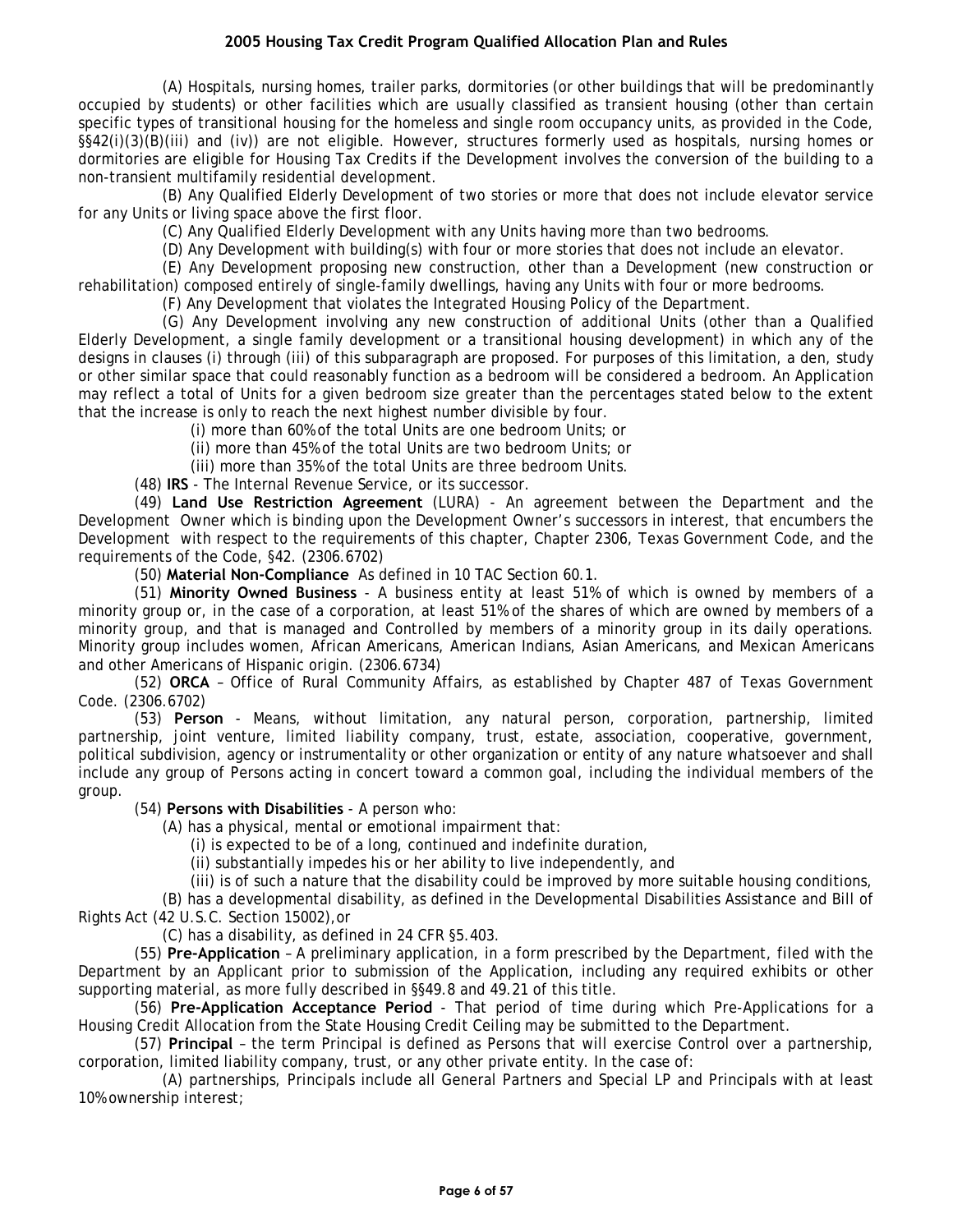(A) Hospitals, nursing homes, trailer parks, dormitories (or other buildings that will be predominantly occupied by students) or other facilities which are usually classified as transient housing (other than certain specific types of transitional housing for the homeless and single room occupancy units, as provided in the Code, §§42(i)(3)(B)(iii) and (iv)) are not eligible. However, structures formerly used as hospitals, nursing homes or dormitories are eligible for Housing Tax Credits if the Development involves the conversion of the building to a non-transient multifamily residential development.

(B) Any Qualified Elderly Development of two stories or more that does not include elevator service for any Units or living space above the first floor.

(C) Any Qualified Elderly Development with any Units having more than two bedrooms.

(D) Any Development with building(s) with four or more stories that does not include an elevator.

(E) Any Development proposing new construction, other than a Development (new construction or rehabilitation) composed entirely of single-family dwellings, having any Units with four or more bedrooms.

(F) Any Development that violates the Integrated Housing Policy of the Department.

(G) Any Development involving any new construction of additional Units (other than a Qualified Elderly Development, a single family development or a transitional housing development) in which any of the designs in clauses (i) through (iii) of this subparagraph are proposed. For purposes of this limitation, a den, study or other similar space that could reasonably function as a bedroom will be considered a bedroom. An Application may reflect a total of Units for a given bedroom size greater than the percentages stated below to the extent that the increase is only to reach the next highest number divisible by four.

(i) more than 60% of the total Units are one bedroom Units; or

(ii) more than 45% of the total Units are two bedroom Units; or

(iii) more than 35% of the total Units are three bedroom Units.

(48) **IRS** - The Internal Revenue Service, or its successor.

(49) **Land Use Restriction Agreement** (LURA) - An agreement between the Department and the Development Owner which is binding upon the Development Owner's successors in interest, that encumbers the Development with respect to the requirements of this chapter, Chapter 2306, Texas Government Code, and the requirements of the Code, §42. (2306.6702)

(50) **Material Non-Compliance** As defined in 10 TAC Section 60.1.

(51) **Minority Owned Business** - A business entity at least 51% of which is owned by members of a minority group or, in the case of a corporation, at least 51% of the shares of which are owned by members of a minority group, and that is managed and Controlled by members of a minority group in its daily operations. Minority group includes women, African Americans, American Indians, Asian Americans, and Mexican Americans and other Americans of Hispanic origin. (2306.6734)

(52) **ORCA** – Office of Rural Community Affairs, as established by Chapter 487 of Texas Government Code. (2306.6702)

(53) **Person** - Means, without limitation, any natural person, corporation, partnership, limited partnership, joint venture, limited liability company, trust, estate, association, cooperative, government, political subdivision, agency or instrumentality or other organization or entity of any nature whatsoever and shall include any group of Persons acting in concert toward a common goal, including the individual members of the group.

(54) **Persons with Disabilities** - A person who:

(A) has a physical, mental or emotional impairment that:

(i) is expected to be of a long, continued and indefinite duration,

(ii) substantially impedes his or her ability to live independently, and

(iii) is of such a nature that the disability could be improved by more suitable housing conditions,

(B) has a developmental disability, as defined in the Developmental Disabilities Assistance and Bill of Rights Act (42 U.S.C. Section 15002), or

(C) has a disability, as defined in 24 CFR §5.403.

(55) **Pre-Application** – A preliminary application, in a form prescribed by the Department, filed with the Department by an Applicant prior to submission of the Application, including any required exhibits or other supporting material, as more fully described in §§49.8 and 49.21 of this title.

(56) **Pre-Application Acceptance Period** - That period of time during which Pre-Applications for a Housing Credit Allocation from the State Housing Credit Ceiling may be submitted to the Department.

(57) **Principal** – the term Principal is defined as Persons that will exercise Control over a partnership, corporation, limited liability company, trust, or any other private entity. In the case of:

(A) partnerships, Principals include all General Partners and Special LP and Principals with at least 10% ownership interest;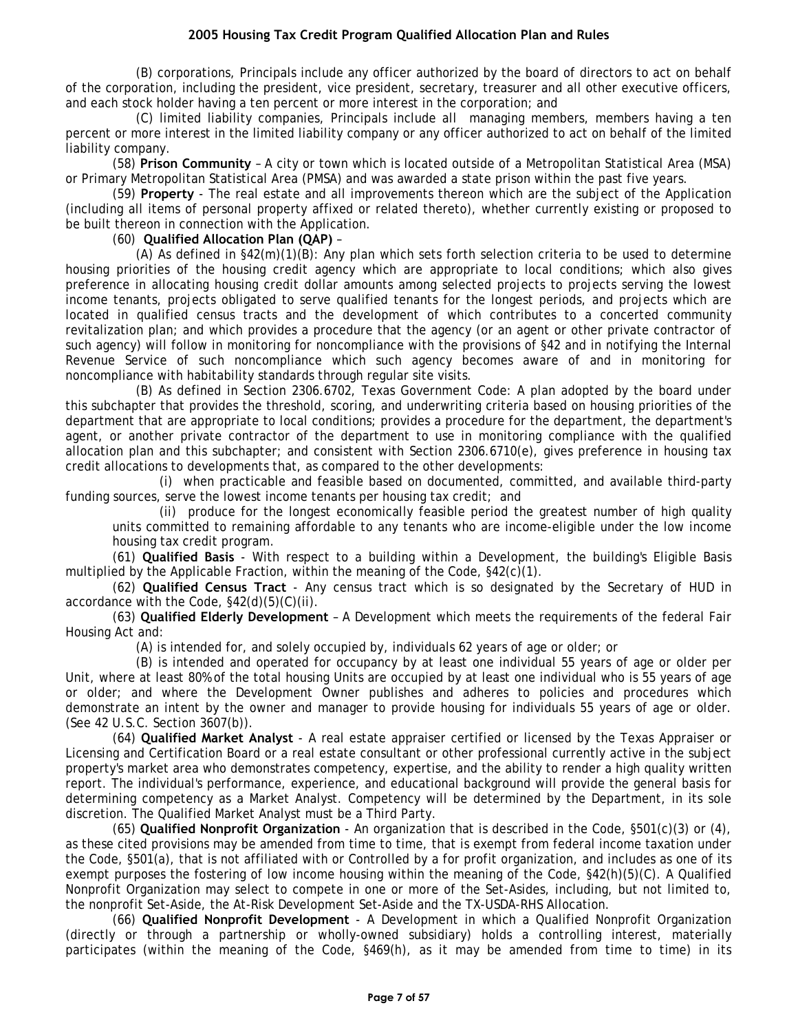(B) corporations, Principals include any officer authorized by the board of directors to act on behalf of the corporation, including the president, vice president, secretary, treasurer and all other executive officers, and each stock holder having a ten percent or more interest in the corporation; and

(C) limited liability companies, Principals include all managing members, members having a ten percent or more interest in the limited liability company or any officer authorized to act on behalf of the limited liability company.

(58) **Prison Community** – A city or town which is located outside of a Metropolitan Statistical Area (MSA) or Primary Metropolitan Statistical Area (PMSA) and was awarded a state prison within the past five years.

(59) **Property** - The real estate and all improvements thereon which are the subject of the Application (including all items of personal property affixed or related thereto), whether currently existing or proposed to be built thereon in connection with the Application.

(60) **Qualified Allocation Plan (QAP)** –

(A) As defined in §42(m)(1)(B): Any plan which sets forth selection criteria to be used to determine housing priorities of the housing credit agency which are appropriate to local conditions; which also gives preference in allocating housing credit dollar amounts among selected projects to projects serving the lowest income tenants, projects obligated to serve qualified tenants for the longest periods, and projects which are located in qualified census tracts and the development of which contributes to a concerted community revitalization plan; and which provides a procedure that the agency (or an agent or other private contractor of such agency) will follow in monitoring for noncompliance with the provisions of §42 and in notifying the Internal Revenue Service of such noncompliance which such agency becomes aware of and in monitoring for noncompliance with habitability standards through regular site visits.

(B) As defined in Section 2306.6702, Texas Government Code: A plan adopted by the board under this subchapter that provides the threshold, scoring, and underwriting criteria based on housing priorities of the department that are appropriate to local conditions; provides a procedure for the department, the department's agent, or another private contractor of the department to use in monitoring compliance with the qualified allocation plan and this subchapter; and consistent with Section 2306.6710(e), gives preference in housing tax credit allocations to developments that, as compared to the other developments:

(i) when practicable and feasible based on documented, committed, and available third-party funding sources, serve the lowest income tenants per housing tax credit; and

(ii) produce for the longest economically feasible period the greatest number of high quality units committed to remaining affordable to any tenants who are income-eligible under the low income housing tax credit program.

(61) **Qualified Basis** - With respect to a building within a Development, the building's Eligible Basis multiplied by the Applicable Fraction, within the meaning of the Code, §42(c)(1).

(62) **Qualified Census Tract** - Any census tract which is so designated by the Secretary of HUD in accordance with the Code, §42(d)(5)(C)(ii).

(63) **Qualified Elderly Development** – A Development which meets the requirements of the federal Fair Housing Act and:

(A) is intended for, and solely occupied by, individuals 62 years of age or older; or

(B) is intended and operated for occupancy by at least one individual 55 years of age or older per Unit, where at least 80% of the total housing Units are occupied by at least one individual who is 55 years of age or older; and where the Development Owner publishes and adheres to policies and procedures which demonstrate an intent by the owner and manager to provide housing for individuals 55 years of age or older. (See 42 U.S.C. Section 3607(b)).

(64) **Qualified Market Analyst** - A real estate appraiser certified or licensed by the Texas Appraiser or Licensing and Certification Board or a real estate consultant or other professional currently active in the subject property's market area who demonstrates competency, expertise, and the ability to render a high quality written report. The individual's performance, experience, and educational background will provide the general basis for determining competency as a Market Analyst. Competency will be determined by the Department, in its sole discretion. The Qualified Market Analyst must be a Third Party.

(65) **Qualified Nonprofit Organization** - An organization that is described in the Code, §501(c)(3) or (4), as these cited provisions may be amended from time to time, that is exempt from federal income taxation under the Code, §501(a), that is not affiliated with or Controlled by a for profit organization, and includes as one of its exempt purposes the fostering of low income housing within the meaning of the Code, §42(h)(5)(C). A Qualified Nonprofit Organization may select to compete in one or more of the Set-Asides, including, but not limited to, the nonprofit Set-Aside, the At-Risk Development Set-Aside and the TX-USDA-RHS Allocation.

(66) **Qualified Nonprofit Development** - A Development in which a Qualified Nonprofit Organization (directly or through a partnership or wholly-owned subsidiary) holds a controlling interest, materially participates (within the meaning of the Code, §469(h), as it may be amended from time to time) in its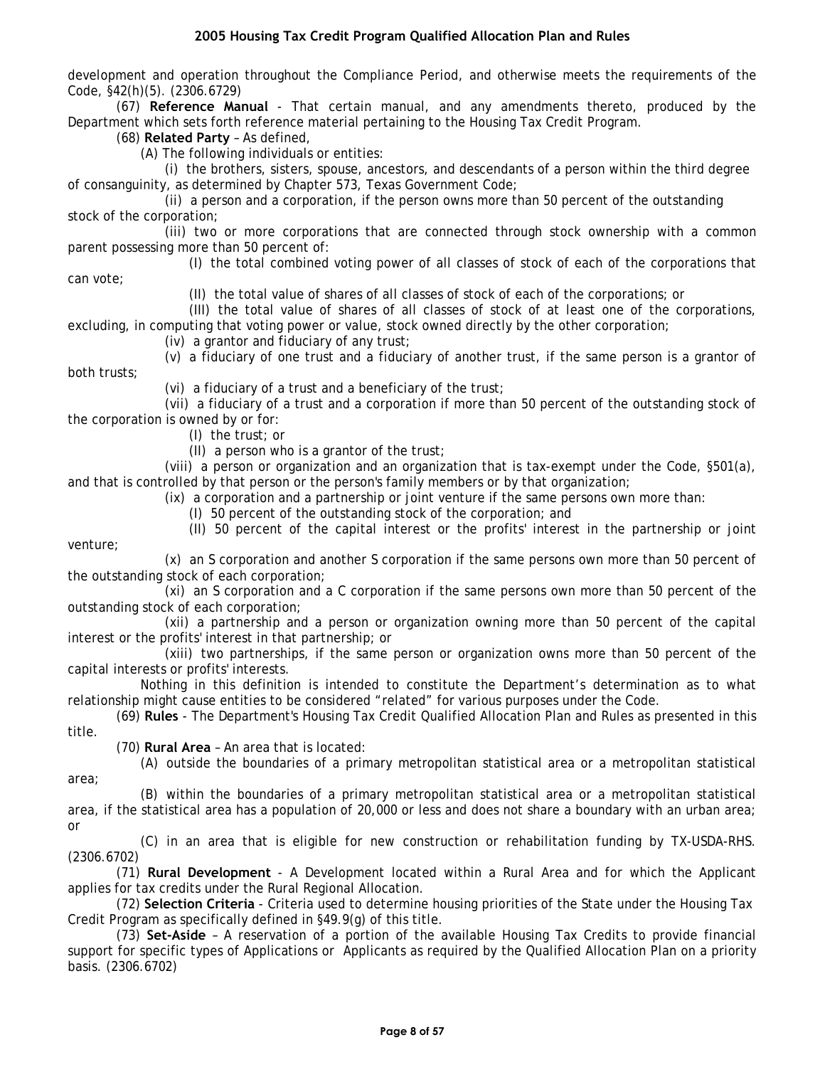development and operation throughout the Compliance Period, and otherwise meets the requirements of the Code, §42(h)(5). (2306.6729)

(67) **Reference Manual** - That certain manual, and any amendments thereto, produced by the Department which sets forth reference material pertaining to the Housing Tax Credit Program.

(68) **Related Party** – As defined,

(A) The following individuals or entities:

(i) the brothers, sisters, spouse, ancestors, and descendants of a person within the third degree of consanguinity, as determined by Chapter 573, Texas Government Code;

(ii) a person and a corporation, if the person owns more than 50 percent of the outstanding stock of the corporation;

(iii) two or more corporations that are connected through stock ownership with a common parent possessing more than 50 percent of:

(I) the total combined voting power of all classes of stock of each of the corporations that can vote;

(II) the total value of shares of all classes of stock of each of the corporations; or

(III) the total value of shares of all classes of stock of at least one of the corporations, excluding, in computing that voting power or value, stock owned directly by the other corporation;

(iv) a grantor and fiduciary of any trust;

(v) a fiduciary of one trust and a fiduciary of another trust, if the same person is a grantor of both trusts;

(vi) a fiduciary of a trust and a beneficiary of the trust;

(vii) a fiduciary of a trust and a corporation if more than 50 percent of the outstanding stock of the corporation is owned by or for:

(I) the trust; or

(II) a person who is a grantor of the trust;

(viii) a person or organization and an organization that is tax-exempt under the Code, §501(a), and that is controlled by that person or the person's family members or by that organization;

(ix) a corporation and a partnership or joint venture if the same persons own more than:

(I) 50 percent of the outstanding stock of the corporation; and

(II) 50 percent of the capital interest or the profits' interest in the partnership or joint venture;

(x) an S corporation and another S corporation if the same persons own more than 50 percent of the outstanding stock of each corporation;

(xi) an S corporation and a C corporation if the same persons own more than 50 percent of the outstanding stock of each corporation;

(xii) a partnership and a person or organization owning more than 50 percent of the capital interest or the profits' interest in that partnership; or

(xiii) two partnerships, if the same person or organization owns more than 50 percent of the capital interests or profits' interests.

Nothing in this definition is intended to constitute the Department's determination as to what relationship might cause entities to be considered "related" for various purposes under the Code.

(69) **Rules** - The Department's Housing Tax Credit Qualified Allocation Plan and Rules as presented in this title.

(70) **Rural Area** – An area that is located:

(A) outside the boundaries of a primary metropolitan statistical area or a metropolitan statistical area;

(B) within the boundaries of a primary metropolitan statistical area or a metropolitan statistical area, if the statistical area has a population of 20,000 or less and does not share a boundary with an urban area; or

(C) in an area that is eligible for new construction or rehabilitation funding by TX-USDA-RHS. (2306.6702)

(71) **Rural Development** - A Development located within a Rural Area and for which the Applicant applies for tax credits under the Rural Regional Allocation.

(72) **Selection Criteria** - Criteria used to determine housing priorities of the State under the Housing Tax Credit Program as specifically defined in §49.9(g) of this title.

(73) **Set-Aside** – A reservation of a portion of the available Housing Tax Credits to provide financial support for specific types of Applications or Applicants as required by the Qualified Allocation Plan on a priority basis. (2306.6702)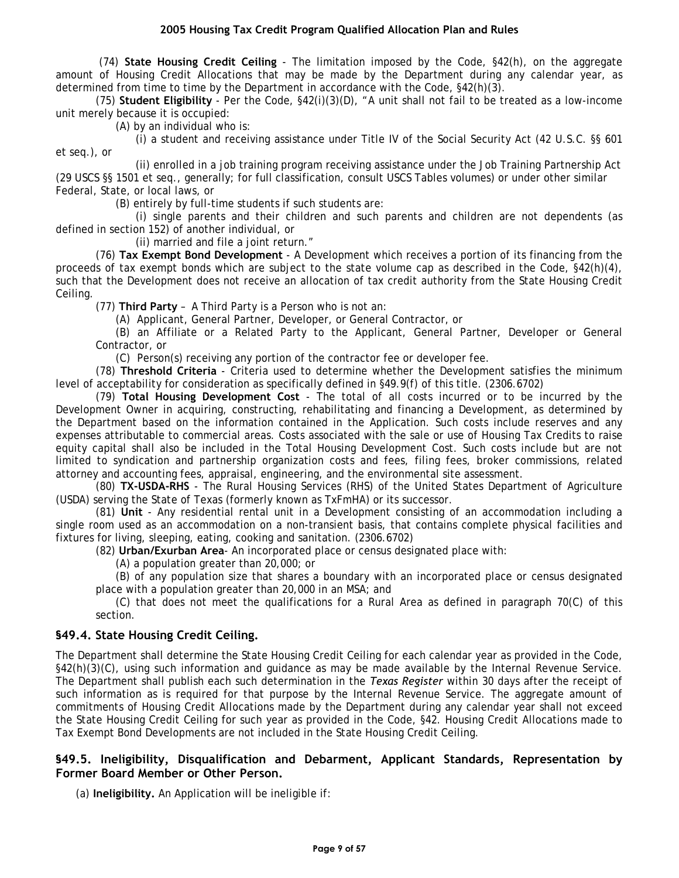(74) **State Housing Credit Ceiling** - The limitation imposed by the Code, §42(h), on the aggregate amount of Housing Credit Allocations that may be made by the Department during any calendar year, as determined from time to time by the Department in accordance with the Code, §42(h)(3).

(75) **Student Eligibility** - Per the Code, §42(i)(3)(D), "A unit shall not fail to be treated as a low-income unit merely because it is occupied:

(A) by an individual who is:

(i) a student and receiving assistance under Title IV of the Social Security Act (42 U.S.C. §§ 601 et seq.), or

(ii) enrolled in a job training program receiving assistance under the Job Training Partnership Act (29 USCS §§ 1501 et seq., generally; for full classification, consult USCS Tables volumes) or under other similar Federal, State, or local laws, or

(B) entirely by full-time students if such students are:

(i) single parents and their children and such parents and children are not dependents (as defined in section 152) of another individual, or

(ii) married and file a joint return."

(76) **Tax Exempt Bond Development** - A Development which receives a portion of its financing from the proceeds of tax exempt bonds which are subject to the state volume cap as described in the Code, §42(h)(4), such that the Development does not receive an allocation of tax credit authority from the State Housing Credit Ceiling.

(77) **Third Party** – A Third Party is a Person who is not an:

(A) Applicant, General Partner, Developer, or General Contractor, or

(B) an Affiliate or a Related Party to the Applicant, General Partner, Developer or General Contractor, or

(C) Person(s) receiving any portion of the contractor fee or developer fee.

(78) **Threshold Criteria** - Criteria used to determine whether the Development satisfies the minimum level of acceptability for consideration as specifically defined in §49.9(f) of this title. (2306.6702)

(79) **Total Housing Development Cost** - The total of all costs incurred or to be incurred by the Development Owner in acquiring, constructing, rehabilitating and financing a Development, as determined by the Department based on the information contained in the Application. Such costs include reserves and any expenses attributable to commercial areas. Costs associated with the sale or use of Housing Tax Credits to raise equity capital shall also be included in the Total Housing Development Cost. Such costs include but are not limited to syndication and partnership organization costs and fees, filing fees, broker commissions, related attorney and accounting fees, appraisal, engineering, and the environmental site assessment.

(80) **TX-USDA-RHS** - The Rural Housing Services (RHS) of the United States Department of Agriculture (USDA) serving the State of Texas (formerly known as TxFmHA) or its successor.

(81) **Unit** - Any residential rental unit in a Development consisting of an accommodation including a single room used as an accommodation on a non-transient basis, that contains complete physical facilities and fixtures for living, sleeping, eating, cooking and sanitation. (2306.6702)

(82) **Urban/Exurban Area**- An incorporated place or census designated place with:

(A) a population greater than 20,000; or

(B) of any population size that shares a boundary with an incorporated place or census designated place with a population greater than 20,000 in an MSA; and

(C) that does not meet the qualifications for a Rural Area as defined in paragraph 70(C) of this section.

## §49.4. State Housing Credit Ceiling.

The Department shall determine the State Housing Credit Ceiling for each calendar year as provided in the Code, §42(h)(3)(C), using such information and guidance as may be made available by the Internal Revenue Service. The Department shall publish each such determination in the *Texas Register* within 30 days after the receipt of such information as is required for that purpose by the Internal Revenue Service. The aggregate amount of commitments of Housing Credit Allocations made by the Department during any calendar year shall not exceed the State Housing Credit Ceiling for such year as provided in the Code, §42. Housing Credit Allocations made to Tax Exempt Bond Developments are not included in the State Housing Credit Ceiling.

## §49.5. Ineligibility, Disqualification and Debarment, Applicant Standards, Representation by Former Board Member or Other Person.

(a) **Ineligibility.** An Application will be ineligible if: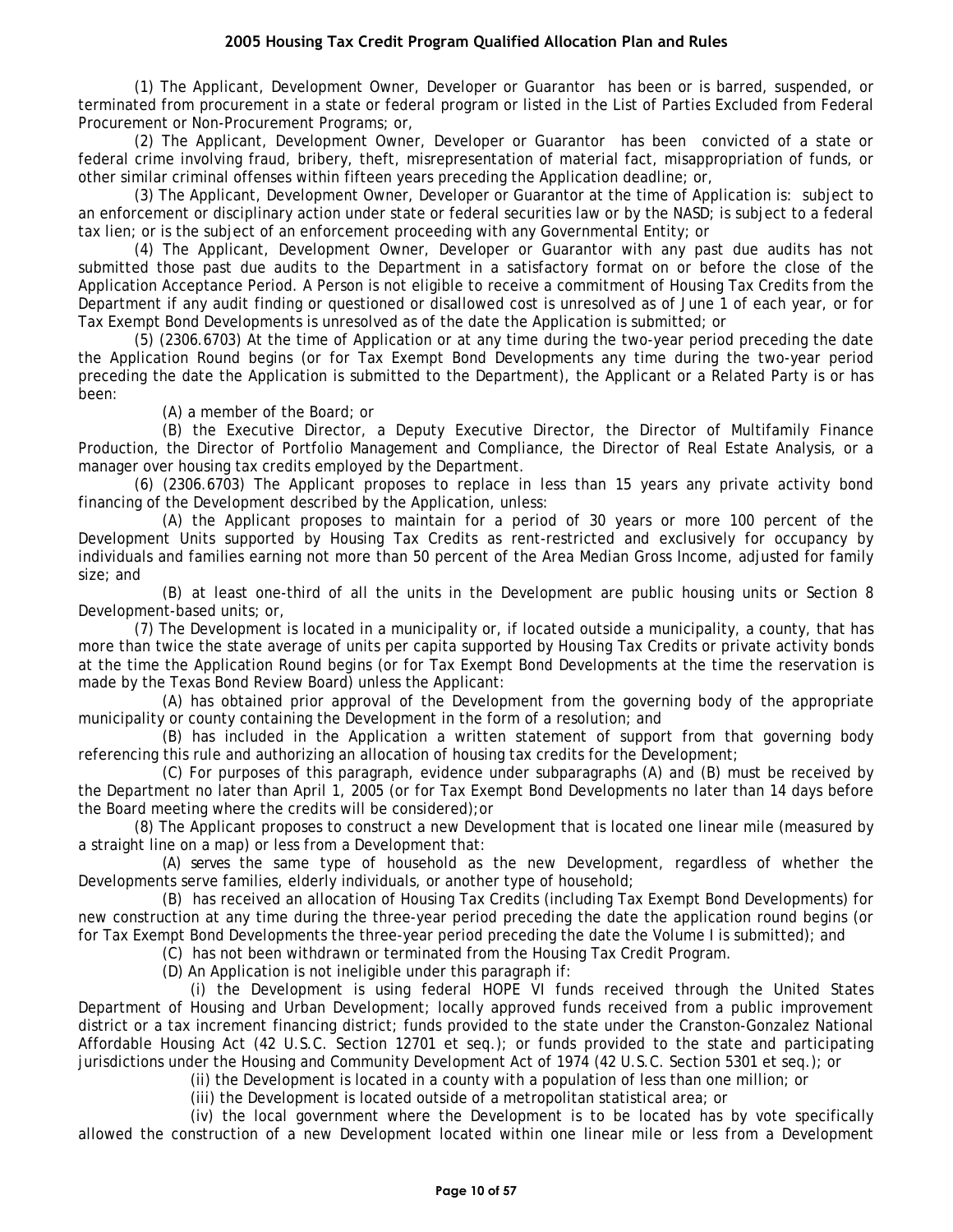(1) The Applicant, Development Owner, Developer or Guarantor has been or is barred, suspended, or terminated from procurement in a state or federal program or listed in the List of Parties Excluded from Federal Procurement or Non-Procurement Programs; or,

(2) The Applicant, Development Owner, Developer or Guarantor has been convicted of a state or federal crime involving fraud, bribery, theft, misrepresentation of material fact, misappropriation of funds, or other similar criminal offenses within fifteen years preceding the Application deadline; or,

(3) The Applicant, Development Owner, Developer or Guarantor at the time of Application is: subject to an enforcement or disciplinary action under state or federal securities law or by the NASD; is subject to a federal tax lien; or is the subject of an enforcement proceeding with any Governmental Entity; or

(4) The Applicant, Development Owner, Developer or Guarantor with any past due audits has not submitted those past due audits to the Department in a satisfactory format on or before the close of the Application Acceptance Period. A Person is not eligible to receive a commitment of Housing Tax Credits from the Department if any audit finding or questioned or disallowed cost is unresolved as of June 1 of each year, or for Tax Exempt Bond Developments is unresolved as of the date the Application is submitted; or

(5) (2306.6703) At the time of Application or at any time during the two-year period preceding the date the Application Round begins (or for Tax Exempt Bond Developments any time during the two-year period preceding the date the Application is submitted to the Department), the Applicant or a Related Party is or has been:

(A) a member of the Board; or

(B) the Executive Director, a Deputy Executive Director, the Director of Multifamily Finance Production, the Director of Portfolio Management and Compliance, the Director of Real Estate Analysis, or a manager over housing tax credits employed by the Department.

(6) (2306.6703) The Applicant proposes to replace in less than 15 years any private activity bond financing of the Development described by the Application, unless:

(A) the Applicant proposes to maintain for a period of 30 years or more 100 percent of the Development Units supported by Housing Tax Credits as rent-restricted and exclusively for occupancy by individuals and families earning not more than 50 percent of the Area Median Gross Income, adjusted for family size; and

(B) at least one-third of all the units in the Development are public housing units or Section 8 Development-based units; or,

(7) The Development is located in a municipality or, if located outside a municipality, a county, that has more than twice the state average of units per capita supported by Housing Tax Credits or private activity bonds at the time the Application Round begins (or for Tax Exempt Bond Developments at the time the reservation is made by the Texas Bond Review Board) unless the Applicant:

(A) has obtained prior approval of the Development from the governing body of the appropriate municipality or county containing the Development in the form of a resolution; and

(B) has included in the Application a written statement of support from that governing body referencing this rule and authorizing an allocation of housing tax credits for the Development;

(C) For purposes of this paragraph, evidence under subparagraphs (A) and (B) must be received by the Department no later than April 1, 2005 (or for Tax Exempt Bond Developments no later than 14 days before the Board meeting where the credits will be considered);or

(8) The Applicant proposes to construct a new Development that is located one linear mile (measured by a straight line on a map) or less from a Development that:

(A) serves the same type of household as the new Development, regardless of whether the Developments serve families, elderly individuals, or another type of household;

(B) has received an allocation of Housing Tax Credits (including Tax Exempt Bond Developments) for new construction at any time during the three-year period preceding the date the application round begins (or for Tax Exempt Bond Developments the three-year period preceding the date the Volume I is submitted); and

(C) has not been withdrawn or terminated from the Housing Tax Credit Program.

(D) An Application is not ineligible under this paragraph if:

(i) the Development is using federal HOPE VI funds received through the United States Department of Housing and Urban Development; locally approved funds received from a public improvement district or a tax increment financing district; funds provided to the state under the Cranston-Gonzalez National Affordable Housing Act (42 U.S.C. Section 12701 et seq.); or funds provided to the state and participating jurisdictions under the Housing and Community Development Act of 1974 (42 U.S.C. Section 5301 et seq.); or

(ii) the Development is located in a county with a population of less than one million; or

(iii) the Development is located outside of a metropolitan statistical area; or

(iv) the local government where the Development is to be located has by vote specifically allowed the construction of a new Development located within one linear mile or less from a Development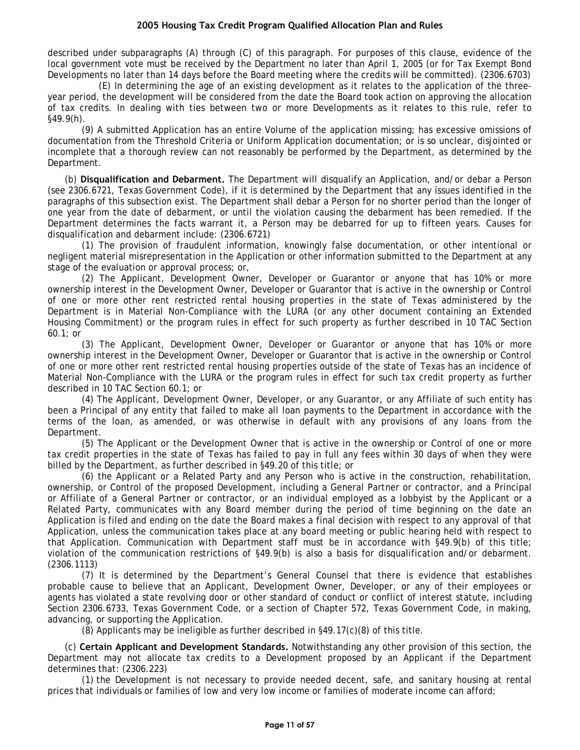described under subparagraphs (A) through (C) of this paragraph. For purposes of this clause, evidence of the local government vote must be received by the Department no later than April 1, 2005 (or for Tax Exempt Bond Developments no later than 14 days before the Board meeting where the credits will be committed). (2306.6703)

(E) In determining the age of an existing development as it relates to the application of the three-year period, the development will be considered from the date the Board took action on approving the allocation of tax credits. In dealing with ties between two or more Developments as it relates to this rule, refer to §49.9(h).

(9) A submitted Application has an entire Volume of the application missing; has excessive omissions of documentation from the Threshold Criteria or Uniform Application documentation; or is so unclear, disjointed or incomplete that a thorough review can not reasonably be performed by the Department, as determined by the Department.

(b) **Disqualification and Debarment.** The Department will disqualify an Application, and/or debar a Person (see 2306.6721, Texas Government Code), if it is determined by the Department that any issues identified in the paragraphs of this subsection exist. The Department shall debar a Person for no shorter period than the longer of one year from the date of debarment, or until the violation causing the debarment has been remedied. If the Department determines the facts warrant it, a Person may be debarred for up to fifteen years. Causes for disqualification and debarment include: (2306.6721)

(1) The provision of fraudulent information, knowingly false documentation, or other intentional or negligent material misrepresentation in the Application or other information submitted to the Department at any stage of the evaluation or approval process; or,

(2) The Applicant, Development Owner, Developer or Guarantor or anyone that has 10% or more ownership interest in the Development Owner, Developer or Guarantor that is active in the ownership or Control of one or more other rent restricted rental housing properties in the state of Texas administered by the Department is in Material Non-Compliance with the LURA (or any other document containing an Extended Housing Commitment) or the program rules in effect for such property as further described in 10 TAC Section 60.1; or

(3) The Applicant, Development Owner, Developer or Guarantor or anyone that has 10% or more ownership interest in the Development Owner, Developer or Guarantor that is active in the ownership or Control of one or more other rent restricted rental housing properties outside of the state of Texas has an incidence of Material Non-Compliance with the LURA or the program rules in effect for such tax credit property as further described in 10 TAC Section 60.1; or

(4) The Applicant, Development Owner, Developer, or any Guarantor, or any Affiliate of such entity has been a Principal of any entity that failed to make all loan payments to the Department in accordance with the terms of the loan, as amended, or was otherwise in default with any provisions of any loans from the Department.

(5) The Applicant or the Development Owner that is active in the ownership or Control of one or more tax credit properties in the state of Texas has failed to pay in full any fees within 30 days of when they were billed by the Department, as further described in §49.20 of this title; or

(6) the Applicant or a Related Party and any Person who is active in the construction, rehabilitation, ownership, or Control of the proposed Development, including a General Partner or contractor, and a Principal or Affiliate of a General Partner or contractor, or an individual employed as a lobbyist by the Applicant or a Related Party, communicates with any Board member during the period of time beginning on the date an Application is filed and ending on the date the Board makes a final decision with respect to any approval of that Application, unless the communication takes place at any board meeting or public hearing held with respect to that Application. Communication with Department staff must be in accordance with §49.9(b) of this title; violation of the communication restrictions of §49.9(b) is also a basis for disqualification and/or debarment. (2306.1113)

(7) It is determined by the Department's General Counsel that there is evidence that establishes probable cause to believe that an Applicant, Development Owner, Developer, or any of their employees or agents has violated a state revolving door or other standard of conduct or conflict of interest statute, including Section 2306.6733, Texas Government Code, or a section of Chapter 572, Texas Government Code, in making, advancing, or supporting the Application.

(8) Applicants may be ineligible as further described in §49.17(c)(8) of this title.

(c) **Certain Applicant and Development Standards.** Notwithstanding any other provision of this section, the Department may not allocate tax credits to a Development proposed by an Applicant if the Department determines that: (2306.223)

(1) the Development is not necessary to provide needed decent, safe, and sanitary housing at rental prices that individuals or families of low and very low income or families of moderate income can afford;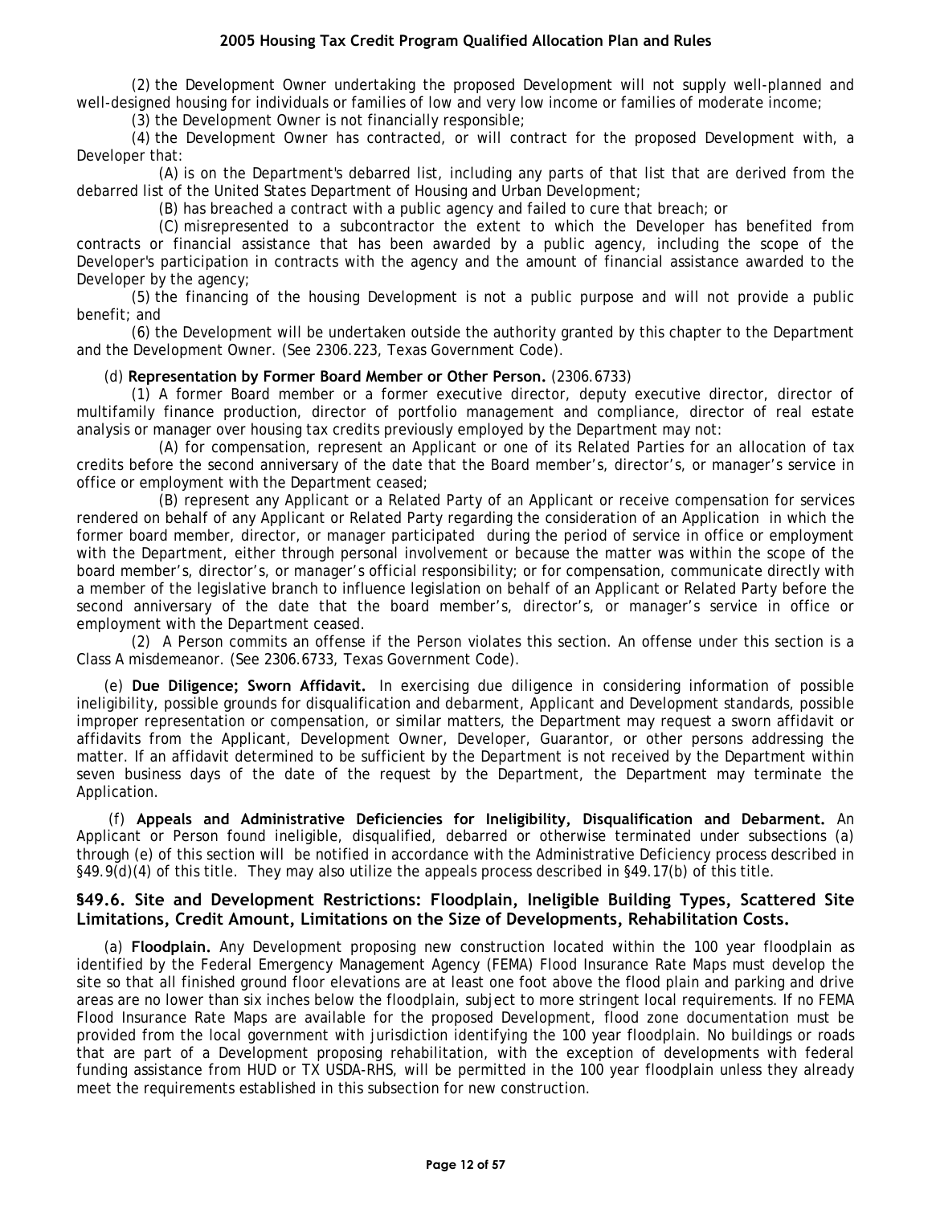(2) the Development Owner undertaking the proposed Development will not supply well-planned and well-designed housing for individuals or families of low and very low income or families of moderate income;

(3) the Development Owner is not financially responsible;

(4) the Development Owner has contracted, or will contract for the proposed Development with, a Developer that:

(A) is on the Department's debarred list, including any parts of that list that are derived from the debarred list of the United States Department of Housing and Urban Development;

(B) has breached a contract with a public agency and failed to cure that breach; or

(C) misrepresented to a subcontractor the extent to which the Developer has benefited from contracts or financial assistance that has been awarded by a public agency, including the scope of the Developer's participation in contracts with the agency and the amount of financial assistance awarded to the Developer by the agency;

(5) the financing of the housing Development is not a public purpose and will not provide a public benefit; and

(6) the Development will be undertaken outside the authority granted by this chapter to the Department and the Development Owner. (See 2306.223, Texas Government Code).

(d) **Representation by Former Board Member or Other Person.** (2306.6733)

(1) A former Board member or a former executive director, deputy executive director, director of multifamily finance production, director of portfolio management and compliance, director of real estate analysis or manager over housing tax credits previously employed by the Department may not:

(A) for compensation, represent an Applicant or one of its Related Parties for an allocation of tax credits before the second anniversary of the date that the Board member's, director's, or manager's service in office or employment with the Department ceased;

(B) represent any Applicant or a Related Party of an Applicant or receive compensation for services rendered on behalf of any Applicant or Related Party regarding the consideration of an Application in which the former board member, director, or manager participated during the period of service in office or employment with the Department, either through personal involvement or because the matter was within the scope of the board member's, director's, or manager's official responsibility; or for compensation, communicate directly with a member of the legislative branch to influence legislation on behalf of an Applicant or Related Party before the second anniversary of the date that the board member's, director's, or manager's service in office or employment with the Department ceased.

(2) A Person commits an offense if the Person violates this section. An offense under this section is a Class A misdemeanor. (See 2306.6733, Texas Government Code).

(e) **Due Diligence; Sworn Affidavit.** In exercising due diligence in considering information of possible ineligibility, possible grounds for disqualification and debarment, Applicant and Development standards, possible improper representation or compensation, or similar matters, the Department may request a sworn affidavit or affidavits from the Applicant, Development Owner, Developer, Guarantor, or other persons addressing the matter. If an affidavit determined to be sufficient by the Department is not received by the Department within seven business days of the date of the request by the Department, the Department may terminate the Application.

(f) **Appeals and Administrative Deficiencies for Ineligibility, Disqualification and Debarment.** An Applicant or Person found ineligible, disqualified, debarred or otherwise terminated under subsections (a) through (e) of this section will be notified in accordance with the Administrative Deficiency process described in §49.9(d)(4) of this title. They may also utilize the appeals process described in §49.17(b) of this title.

### §49.6. Site and Development Restrictions: Floodplain, Ineligible Building Types, Scattered Site Limitations, Credit Amount, Limitations on the Size of Developments, Rehabilitation Costs.

(a) **Floodplain.** Any Development proposing new construction located within the 100 year floodplain as identified by the Federal Emergency Management Agency (FEMA) Flood Insurance Rate Maps must develop the site so that all finished ground floor elevations are at least one foot above the flood plain and parking and drive areas are no lower than six inches below the floodplain, subject to more stringent local requirements. If no FEMA Flood Insurance Rate Maps are available for the proposed Development, flood zone documentation must be provided from the local government with jurisdiction identifying the 100 year floodplain. No buildings or roads that are part of a Development proposing rehabilitation, with the exception of developments with federal funding assistance from HUD or TX USDA-RHS, will be permitted in the 100 year floodplain unless they already meet the requirements established in this subsection for new construction.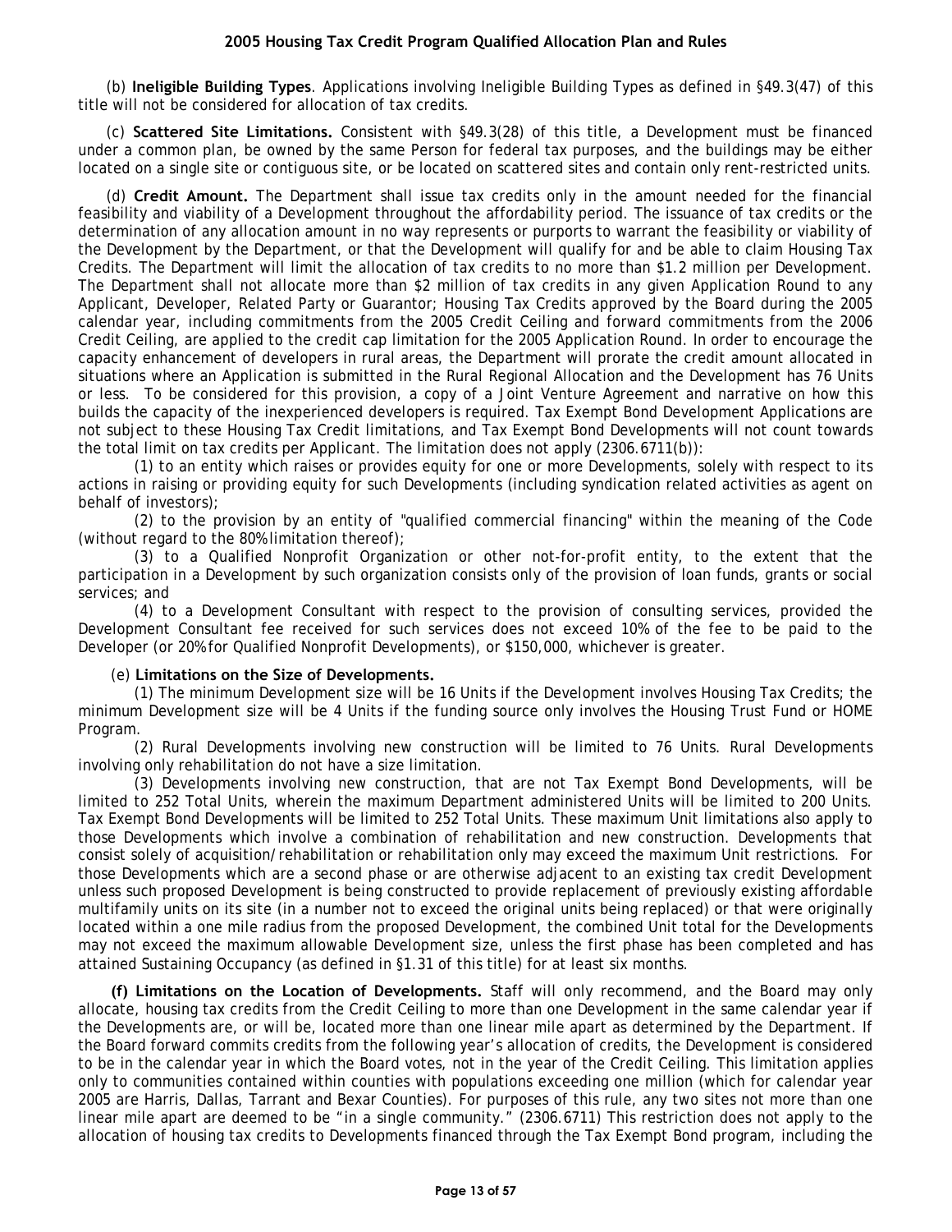(b) **Ineligible Building Types**. Applications involving Ineligible Building Types as defined in §49.3(47) of this title will not be considered for allocation of tax credits.

(c) **Scattered Site Limitations.** Consistent with §49.3(28) of this title, a Development must be financed under a common plan, be owned by the same Person for federal tax purposes, and the buildings may be either located on a single site or contiguous site, or be located on scattered sites and contain only rent-restricted units.

(d) **Credit Amount.** The Department shall issue tax credits only in the amount needed for the financial feasibility and viability of a Development throughout the affordability period. The issuance of tax credits or the determination of any allocation amount in no way represents or purports to warrant the feasibility or viability of the Development by the Department, or that the Development will qualify for and be able to claim Housing Tax Credits. The Department will limit the allocation of tax credits to no more than $1.2 million per Development. The Department shall not allocate more than $2 million of tax credits in any given Application Round to any Applicant, Developer, Related Party or Guarantor; Housing Tax Credits approved by the Board during the 2005 calendar year, including commitments from the 2005 Credit Ceiling and forward commitments from the 2006 Credit Ceiling, are applied to the credit cap limitation for the 2005 Application Round. In order to encourage the capacity enhancement of developers in rural areas, the Department will prorate the credit amount allocated in situations where an Application is submitted in the Rural Regional Allocation and the Development has 76 Units or less. To be considered for this provision, a copy of a Joint Venture Agreement and narrative on how this builds the capacity of the inexperienced developers is required. Tax Exempt Bond Development Applications are not subject to these Housing Tax Credit limitations, and Tax Exempt Bond Developments will not count towards the total limit on tax credits per Applicant. The limitation does not apply (2306.6711(b)):

(1) to an entity which raises or provides equity for one or more Developments, solely with respect to its actions in raising or providing equity for such Developments (including syndication related activities as agent on behalf of investors);

(2) to the provision by an entity of "qualified commercial financing" within the meaning of the Code (without regard to the 80% limitation thereof);

(3) to a Qualified Nonprofit Organization or other not-for-profit entity, to the extent that the participation in a Development by such organization consists only of the provision of loan funds, grants or social services; and

(4) to a Development Consultant with respect to the provision of consulting services, provided the Development Consultant fee received for such services does not exceed 10% of the fee to be paid to the Developer (or 20% for Qualified Nonprofit Developments), or $150,000, whichever is greater.

(e) **Limitations on the Size of Developments.**

(1) The minimum Development size will be 16 Units if the Development involves Housing Tax Credits; the minimum Development size will be 4 Units if the funding source only involves the Housing Trust Fund or HOME Program.

(2) Rural Developments involving new construction will be limited to 76 Units. Rural Developments involving only rehabilitation do not have a size limitation.

(3) Developments involving new construction, that are not Tax Exempt Bond Developments, will be limited to 252 Total Units, wherein the maximum Department administered Units will be limited to 200 Units. Tax Exempt Bond Developments will be limited to 252 Total Units. These maximum Unit limitations also apply to those Developments which involve a combination of rehabilitation and new construction. Developments that consist solely of acquisition/rehabilitation or rehabilitation only may exceed the maximum Unit restrictions. For those Developments which are a second phase or are otherwise adjacent to an existing tax credit Development unless such proposed Development is being constructed to provide replacement of previously existing affordable multifamily units on its site (in a number not to exceed the original units being replaced) or that were originally located within a one mile radius from the proposed Development, the combined Unit total for the Developments may not exceed the maximum allowable Development size, unless the first phase has been completed and has attained Sustaining Occupancy (as defined in §1.31 of this title) for at least six months.

**(f) Limitations on the Location of Developments.** Staff will only recommend, and the Board may only allocate, housing tax credits from the Credit Ceiling to more than one Development in the same calendar year if the Developments are, or will be, located more than one linear mile apart as determined by the Department. If the Board forward commits credits from the following year's allocation of credits, the Development is considered to be in the calendar year in which the Board votes, not in the year of the Credit Ceiling. This limitation applies only to communities contained within counties with populations exceeding one million (which for calendar year 2005 are Harris, Dallas, Tarrant and Bexar Counties). For purposes of this rule, any two sites not more than one linear mile apart are deemed to be "in a single community." (2306.6711) This restriction does not apply to the allocation of housing tax credits to Developments financed through the Tax Exempt Bond program, including the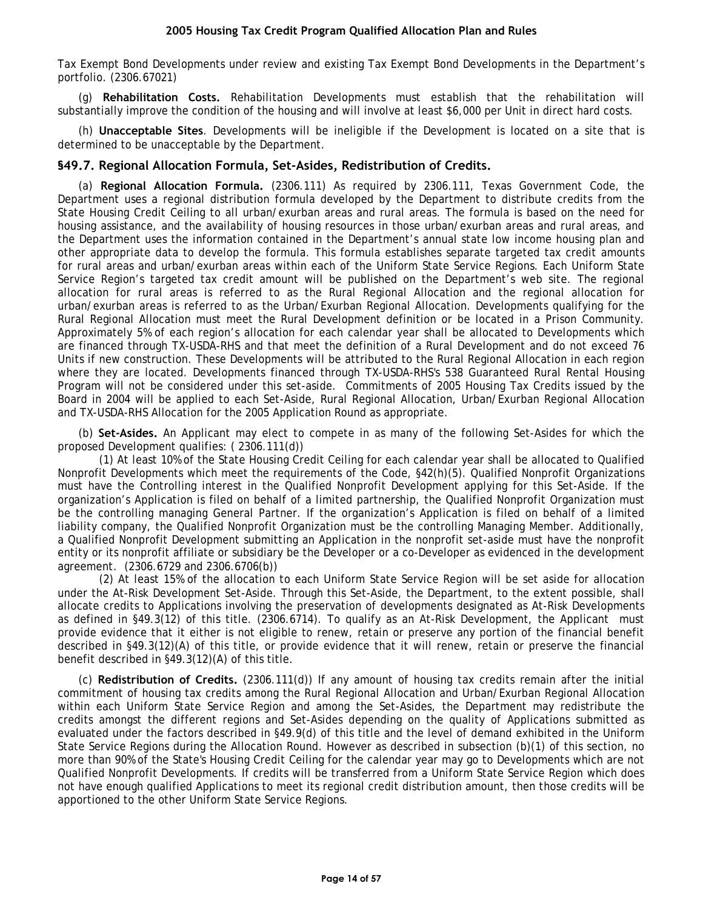Tax Exempt Bond Developments under review and existing Tax Exempt Bond Developments in the Department's portfolio. (2306.67021)

(g) **Rehabilitation Costs.** Rehabilitation Developments must establish that the rehabilitation will substantially improve the condition of the housing and will involve at least $6,000 per Unit in direct hard costs.

(h) **Unacceptable Sites**. Developments will be ineligible if the Development is located on a site that is determined to be unacceptable by the Department.

## §49.7. Regional Allocation Formula, Set-Asides, Redistribution of Credits.

(a) **Regional Allocation Formula.** (2306.111) As required by 2306.111, Texas Government Code, the Department uses a regional distribution formula developed by the Department to distribute credits from the State Housing Credit Ceiling to all urban/exurban areas and rural areas. The formula is based on the need for housing assistance, and the availability of housing resources in those urban/exurban areas and rural areas, and the Department uses the information contained in the Department's annual state low income housing plan and other appropriate data to develop the formula. This formula establishes separate targeted tax credit amounts for rural areas and urban/exurban areas within each of the Uniform State Service Regions. Each Uniform State Service Region's targeted tax credit amount will be published on the Department's web site. The regional allocation for rural areas is referred to as the Rural Regional Allocation and the regional allocation for urban/exurban areas is referred to as the Urban/Exurban Regional Allocation. Developments qualifying for the Rural Regional Allocation must meet the Rural Development definition or be located in a Prison Community. Approximately 5% of each region's allocation for each calendar year shall be allocated to Developments which are financed through TX-USDA-RHS and that meet the definition of a Rural Development and do not exceed 76 Units if new construction. These Developments will be attributed to the Rural Regional Allocation in each region where they are located. Developments financed through TX-USDA-RHS's 538 Guaranteed Rural Rental Housing Program will not be considered under this set-aside. Commitments of 2005 Housing Tax Credits issued by the Board in 2004 will be applied to each Set-Aside, Rural Regional Allocation, Urban/Exurban Regional Allocation and TX-USDA-RHS Allocation for the 2005 Application Round as appropriate.

(b) **Set-Asides.** An Applicant may elect to compete in as many of the following Set-Asides for which the proposed Development qualifies: ( 2306.111(d))

(1) At least 10% of the State Housing Credit Ceiling for each calendar year shall be allocated to Qualified Nonprofit Developments which meet the requirements of the Code, §42(h)(5). Qualified Nonprofit Organizations must have the Controlling interest in the Qualified Nonprofit Development applying for this Set-Aside. If the organization's Application is filed on behalf of a limited partnership, the Qualified Nonprofit Organization must be the controlling managing General Partner. If the organization's Application is filed on behalf of a limited liability company, the Qualified Nonprofit Organization must be the controlling Managing Member. Additionally, a Qualified Nonprofit Development submitting an Application in the nonprofit set-aside must have the nonprofit entity or its nonprofit affiliate or subsidiary be the Developer or a co-Developer as evidenced in the development agreement. (2306.6729 and 2306.6706(b))

(2) At least 15% of the allocation to each Uniform State Service Region will be set aside for allocation under the At-Risk Development Set-Aside. Through this Set-Aside, the Department, to the extent possible, shall allocate credits to Applications involving the preservation of developments designated as At-Risk Developments as defined in §49.3(12) of this title. (2306.6714). To qualify as an At-Risk Development, the Applicant must provide evidence that it either is not eligible to renew, retain or preserve any portion of the financial benefit described in §49.3(12)(A) of this title, or provide evidence that it will renew, retain or preserve the financial benefit described in §49.3(12)(A) of this title.

(c) **Redistribution of Credits.** (2306.111(d)) If any amount of housing tax credits remain after the initial commitment of housing tax credits among the Rural Regional Allocation and Urban/Exurban Regional Allocation within each Uniform State Service Region and among the Set-Asides, the Department may redistribute the credits amongst the different regions and Set-Asides depending on the quality of Applications submitted as evaluated under the factors described in §49.9(d) of this title and the level of demand exhibited in the Uniform State Service Regions during the Allocation Round. However as described in subsection (b)(1) of this section, no more than 90% of the State's Housing Credit Ceiling for the calendar year may go to Developments which are not Qualified Nonprofit Developments. If credits will be transferred from a Uniform State Service Region which does not have enough qualified Applications to meet its regional credit distribution amount, then those credits will be apportioned to the other Uniform State Service Regions.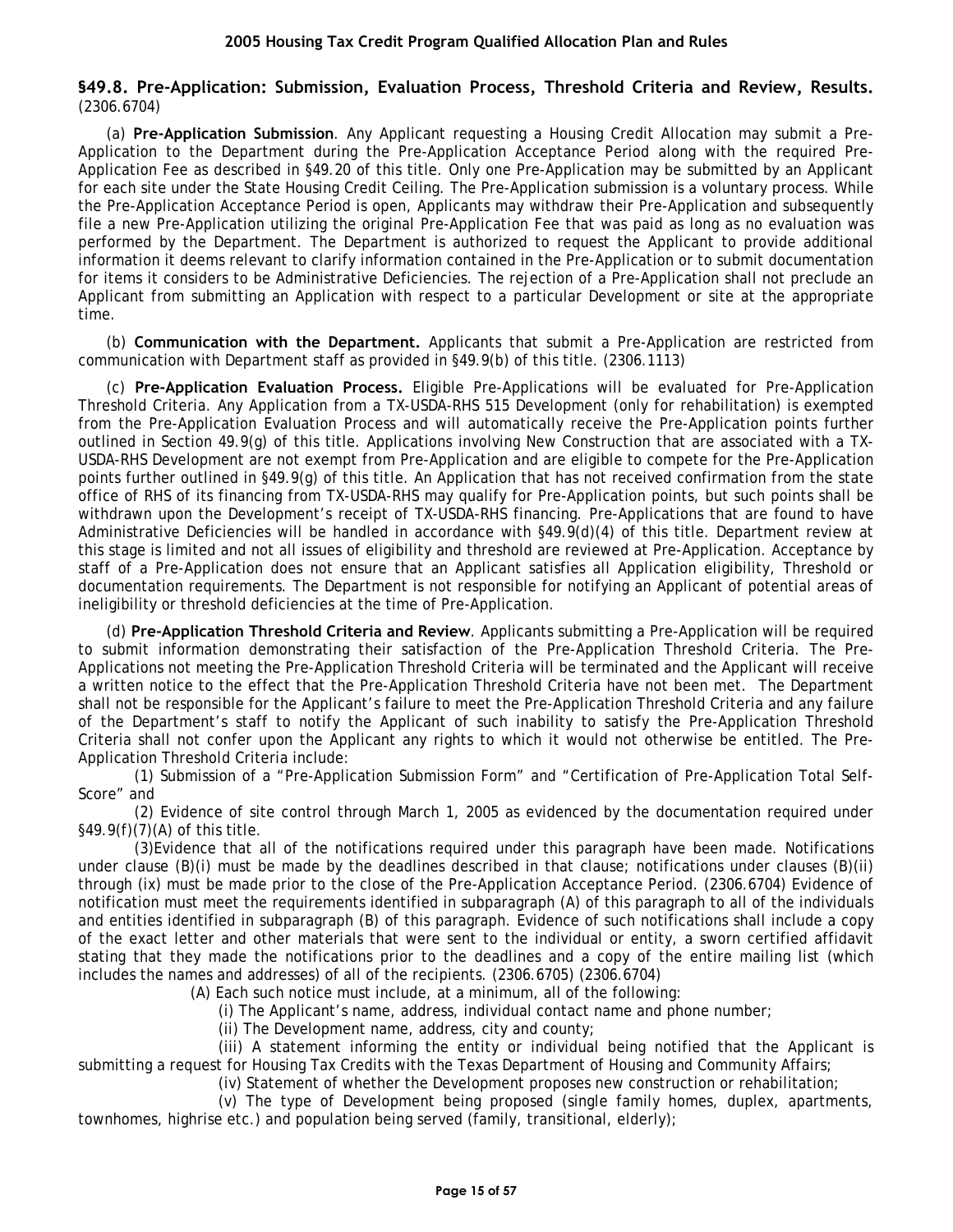## §49.8. Pre-Application: Submission, Evaluation Process, Threshold Criteria and Review, Results. (2306.6704)

(a) **Pre-Application Submission**. Any Applicant requesting a Housing Credit Allocation may submit a Pre-Application to the Department during the Pre-Application Acceptance Period along with the required Pre-Application Fee as described in §49.20 of this title. Only one Pre-Application may be submitted by an Applicant for each site under the State Housing Credit Ceiling. The Pre-Application submission is a voluntary process. While the Pre-Application Acceptance Period is open, Applicants may withdraw their Pre-Application and subsequently file a new Pre-Application utilizing the original Pre-Application Fee that was paid as long as no evaluation was performed by the Department. The Department is authorized to request the Applicant to provide additional information it deems relevant to clarify information contained in the Pre-Application or to submit documentation for items it considers to be Administrative Deficiencies. The rejection of a Pre-Application shall not preclude an Applicant from submitting an Application with respect to a particular Development or site at the appropriate time.

(b) **Communication with the Department.** Applicants that submit a Pre-Application are restricted from communication with Department staff as provided in §49.9(b) of this title. (2306.1113)

(c) **Pre-Application Evaluation Process.** Eligible Pre-Applications will be evaluated for Pre-Application Threshold Criteria. Any Application from a TX-USDA-RHS 515 Development (only for rehabilitation) is exempted from the Pre-Application Evaluation Process and will automatically receive the Pre-Application points further outlined in Section 49.9(g) of this title. Applications involving New Construction that are associated with a TX-USDA-RHS Development are not exempt from Pre-Application and are eligible to compete for the Pre-Application points further outlined in §49.9(g) of this title. An Application that has not received confirmation from the state office of RHS of its financing from TX-USDA-RHS may qualify for Pre-Application points, but such points shall be withdrawn upon the Development's receipt of TX-USDA-RHS financing. Pre-Applications that are found to have Administrative Deficiencies will be handled in accordance with §49.9(d)(4) of this title. Department review at this stage is limited and not all issues of eligibility and threshold are reviewed at Pre-Application. Acceptance by staff of a Pre-Application does not ensure that an Applicant satisfies all Application eligibility, Threshold or documentation requirements. The Department is not responsible for notifying an Applicant of potential areas of ineligibility or threshold deficiencies at the time of Pre-Application.

(d) **Pre-Application Threshold Criteria and Review**. Applicants submitting a Pre-Application will be required to submit information demonstrating their satisfaction of the Pre-Application Threshold Criteria. The Pre-Applications not meeting the Pre-Application Threshold Criteria will be terminated and the Applicant will receive a written notice to the effect that the Pre-Application Threshold Criteria have not been met. The Department shall not be responsible for the Applicant's failure to meet the Pre-Application Threshold Criteria and any failure of the Department's staff to notify the Applicant of such inability to satisfy the Pre-Application Threshold Criteria shall not confer upon the Applicant any rights to which it would not otherwise be entitled. The Pre-Application Threshold Criteria include:

(1) Submission of a "Pre-Application Submission Form" and "Certification of Pre-Application Total Self-Score" and

(2) Evidence of site control through March 1, 2005 as evidenced by the documentation required under §49.9(f)(7)(A) of this title.

(3)Evidence that all of the notifications required under this paragraph have been made. Notifications under clause (B)(i) must be made by the deadlines described in that clause; notifications under clauses (B)(ii) through (ix) must be made prior to the close of the Pre-Application Acceptance Period. (2306.6704) Evidence of notification must meet the requirements identified in subparagraph (A) of this paragraph to all of the individuals and entities identified in subparagraph (B) of this paragraph. Evidence of such notifications shall include a copy of the exact letter and other materials that were sent to the individual or entity, a sworn certified affidavit stating that they made the notifications prior to the deadlines and a copy of the entire mailing list (which includes the names and addresses) of all of the recipients. (2306.6705) (2306.6704)

(A) Each such notice must include, at a minimum, all of the following:

(i) The Applicant's name, address, individual contact name and phone number;

(ii) The Development name, address, city and county;

(iii) A statement informing the entity or individual being notified that the Applicant is submitting a request for Housing Tax Credits with the Texas Department of Housing and Community Affairs;

(iv) Statement of whether the Development proposes new construction or rehabilitation;

(v) The type of Development being proposed (single family homes, duplex, apartments, townhomes, highrise etc.) and population being served (family, transitional, elderly);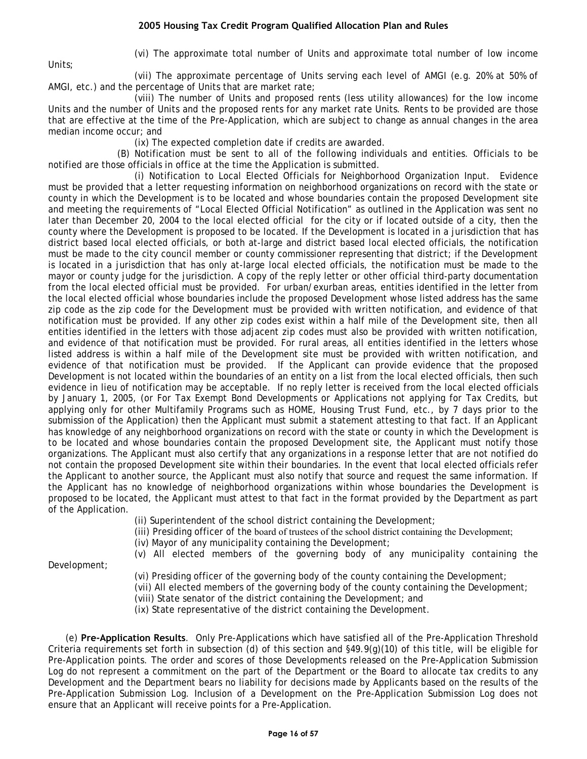(vi) The approximate total number of Units and approximate total number of low income Units;

(vii) The approximate percentage of Units serving each level of AMGI (e.g. 20% at 50% of AMGI, etc.) and the percentage of Units that are market rate;

(viii) The number of Units and proposed rents (less utility allowances) for the low income Units and the number of Units and the proposed rents for any market rate Units. Rents to be provided are those that are effective at the time of the Pre-Application, which are subject to change as annual changes in the area median income occur; and

(ix) The expected completion date if credits are awarded.

(B) Notification must be sent to all of the following individuals and entities. Officials to be notified are those officials in office at the time the Application is submitted.

(i) Notification to Local Elected Officials for Neighborhood Organization Input. Evidence must be provided that a letter requesting information on neighborhood organizations on record with the state or county in which the Development is to be located and whose boundaries contain the proposed Development site and meeting the requirements of "Local Elected Official Notification" as outlined in the Application was sent no later than December 20, 2004 to the local elected official for the city or if located outside of a city, then the county where the Development is proposed to be located. If the Development is located in a jurisdiction that has district based local elected officials, or both at-large and district based local elected officials, the notification must be made to the city council member or county commissioner representing that district; if the Development is located in a jurisdiction that has only at-large local elected officials, the notification must be made to the mayor or county judge for the jurisdiction. A copy of the reply letter or other official third-party documentation from the local elected official must be provided. For urban/exurban areas, entities identified in the letter from the local elected official whose boundaries include the proposed Development whose listed address has the same zip code as the zip code for the Development must be provided with written notification, and evidence of that notification must be provided. If any other zip codes exist within a half mile of the Development site, then all entities identified in the letters with those adjacent zip codes must also be provided with written notification, and evidence of that notification must be provided. For rural areas, all entities identified in the letters whose listed address is within a half mile of the Development site must be provided with written notification, and evidence of that notification must be provided. If the Applicant can provide evidence that the proposed Development is not located within the boundaries of an entity on a list from the local elected officials, then such evidence in lieu of notification may be acceptable. If no reply letter is received from the local elected officials by January 1, 2005, (or For Tax Exempt Bond Developments or Applications not applying for Tax Credits, but applying only for other Multifamily Programs such as HOME, Housing Trust Fund, etc., by 7 days prior to the submission of the Application) then the Applicant must submit a statement attesting to that fact. If an Applicant has knowledge of any neighborhood organizations on record with the state or county in which the Development is to be located and whose boundaries contain the proposed Development site, the Applicant must notify those organizations. The Applicant must also certify that any organizations in a response letter that are not notified do not contain the proposed Development site within their boundaries. In the event that local elected officials refer the Applicant to another source, the Applicant must also notify that source and request the same information. If the Applicant has no knowledge of neighborhood organizations within whose boundaries the Development is proposed to be located, the Applicant must attest to that fact in the format provided by the Department as part of the Application.

(ii) Superintendent of the school district containing the Development;

(iii) Presiding officer of the board of trustees of the school district containing the Development;

(iv) Mayor of any municipality containing the Development;

(v) All elected members of the governing body of any municipality containing the Development;

(vi) Presiding officer of the governing body of the county containing the Development;

(vii) All elected members of the governing body of the county containing the Development;

(viii) State senator of the district containing the Development; and

(ix) State representative of the district containing the Development.

(e) **Pre-Application Results**. Only Pre-Applications which have satisfied all of the Pre-Application Threshold Criteria requirements set forth in subsection (d) of this section and §49.9(g)(10) of this title, will be eligible for Pre-Application points. The order and scores of those Developments released on the Pre-Application Submission Log do not represent a commitment on the part of the Department or the Board to allocate tax credits to any Development and the Department bears no liability for decisions made by Applicants based on the results of the Pre-Application Submission Log. Inclusion of a Development on the Pre-Application Submission Log does not ensure that an Applicant will receive points for a Pre-Application.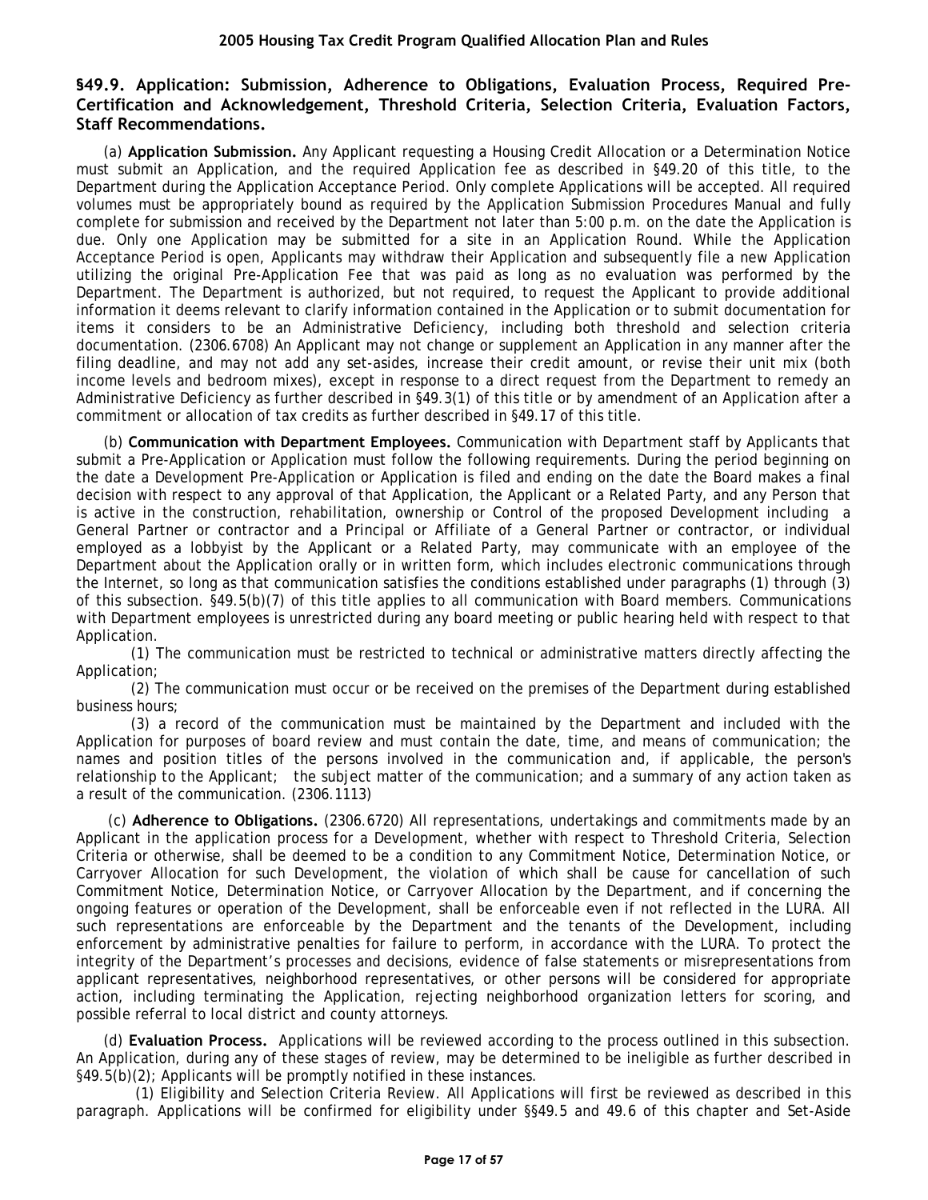## §49.9. Application: Submission, Adherence to Obligations, Evaluation Process, Required Pre-Certification and Acknowledgement, Threshold Criteria, Selection Criteria, Evaluation Factors, Staff Recommendations.

(a) **Application Submission.** Any Applicant requesting a Housing Credit Allocation or a Determination Notice must submit an Application, and the required Application fee as described in §49.20 of this title, to the Department during the Application Acceptance Period. Only complete Applications will be accepted. All required volumes must be appropriately bound as required by the Application Submission Procedures Manual and fully complete for submission and received by the Department not later than 5:00 p.m. on the date the Application is due. Only one Application may be submitted for a site in an Application Round. While the Application Acceptance Period is open, Applicants may withdraw their Application and subsequently file a new Application utilizing the original Pre-Application Fee that was paid as long as no evaluation was performed by the Department. The Department is authorized, but not required, to request the Applicant to provide additional information it deems relevant to clarify information contained in the Application or to submit documentation for items it considers to be an Administrative Deficiency, including both threshold and selection criteria documentation. (2306.6708) An Applicant may not change or supplement an Application in any manner after the filing deadline, and may not add any set-asides, increase their credit amount, or revise their unit mix (both income levels and bedroom mixes), except in response to a direct request from the Department to remedy an Administrative Deficiency as further described in §49.3(1) of this title or by amendment of an Application after a commitment or allocation of tax credits as further described in §49.17 of this title.

(b) **Communication with Department Employees.** Communication with Department staff by Applicants that submit a Pre-Application or Application must follow the following requirements. During the period beginning on the date a Development Pre-Application or Application is filed and ending on the date the Board makes a final decision with respect to any approval of that Application, the Applicant or a Related Party, and any Person that is active in the construction, rehabilitation, ownership or Control of the proposed Development including a General Partner or contractor and a Principal or Affiliate of a General Partner or contractor, or individual employed as a lobbyist by the Applicant or a Related Party, may communicate with an employee of the Department about the Application orally or in written form, which includes electronic communications through the Internet, so long as that communication satisfies the conditions established under paragraphs (1) through (3) of this subsection. §49.5(b)(7) of this title applies to all communication with Board members. Communications with Department employees is unrestricted during any board meeting or public hearing held with respect to that Application.

(1) The communication must be restricted to technical or administrative matters directly affecting the Application;

(2) The communication must occur or be received on the premises of the Department during established business hours;

(3) a record of the communication must be maintained by the Department and included with the Application for purposes of board review and must contain the date, time, and means of communication; the names and position titles of the persons involved in the communication and, if applicable, the person's relationship to the Applicant; the subject matter of the communication; and a summary of any action taken as a result of the communication. (2306.1113)

(c) **Adherence to Obligations.** (2306.6720) All representations, undertakings and commitments made by an Applicant in the application process for a Development, whether with respect to Threshold Criteria, Selection Criteria or otherwise, shall be deemed to be a condition to any Commitment Notice, Determination Notice, or Carryover Allocation for such Development, the violation of which shall be cause for cancellation of such Commitment Notice, Determination Notice, or Carryover Allocation by the Department, and if concerning the ongoing features or operation of the Development, shall be enforceable even if not reflected in the LURA. All such representations are enforceable by the Department and the tenants of the Development, including enforcement by administrative penalties for failure to perform, in accordance with the LURA. To protect the integrity of the Department's processes and decisions, evidence of false statements or misrepresentations from applicant representatives, neighborhood representatives, or other persons will be considered for appropriate action, including terminating the Application, rejecting neighborhood organization letters for scoring, and possible referral to local district and county attorneys.

(d) **Evaluation Process.** Applications will be reviewed according to the process outlined in this subsection. An Application, during any of these stages of review, may be determined to be ineligible as further described in §49.5(b)(2); Applicants will be promptly notified in these instances.

(1) Eligibility and Selection Criteria Review. All Applications will first be reviewed as described in this paragraph. Applications will be confirmed for eligibility under §§49.5 and 49.6 of this chapter and Set-Aside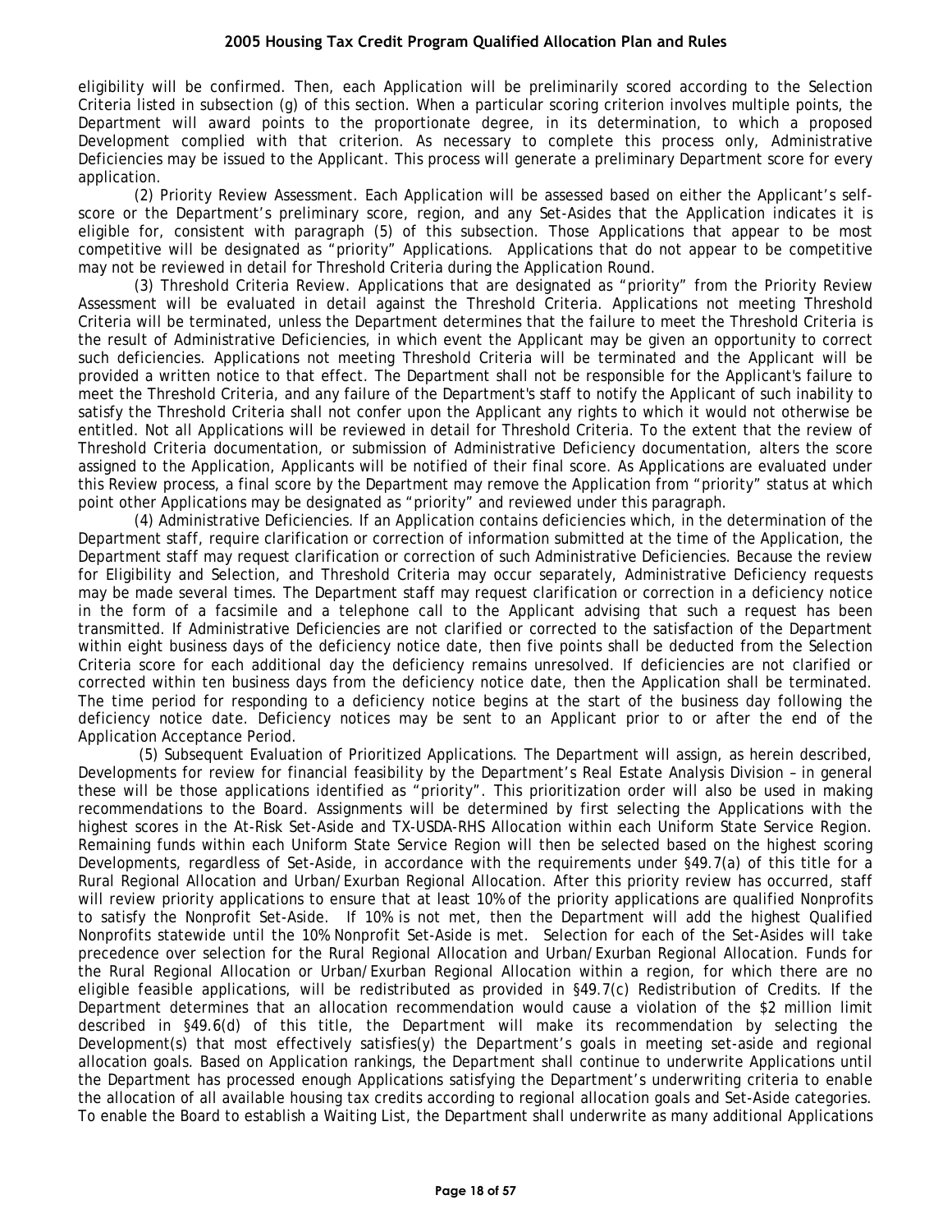eligibility will be confirmed. Then, each Application will be preliminarily scored according to the Selection Criteria listed in subsection (g) of this section. When a particular scoring criterion involves multiple points, the Department will award points to the proportionate degree, in its determination, to which a proposed Development complied with that criterion. As necessary to complete this process only, Administrative Deficiencies may be issued to the Applicant. This process will generate a preliminary Department score for every application.

(2) Priority Review Assessment. Each Application will be assessed based on either the Applicant's self-score or the Department's preliminary score, region, and any Set-Asides that the Application indicates it is eligible for, consistent with paragraph (5) of this subsection. Those Applications that appear to be most competitive will be designated as "priority" Applications. Applications that do not appear to be competitive may not be reviewed in detail for Threshold Criteria during the Application Round.

(3) Threshold Criteria Review. Applications that are designated as "priority" from the Priority Review Assessment will be evaluated in detail against the Threshold Criteria. Applications not meeting Threshold Criteria will be terminated, unless the Department determines that the failure to meet the Threshold Criteria is the result of Administrative Deficiencies, in which event the Applicant may be given an opportunity to correct such deficiencies. Applications not meeting Threshold Criteria will be terminated and the Applicant will be provided a written notice to that effect. The Department shall not be responsible for the Applicant's failure to meet the Threshold Criteria, and any failure of the Department's staff to notify the Applicant of such inability to satisfy the Threshold Criteria shall not confer upon the Applicant any rights to which it would not otherwise be entitled. Not all Applications will be reviewed in detail for Threshold Criteria. To the extent that the review of Threshold Criteria documentation, or submission of Administrative Deficiency documentation, alters the score assigned to the Application, Applicants will be notified of their final score. As Applications are evaluated under this Review process, a final score by the Department may remove the Application from "priority" status at which point other Applications may be designated as "priority" and reviewed under this paragraph.

(4) Administrative Deficiencies. If an Application contains deficiencies which, in the determination of the Department staff, require clarification or correction of information submitted at the time of the Application, the Department staff may request clarification or correction of such Administrative Deficiencies. Because the review for Eligibility and Selection, and Threshold Criteria may occur separately, Administrative Deficiency requests may be made several times. The Department staff may request clarification or correction in a deficiency notice in the form of a facsimile and a telephone call to the Applicant advising that such a request has been transmitted. If Administrative Deficiencies are not clarified or corrected to the satisfaction of the Department within eight business days of the deficiency notice date, then five points shall be deducted from the Selection Criteria score for each additional day the deficiency remains unresolved. If deficiencies are not clarified or corrected within ten business days from the deficiency notice date, then the Application shall be terminated. The time period for responding to a deficiency notice begins at the start of the business day following the deficiency notice date. Deficiency notices may be sent to an Applicant prior to or after the end of the Application Acceptance Period.

(5) Subsequent Evaluation of Prioritized Applications. The Department will assign, as herein described, Developments for review for financial feasibility by the Department's Real Estate Analysis Division – in general these will be those applications identified as "priority". This prioritization order will also be used in making recommendations to the Board. Assignments will be determined by first selecting the Applications with the highest scores in the At-Risk Set-Aside and TX-USDA-RHS Allocation within each Uniform State Service Region. Remaining funds within each Uniform State Service Region will then be selected based on the highest scoring Developments, regardless of Set-Aside, in accordance with the requirements under §49.7(a) of this title for a Rural Regional Allocation and Urban/Exurban Regional Allocation. After this priority review has occurred, staff will review priority applications to ensure that at least 10% of the priority applications are qualified Nonprofits to satisfy the Nonprofit Set-Aside. If 10% is not met, then the Department will add the highest Qualified Nonprofits statewide until the 10% Nonprofit Set-Aside is met. Selection for each of the Set-Asides will take precedence over selection for the Rural Regional Allocation and Urban/Exurban Regional Allocation. Funds for the Rural Regional Allocation or Urban/Exurban Regional Allocation within a region, for which there are no eligible feasible applications, will be redistributed as provided in §49.7(c) Redistribution of Credits. If the Department determines that an allocation recommendation would cause a violation of the $2 million limit described in §49.6(d) of this title, the Department will make its recommendation by selecting the Development(s) that most effectively satisfies(y) the Department's goals in meeting set-aside and regional allocation goals. Based on Application rankings, the Department shall continue to underwrite Applications until the Department has processed enough Applications satisfying the Department's underwriting criteria to enable the allocation of all available housing tax credits according to regional allocation goals and Set-Aside categories. To enable the Board to establish a Waiting List, the Department shall underwrite as many additional Applications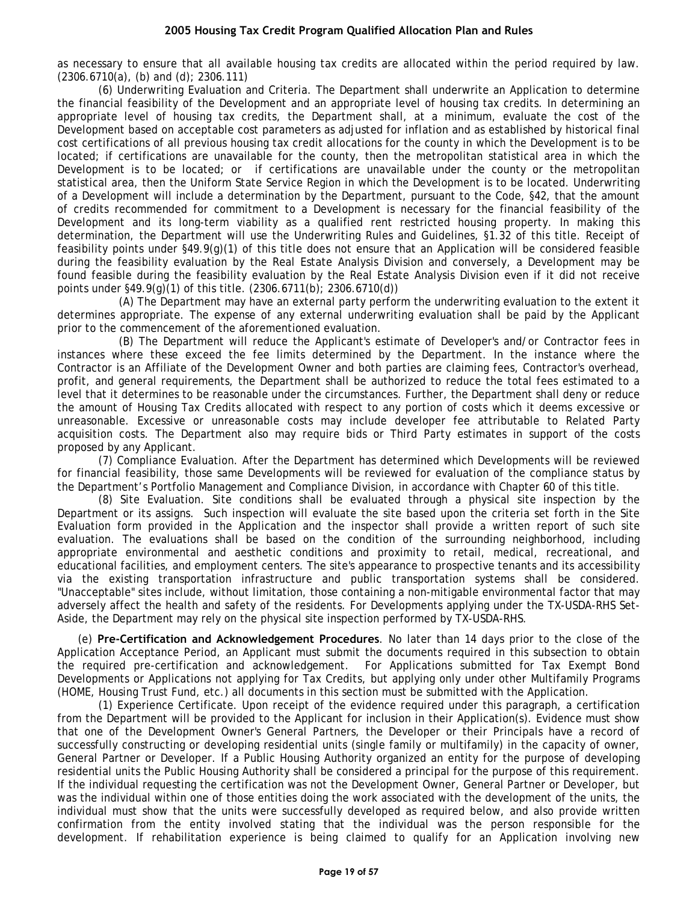as necessary to ensure that all available housing tax credits are allocated within the period required by law. (2306.6710(a), (b) and (d); 2306.111)

(6) Underwriting Evaluation and Criteria. The Department shall underwrite an Application to determine the financial feasibility of the Development and an appropriate level of housing tax credits. In determining an appropriate level of housing tax credits, the Department shall, at a minimum, evaluate the cost of the Development based on acceptable cost parameters as adjusted for inflation and as established by historical final cost certifications of all previous housing tax credit allocations for the county in which the Development is to be located; if certifications are unavailable for the county, then the metropolitan statistical area in which the Development is to be located; or if certifications are unavailable under the county or the metropolitan statistical area, then the Uniform State Service Region in which the Development is to be located. Underwriting of a Development will include a determination by the Department, pursuant to the Code, §42, that the amount of credits recommended for commitment to a Development is necessary for the financial feasibility of the Development and its long-term viability as a qualified rent restricted housing property. In making this determination, the Department will use the Underwriting Rules and Guidelines, §1.32 of this title. Receipt of feasibility points under §49.9(g)(1) of this title does not ensure that an Application will be considered feasible during the feasibility evaluation by the Real Estate Analysis Division and conversely, a Development may be found feasible during the feasibility evaluation by the Real Estate Analysis Division even if it did not receive points under §49.9(g)(1) of this title. (2306.6711(b); 2306.6710(d))

(A) The Department may have an external party perform the underwriting evaluation to the extent it determines appropriate. The expense of any external underwriting evaluation shall be paid by the Applicant prior to the commencement of the aforementioned evaluation.

(B) The Department will reduce the Applicant's estimate of Developer's and/or Contractor fees in instances where these exceed the fee limits determined by the Department. In the instance where the Contractor is an Affiliate of the Development Owner and both parties are claiming fees, Contractor's overhead, profit, and general requirements, the Department shall be authorized to reduce the total fees estimated to a level that it determines to be reasonable under the circumstances. Further, the Department shall deny or reduce the amount of Housing Tax Credits allocated with respect to any portion of costs which it deems excessive or unreasonable. Excessive or unreasonable costs may include developer fee attributable to Related Party acquisition costs. The Department also may require bids or Third Party estimates in support of the costs proposed by any Applicant.

(7) Compliance Evaluation. After the Department has determined which Developments will be reviewed for financial feasibility, those same Developments will be reviewed for evaluation of the compliance status by the Department's Portfolio Management and Compliance Division, in accordance with Chapter 60 of this title.

(8) Site Evaluation. Site conditions shall be evaluated through a physical site inspection by the Department or its assigns. Such inspection will evaluate the site based upon the criteria set forth in the Site Evaluation form provided in the Application and the inspector shall provide a written report of such site evaluation. The evaluations shall be based on the condition of the surrounding neighborhood, including appropriate environmental and aesthetic conditions and proximity to retail, medical, recreational, and educational facilities, and employment centers. The site's appearance to prospective tenants and its accessibility via the existing transportation infrastructure and public transportation systems shall be considered. "Unacceptable" sites include, without limitation, those containing a non-mitigable environmental factor that may adversely affect the health and safety of the residents. For Developments applying under the TX-USDA-RHS Set-Aside, the Department may rely on the physical site inspection performed by TX-USDA-RHS.

(e) **Pre-Certification and Acknowledgement Procedures**. No later than 14 days prior to the close of the Application Acceptance Period, an Applicant must submit the documents required in this subsection to obtain the required pre-certification and acknowledgement. For Applications submitted for Tax Exempt Bond Developments or Applications not applying for Tax Credits, but applying only under other Multifamily Programs (HOME, Housing Trust Fund, etc.) all documents in this section must be submitted with the Application.

(1) Experience Certificate. Upon receipt of the evidence required under this paragraph, a certification from the Department will be provided to the Applicant for inclusion in their Application(s). Evidence must show that one of the Development Owner's General Partners, the Developer or their Principals have a record of successfully constructing or developing residential units (single family or multifamily) in the capacity of owner, General Partner or Developer. If a Public Housing Authority organized an entity for the purpose of developing residential units the Public Housing Authority shall be considered a principal for the purpose of this requirement. If the individual requesting the certification was not the Development Owner, General Partner or Developer, but was the individual within one of those entities doing the work associated with the development of the units, the individual must show that the units were successfully developed as required below, and also provide written confirmation from the entity involved stating that the individual was the person responsible for the development. If rehabilitation experience is being claimed to qualify for an Application involving new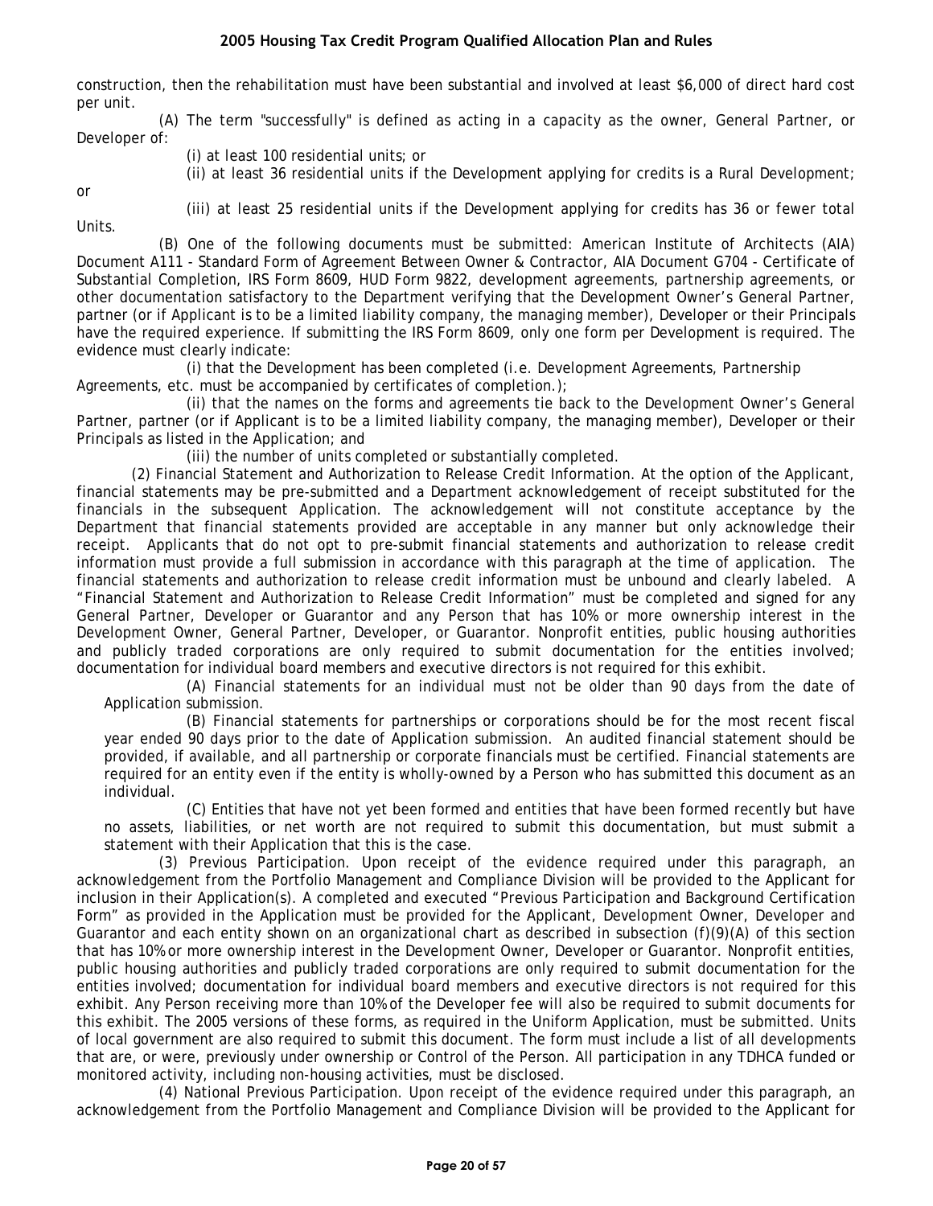construction, then the rehabilitation must have been substantial and involved at least $6,000 of direct hard cost per unit.

(A) The term "successfully" is defined as acting in a capacity as the owner, General Partner, or Developer of:

(i) at least 100 residential units; or

(ii) at least 36 residential units if the Development applying for credits is a Rural Development; or

(iii) at least 25 residential units if the Development applying for credits has 36 or fewer total Units.

(B) One of the following documents must be submitted: American Institute of Architects (AIA) Document A111 - Standard Form of Agreement Between Owner & Contractor, AIA Document G704 - Certificate of Substantial Completion, IRS Form 8609, HUD Form 9822, development agreements, partnership agreements, or other documentation satisfactory to the Department verifying that the Development Owner's General Partner, partner (or if Applicant is to be a limited liability company, the managing member), Developer or their Principals have the required experience. If submitting the IRS Form 8609, only one form per Development is required. The evidence must clearly indicate:

(i) that the Development has been completed (i.e. Development Agreements, Partnership Agreements, etc. must be accompanied by certificates of completion.);

(ii) that the names on the forms and agreements tie back to the Development Owner's General Partner, partner (or if Applicant is to be a limited liability company, the managing member), Developer or their Principals as listed in the Application; and

(iii) the number of units completed or substantially completed.

(2) Financial Statement and Authorization to Release Credit Information. At the option of the Applicant, financial statements may be pre-submitted and a Department acknowledgement of receipt substituted for the financials in the subsequent Application. The acknowledgement will not constitute acceptance by the Department that financial statements provided are acceptable in any manner but only acknowledge their receipt. Applicants that do not opt to pre-submit financial statements and authorization to release credit information must provide a full submission in accordance with this paragraph at the time of application. The financial statements and authorization to release credit information must be unbound and clearly labeled. A "Financial Statement and Authorization to Release Credit Information" must be completed and signed for any General Partner, Developer or Guarantor and any Person that has 10% or more ownership interest in the Development Owner, General Partner, Developer, or Guarantor. Nonprofit entities, public housing authorities and publicly traded corporations are only required to submit documentation for the entities involved; documentation for individual board members and executive directors is not required for this exhibit.

(A) Financial statements for an individual must not be older than 90 days from the date of Application submission.

(B) Financial statements for partnerships or corporations should be for the most recent fiscal year ended 90 days prior to the date of Application submission. An audited financial statement should be provided, if available, and all partnership or corporate financials must be certified. Financial statements are required for an entity even if the entity is wholly-owned by a Person who has submitted this document as an individual.

(C) Entities that have not yet been formed and entities that have been formed recently but have no assets, liabilities, or net worth are not required to submit this documentation, but must submit a statement with their Application that this is the case.

(3) Previous Participation. Upon receipt of the evidence required under this paragraph, an acknowledgement from the Portfolio Management and Compliance Division will be provided to the Applicant for inclusion in their Application(s). A completed and executed "Previous Participation and Background Certification Form" as provided in the Application must be provided for the Applicant, Development Owner, Developer and Guarantor and each entity shown on an organizational chart as described in subsection (f)(9)(A) of this section that has 10% or more ownership interest in the Development Owner, Developer or Guarantor. Nonprofit entities, public housing authorities and publicly traded corporations are only required to submit documentation for the entities involved; documentation for individual board members and executive directors is not required for this exhibit. Any Person receiving more than 10% of the Developer fee will also be required to submit documents for this exhibit. The 2005 versions of these forms, as required in the Uniform Application, must be submitted. Units of local government are also required to submit this document. The form must include a list of all developments that are, or were, previously under ownership or Control of the Person. All participation in any TDHCA funded or monitored activity, including non-housing activities, must be disclosed.

(4) National Previous Participation. Upon receipt of the evidence required under this paragraph, an acknowledgement from the Portfolio Management and Compliance Division will be provided to the Applicant for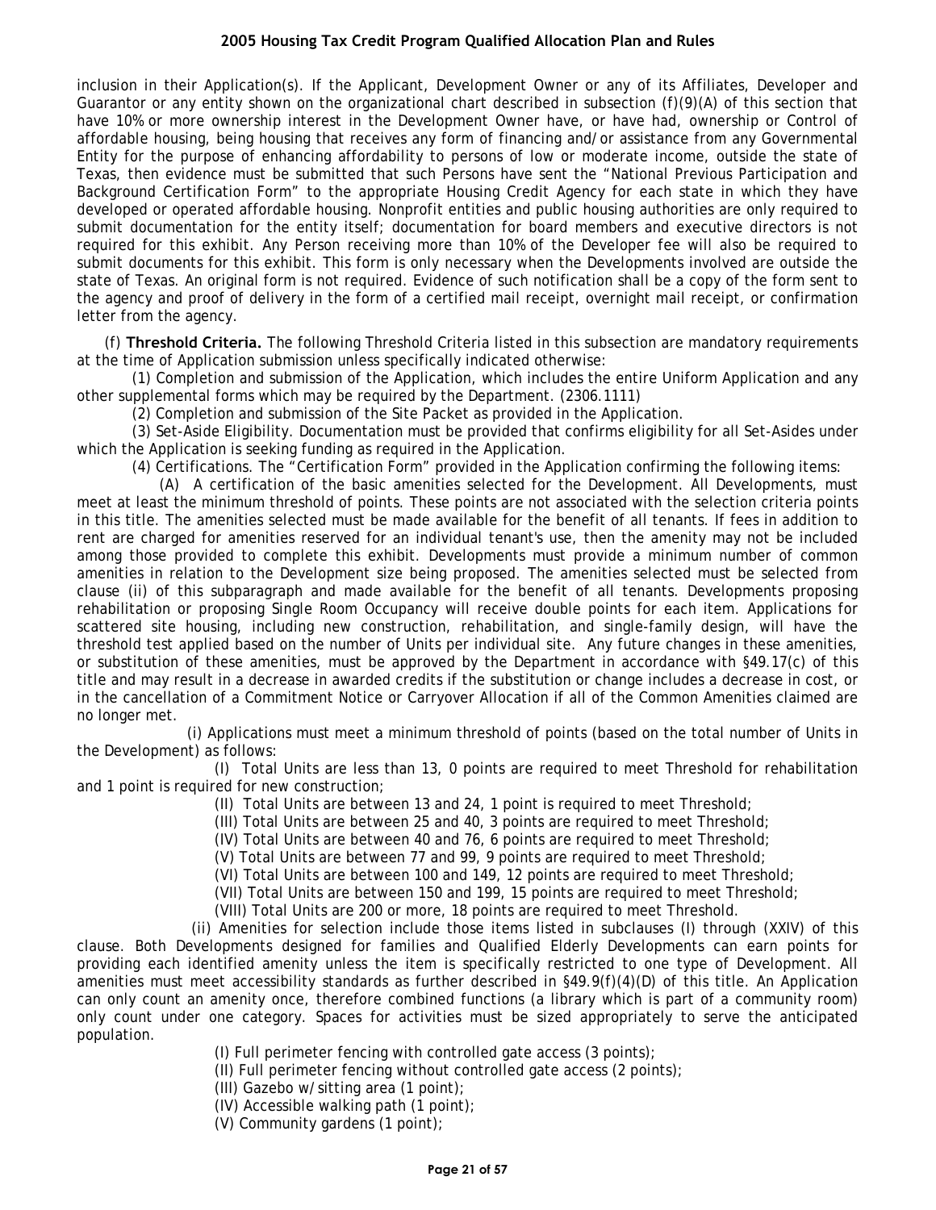inclusion in their Application(s). If the Applicant, Development Owner or any of its Affiliates, Developer and Guarantor or any entity shown on the organizational chart described in subsection (f)(9)(A) of this section that have 10% or more ownership interest in the Development Owner have, or have had, ownership or Control of affordable housing, being housing that receives any form of financing and/or assistance from any Governmental Entity for the purpose of enhancing affordability to persons of low or moderate income, outside the state of Texas, then evidence must be submitted that such Persons have sent the "National Previous Participation and Background Certification Form" to the appropriate Housing Credit Agency for each state in which they have developed or operated affordable housing. Nonprofit entities and public housing authorities are only required to submit documentation for the entity itself; documentation for board members and executive directors is not required for this exhibit. Any Person receiving more than 10% of the Developer fee will also be required to submit documents for this exhibit. This form is only necessary when the Developments involved are outside the state of Texas. An original form is not required. Evidence of such notification shall be a copy of the form sent to the agency and proof of delivery in the form of a certified mail receipt, overnight mail receipt, or confirmation letter from the agency.

(f) **Threshold Criteria.** The following Threshold Criteria listed in this subsection are mandatory requirements at the time of Application submission unless specifically indicated otherwise:

(1) Completion and submission of the Application, which includes the entire Uniform Application and any other supplemental forms which may be required by the Department. (2306.1111)

(2) Completion and submission of the Site Packet as provided in the Application.

(3) Set-Aside Eligibility. Documentation must be provided that confirms eligibility for all Set-Asides under which the Application is seeking funding as required in the Application.

(4) Certifications. The "Certification Form" provided in the Application confirming the following items:

(A) A certification of the basic amenities selected for the Development. All Developments, must meet at least the minimum threshold of points. These points are not associated with the selection criteria points in this title. The amenities selected must be made available for the benefit of all tenants. If fees in addition to rent are charged for amenities reserved for an individual tenant's use, then the amenity may not be included among those provided to complete this exhibit. Developments must provide a minimum number of common amenities in relation to the Development size being proposed. The amenities selected must be selected from clause (ii) of this subparagraph and made available for the benefit of all tenants. Developments proposing rehabilitation or proposing Single Room Occupancy will receive double points for each item. Applications for scattered site housing, including new construction, rehabilitation, and single-family design, will have the threshold test applied based on the number of Units per individual site. Any future changes in these amenities, or substitution of these amenities, must be approved by the Department in accordance with §49.17(c) of this title and may result in a decrease in awarded credits if the substitution or change includes a decrease in cost, or in the cancellation of a Commitment Notice or Carryover Allocation if all of the Common Amenities claimed are no longer met.

(i) Applications must meet a minimum threshold of points (based on the total number of Units in the Development) as follows:

(I) Total Units are less than 13, 0 points are required to meet Threshold for rehabilitation and 1 point is required for new construction;

(II) Total Units are between 13 and 24, 1 point is required to meet Threshold;

(III) Total Units are between 25 and 40, 3 points are required to meet Threshold;

(IV) Total Units are between 40 and 76, 6 points are required to meet Threshold;

(V) Total Units are between 77 and 99, 9 points are required to meet Threshold;

(VI) Total Units are between 100 and 149, 12 points are required to meet Threshold;

(VII) Total Units are between 150 and 199, 15 points are required to meet Threshold;

(VIII) Total Units are 200 or more, 18 points are required to meet Threshold.

(ii) Amenities for selection include those items listed in subclauses (I) through (XXIV) of this clause. Both Developments designed for families and Qualified Elderly Developments can earn points for providing each identified amenity unless the item is specifically restricted to one type of Development. All amenities must meet accessibility standards as further described in §49.9(f)(4)(D) of this title. An Application can only count an amenity once, therefore combined functions (a library which is part of a community room) only count under one category. Spaces for activities must be sized appropriately to serve the anticipated population.

(I) Full perimeter fencing with controlled gate access (3 points);

(II) Full perimeter fencing without controlled gate access (2 points);

(III) Gazebo w/sitting area (1 point);

(IV) Accessible walking path (1 point);

(V) Community gardens (1 point);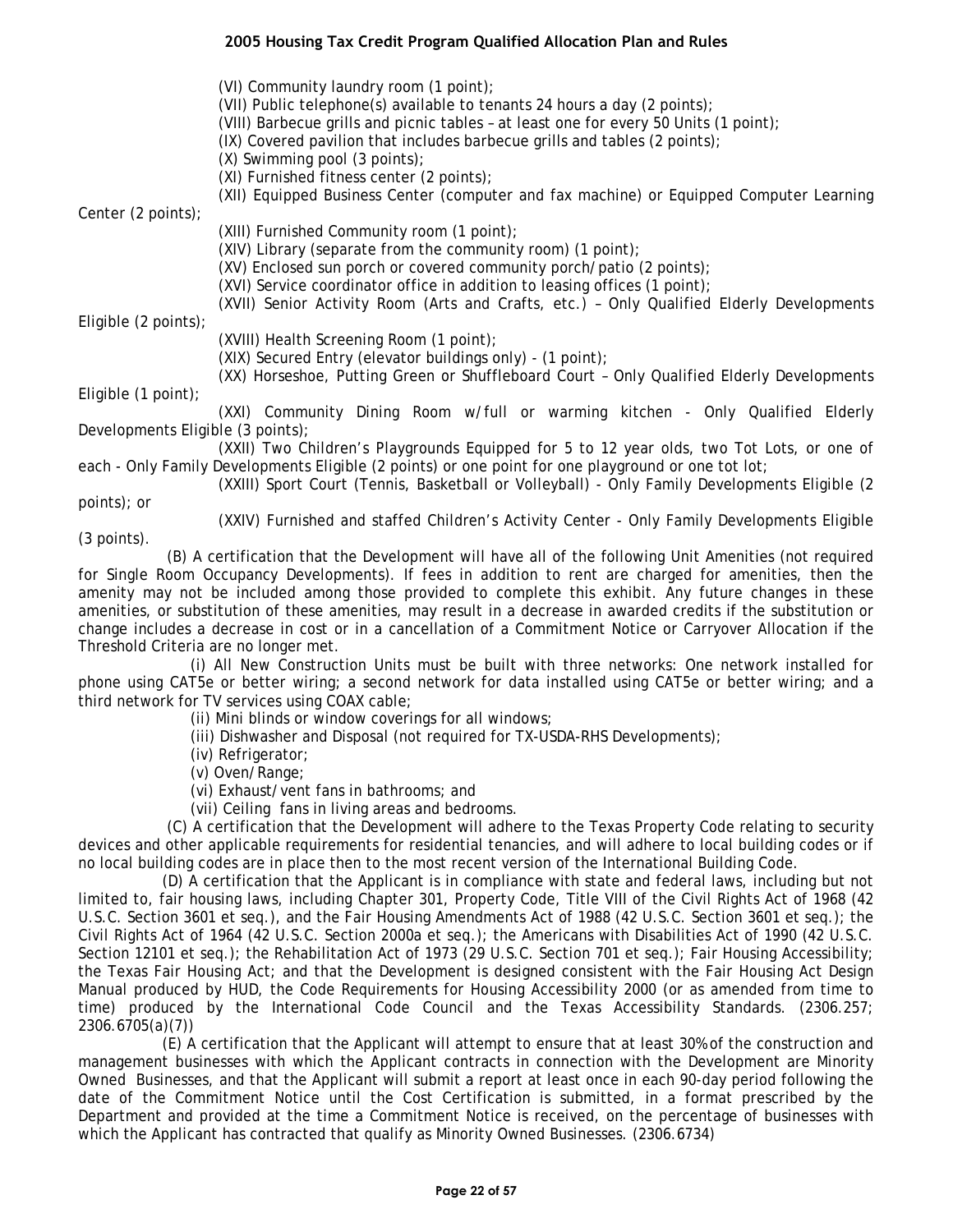(VI) Community laundry room (1 point);

(VII) Public telephone(s) available to tenants 24 hours a day (2 points);

(VIII) Barbecue grills and picnic tables – at least one for every 50 Units (1 point);

(IX) Covered pavilion that includes barbecue grills and tables (2 points);

(X) Swimming pool (3 points);

(XI) Furnished fitness center (2 points);

(XII) Equipped Business Center (computer and fax machine) or Equipped Computer Learning Center (2 points);

(XIII) Furnished Community room (1 point);

(XIV) Library (separate from the community room) (1 point);

(XV) Enclosed sun porch or covered community porch/patio (2 points);

(XVI) Service coordinator office in addition to leasing offices (1 point);

(XVII) Senior Activity Room (Arts and Crafts, etc.) – Only Qualified Elderly Developments Eligible (2 points);

(XVIII) Health Screening Room (1 point);

(XIX) Secured Entry (elevator buildings only) - (1 point);

(XX) Horseshoe, Putting Green or Shuffleboard Court – Only Qualified Elderly Developments Eligible (1 point);

(XXI) Community Dining Room w/full or warming kitchen - Only Qualified Elderly Developments Eligible (3 points);

(XXII) Two Children's Playgrounds Equipped for 5 to 12 year olds, two Tot Lots, or one of each - Only Family Developments Eligible (2 points) or one point for one playground or one tot lot;

(XXIII) Sport Court (Tennis, Basketball or Volleyball) - Only Family Developments Eligible (2 points); or

(XXIV) Furnished and staffed Children's Activity Center - Only Family Developments Eligible (3 points).

(B) A certification that the Development will have all of the following Unit Amenities (not required for Single Room Occupancy Developments). If fees in addition to rent are charged for amenities, then the amenity may not be included among those provided to complete this exhibit. Any future changes in these amenities, or substitution of these amenities, may result in a decrease in awarded credits if the substitution or change includes a decrease in cost or in a cancellation of a Commitment Notice or Carryover Allocation if the Threshold Criteria are no longer met.

(i) All New Construction Units must be built with three networks: One network installed for phone using CAT5e or better wiring; a second network for data installed using CAT5e or better wiring; and a third network for TV services using COAX cable;

(ii) Mini blinds or window coverings for all windows;

(iii) Dishwasher and Disposal (not required for TX-USDA-RHS Developments);

(iv) Refrigerator;

(v) Oven/Range;

(vi) Exhaust/vent fans in bathrooms; and

(vii) Ceiling fans in living areas and bedrooms.

(C) A certification that the Development will adhere to the Texas Property Code relating to security devices and other applicable requirements for residential tenancies, and will adhere to local building codes or if no local building codes are in place then to the most recent version of the International Building Code.

(D) A certification that the Applicant is in compliance with state and federal laws, including but not limited to, fair housing laws, including Chapter 301, Property Code, Title VIII of the Civil Rights Act of 1968 (42 U.S.C. Section 3601 et seq.), and the Fair Housing Amendments Act of 1988 (42 U.S.C. Section 3601 et seq.); the Civil Rights Act of 1964 (42 U.S.C. Section 2000a et seq.); the Americans with Disabilities Act of 1990 (42 U.S.C. Section 12101 et seq.); the Rehabilitation Act of 1973 (29 U.S.C. Section 701 et seq.); Fair Housing Accessibility; the Texas Fair Housing Act; and that the Development is designed consistent with the Fair Housing Act Design Manual produced by HUD, the Code Requirements for Housing Accessibility 2000 (or as amended from time to time) produced by the International Code Council and the Texas Accessibility Standards. (2306.257; 2306.6705(a)(7))

(E) A certification that the Applicant will attempt to ensure that at least 30% of the construction and management businesses with which the Applicant contracts in connection with the Development are Minority Owned Businesses, and that the Applicant will submit a report at least once in each 90-day period following the date of the Commitment Notice until the Cost Certification is submitted, in a format prescribed by the Department and provided at the time a Commitment Notice is received, on the percentage of businesses with which the Applicant has contracted that qualify as Minority Owned Businesses. (2306.6734)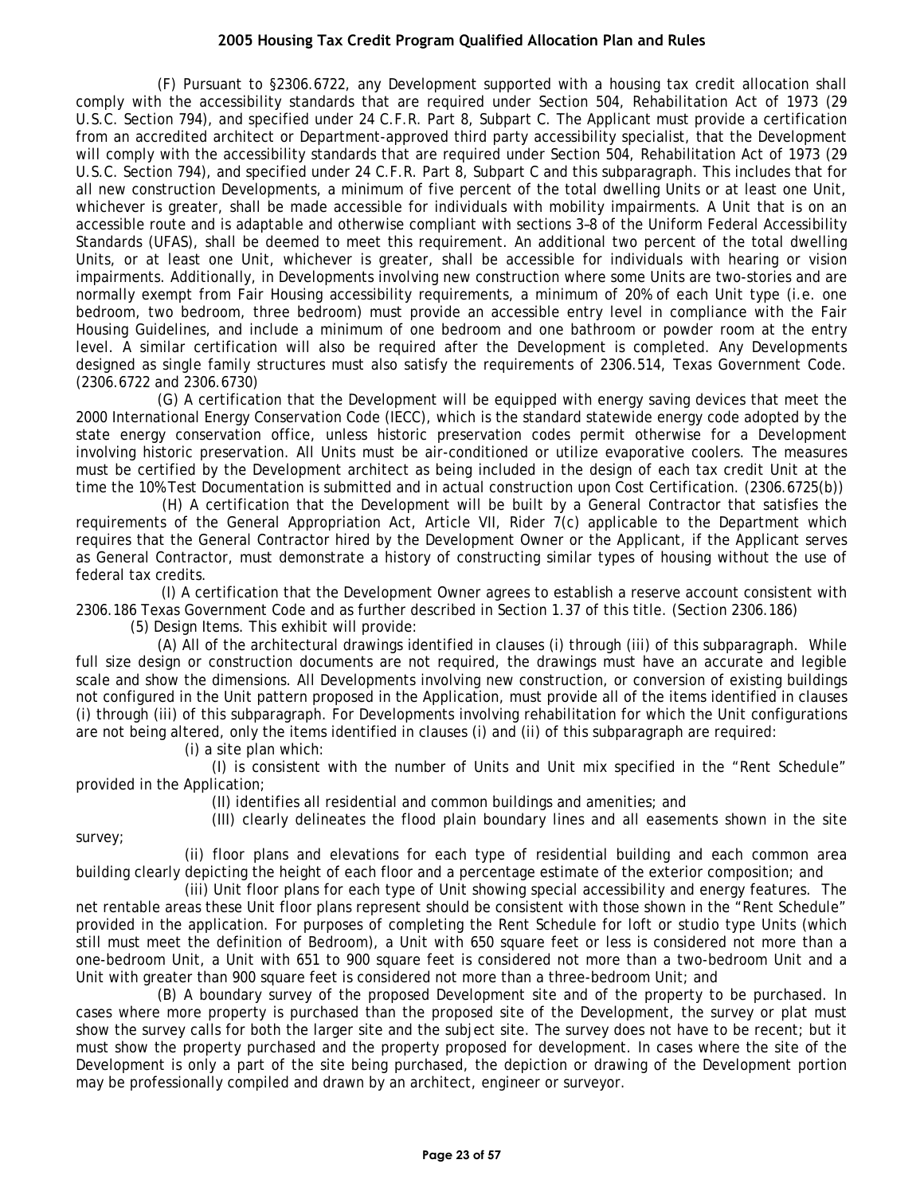(F) Pursuant to §2306.6722, any Development supported with a housing tax credit allocation shall comply with the accessibility standards that are required under Section 504, Rehabilitation Act of 1973 (29 U.S.C. Section 794), and specified under 24 C.F.R. Part 8, Subpart C. The Applicant must provide a certification from an accredited architect or Department-approved third party accessibility specialist, that the Development will comply with the accessibility standards that are required under Section 504, Rehabilitation Act of 1973 (29 U.S.C. Section 794), and specified under 24 C.F.R. Part 8, Subpart C and this subparagraph. This includes that for all new construction Developments, a minimum of five percent of the total dwelling Units or at least one Unit, whichever is greater, shall be made accessible for individuals with mobility impairments. A Unit that is on an accessible route and is adaptable and otherwise compliant with sections 3–8 of the Uniform Federal Accessibility Standards (UFAS), shall be deemed to meet this requirement. An additional two percent of the total dwelling Units, or at least one Unit, whichever is greater, shall be accessible for individuals with hearing or vision impairments. Additionally, in Developments involving new construction where some Units are two-stories and are normally exempt from Fair Housing accessibility requirements, a minimum of 20% of each Unit type (i.e. one bedroom, two bedroom, three bedroom) must provide an accessible entry level in compliance with the Fair Housing Guidelines, and include a minimum of one bedroom and one bathroom or powder room at the entry level. A similar certification will also be required after the Development is completed. Any Developments designed as single family structures must also satisfy the requirements of 2306.514, Texas Government Code. (2306.6722 and 2306.6730)

(G) A certification that the Development will be equipped with energy saving devices that meet the 2000 International Energy Conservation Code (IECC), which is the standard statewide energy code adopted by the state energy conservation office, unless historic preservation codes permit otherwise for a Development involving historic preservation. All Units must be air-conditioned or utilize evaporative coolers. The measures must be certified by the Development architect as being included in the design of each tax credit Unit at the time the 10% Test Documentation is submitted and in actual construction upon Cost Certification. (2306.6725(b))

(H) A certification that the Development will be built by a General Contractor that satisfies the requirements of the General Appropriation Act, Article VII, Rider 7(c) applicable to the Department which requires that the General Contractor hired by the Development Owner or the Applicant, if the Applicant serves as General Contractor, must demonstrate a history of constructing similar types of housing without the use of federal tax credits.

(I) A certification that the Development Owner agrees to establish a reserve account consistent with 2306.186 Texas Government Code and as further described in Section 1.37 of this title. (Section 2306.186)

(5) Design Items. This exhibit will provide:

(A) All of the architectural drawings identified in clauses (i) through (iii) of this subparagraph. While full size design or construction documents are not required, the drawings must have an accurate and legible scale and show the dimensions. All Developments involving new construction, or conversion of existing buildings not configured in the Unit pattern proposed in the Application, must provide all of the items identified in clauses (i) through (iii) of this subparagraph. For Developments involving rehabilitation for which the Unit configurations are not being altered, only the items identified in clauses (i) and (ii) of this subparagraph are required:

(i) a site plan which:

(I) is consistent with the number of Units and Unit mix specified in the "Rent Schedule" provided in the Application;

(II) identifies all residential and common buildings and amenities; and

(III) clearly delineates the flood plain boundary lines and all easements shown in the site survey;

(ii) floor plans and elevations for each type of residential building and each common area building clearly depicting the height of each floor and a percentage estimate of the exterior composition; and

(iii) Unit floor plans for each type of Unit showing special accessibility and energy features. The net rentable areas these Unit floor plans represent should be consistent with those shown in the "Rent Schedule" provided in the application. For purposes of completing the Rent Schedule for loft or studio type Units (which still must meet the definition of Bedroom), a Unit with 650 square feet or less is considered not more than a one-bedroom Unit, a Unit with 651 to 900 square feet is considered not more than a two-bedroom Unit and a Unit with greater than 900 square feet is considered not more than a three-bedroom Unit; and

(B) A boundary survey of the proposed Development site and of the property to be purchased. In cases where more property is purchased than the proposed site of the Development, the survey or plat must show the survey calls for both the larger site and the subject site. The survey does not have to be recent; but it must show the property purchased and the property proposed for development. In cases where the site of the Development is only a part of the site being purchased, the depiction or drawing of the Development portion may be professionally compiled and drawn by an architect, engineer or surveyor.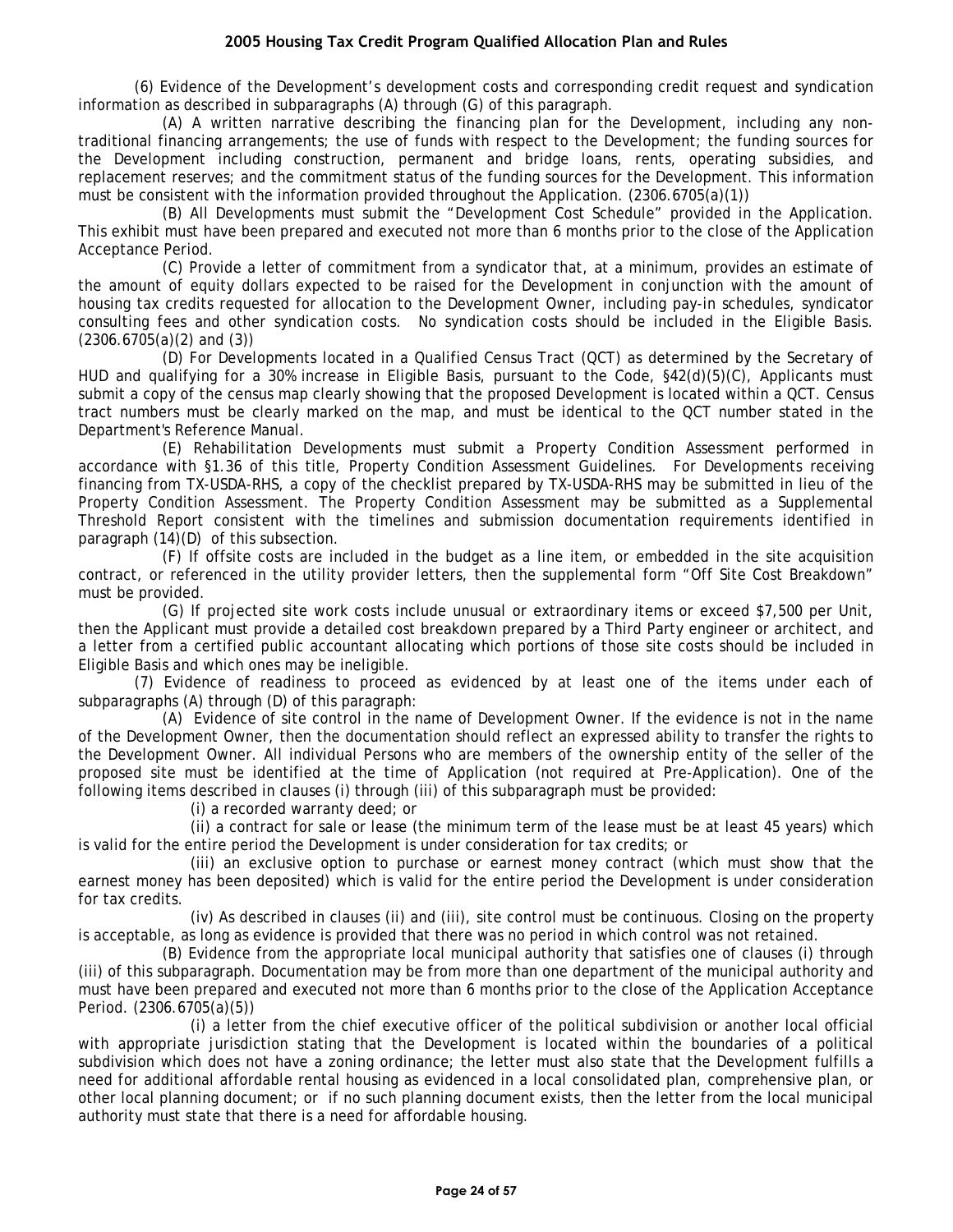(6) Evidence of the Development's development costs and corresponding credit request and syndication information as described in subparagraphs (A) through (G) of this paragraph.

(A) A written narrative describing the financing plan for the Development, including any non-traditional financing arrangements; the use of funds with respect to the Development; the funding sources for the Development including construction, permanent and bridge loans, rents, operating subsidies, and replacement reserves; and the commitment status of the funding sources for the Development. This information must be consistent with the information provided throughout the Application. (2306.6705(a)(1))

(B) All Developments must submit the "Development Cost Schedule" provided in the Application. This exhibit must have been prepared and executed not more than 6 months prior to the close of the Application Acceptance Period.

(C) Provide a letter of commitment from a syndicator that, at a minimum, provides an estimate of the amount of equity dollars expected to be raised for the Development in conjunction with the amount of housing tax credits requested for allocation to the Development Owner, including pay-in schedules, syndicator consulting fees and other syndication costs. No syndication costs should be included in the Eligible Basis. (2306.6705(a)(2) and (3))

(D) For Developments located in a Qualified Census Tract (QCT) as determined by the Secretary of HUD and qualifying for a 30% increase in Eligible Basis, pursuant to the Code, §42(d)(5)(C), Applicants must submit a copy of the census map clearly showing that the proposed Development is located within a QCT. Census tract numbers must be clearly marked on the map, and must be identical to the QCT number stated in the Department's Reference Manual.

(E) Rehabilitation Developments must submit a Property Condition Assessment performed in accordance with §1.36 of this title, Property Condition Assessment Guidelines. For Developments receiving financing from TX-USDA-RHS, a copy of the checklist prepared by TX-USDA-RHS may be submitted in lieu of the Property Condition Assessment. The Property Condition Assessment may be submitted as a Supplemental Threshold Report consistent with the timelines and submission documentation requirements identified in paragraph (14)(D) of this subsection.

(F) If offsite costs are included in the budget as a line item, or embedded in the site acquisition contract, or referenced in the utility provider letters, then the supplemental form "Off Site Cost Breakdown" must be provided.

(G) If projected site work costs include unusual or extraordinary items or exceed $7,500 per Unit, then the Applicant must provide a detailed cost breakdown prepared by a Third Party engineer or architect, and a letter from a certified public accountant allocating which portions of those site costs should be included in Eligible Basis and which ones may be ineligible.

(7) Evidence of readiness to proceed as evidenced by at least one of the items under each of subparagraphs (A) through (D) of this paragraph:

(A) Evidence of site control in the name of Development Owner. If the evidence is not in the name of the Development Owner, then the documentation should reflect an expressed ability to transfer the rights to the Development Owner. All individual Persons who are members of the ownership entity of the seller of the proposed site must be identified at the time of Application (not required at Pre-Application). One of the following items described in clauses (i) through (iii) of this subparagraph must be provided:

(i) a recorded warranty deed; or

(ii) a contract for sale or lease (the minimum term of the lease must be at least 45 years) which is valid for the entire period the Development is under consideration for tax credits; or

(iii) an exclusive option to purchase or earnest money contract (which must show that the earnest money has been deposited) which is valid for the entire period the Development is under consideration for tax credits.

(iv) As described in clauses (ii) and (iii), site control must be continuous. Closing on the property is acceptable, as long as evidence is provided that there was no period in which control was not retained.

(B) Evidence from the appropriate local municipal authority that satisfies one of clauses (i) through (iii) of this subparagraph. Documentation may be from more than one department of the municipal authority and must have been prepared and executed not more than 6 months prior to the close of the Application Acceptance Period. (2306.6705(a)(5))

(i) a letter from the chief executive officer of the political subdivision or another local official with appropriate jurisdiction stating that the Development is located within the boundaries of a political subdivision which does not have a zoning ordinance; the letter must also state that the Development fulfills a need for additional affordable rental housing as evidenced in a local consolidated plan, comprehensive plan, or other local planning document; or if no such planning document exists, then the letter from the local municipal authority must state that there is a need for affordable housing.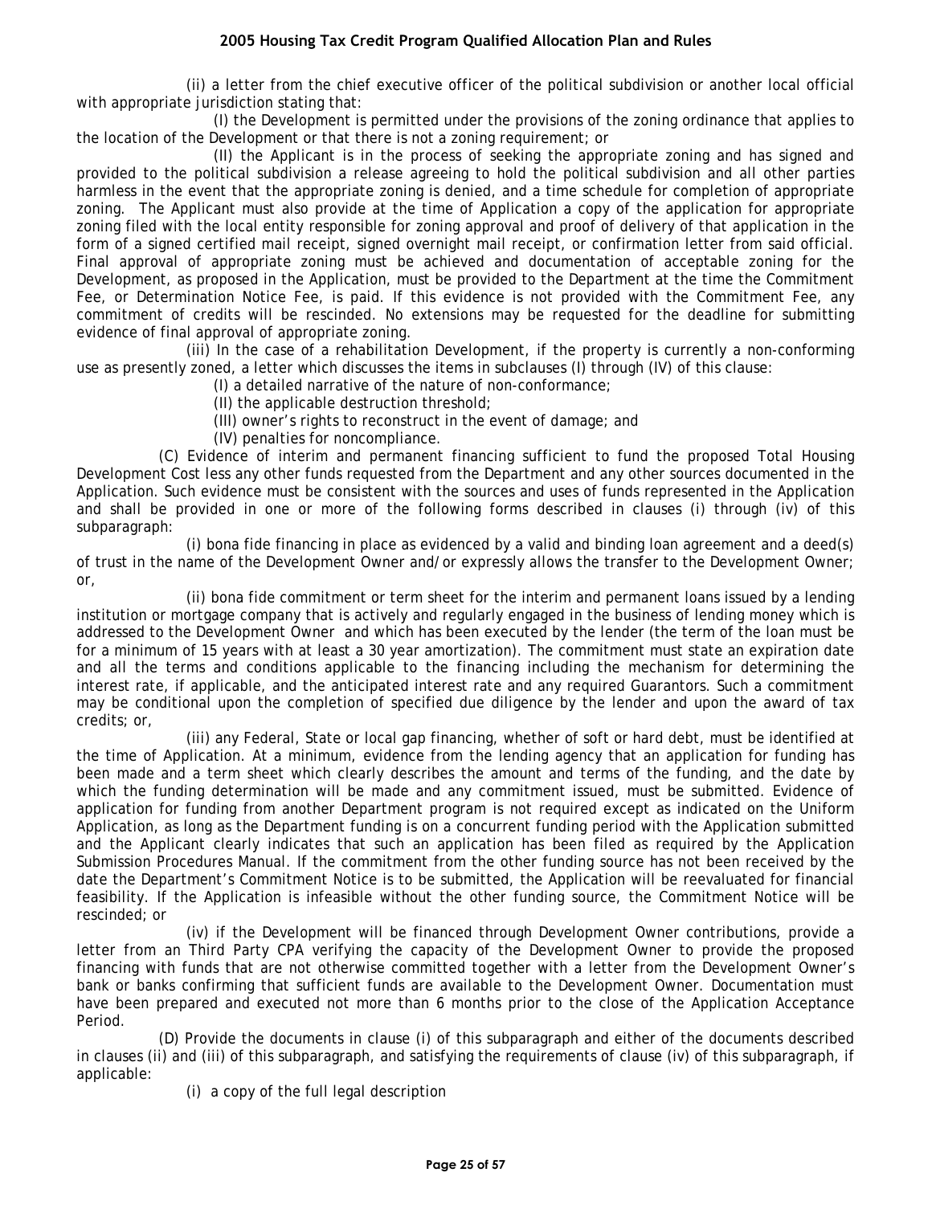(ii) a letter from the chief executive officer of the political subdivision or another local official with appropriate jurisdiction stating that:

(I) the Development is permitted under the provisions of the zoning ordinance that applies to the location of the Development or that there is not a zoning requirement; or

(II) the Applicant is in the process of seeking the appropriate zoning and has signed and provided to the political subdivision a release agreeing to hold the political subdivision and all other parties harmless in the event that the appropriate zoning is denied, and a time schedule for completion of appropriate zoning. The Applicant must also provide at the time of Application a copy of the application for appropriate zoning filed with the local entity responsible for zoning approval and proof of delivery of that application in the form of a signed certified mail receipt, signed overnight mail receipt, or confirmation letter from said official. Final approval of appropriate zoning must be achieved and documentation of acceptable zoning for the Development, as proposed in the Application, must be provided to the Department at the time the Commitment Fee, or Determination Notice Fee, is paid. If this evidence is not provided with the Commitment Fee, any commitment of credits will be rescinded. No extensions may be requested for the deadline for submitting evidence of final approval of appropriate zoning.

(iii) In the case of a rehabilitation Development, if the property is currently a non-conforming use as presently zoned, a letter which discusses the items in subclauses (I) through (IV) of this clause:

(I) a detailed narrative of the nature of non-conformance;

(II) the applicable destruction threshold;

(III) owner's rights to reconstruct in the event of damage; and

(IV) penalties for noncompliance.

(C) Evidence of interim and permanent financing sufficient to fund the proposed Total Housing Development Cost less any other funds requested from the Department and any other sources documented in the Application. Such evidence must be consistent with the sources and uses of funds represented in the Application and shall be provided in one or more of the following forms described in clauses (i) through (iv) of this subparagraph:

(i) bona fide financing in place as evidenced by a valid and binding loan agreement and a deed(s) of trust in the name of the Development Owner and/or expressly allows the transfer to the Development Owner; or,

(ii) bona fide commitment or term sheet for the interim and permanent loans issued by a lending institution or mortgage company that is actively and regularly engaged in the business of lending money which is addressed to the Development Owner and which has been executed by the lender (the term of the loan must be for a minimum of 15 years with at least a 30 year amortization). The commitment must state an expiration date and all the terms and conditions applicable to the financing including the mechanism for determining the interest rate, if applicable, and the anticipated interest rate and any required Guarantors. Such a commitment may be conditional upon the completion of specified due diligence by the lender and upon the award of tax credits; or,

(iii) any Federal, State or local gap financing, whether of soft or hard debt, must be identified at the time of Application. At a minimum, evidence from the lending agency that an application for funding has been made and a term sheet which clearly describes the amount and terms of the funding, and the date by which the funding determination will be made and any commitment issued, must be submitted. Evidence of application for funding from another Department program is not required except as indicated on the Uniform Application, as long as the Department funding is on a concurrent funding period with the Application submitted and the Applicant clearly indicates that such an application has been filed as required by the Application Submission Procedures Manual. If the commitment from the other funding source has not been received by the date the Department's Commitment Notice is to be submitted, the Application will be reevaluated for financial feasibility. If the Application is infeasible without the other funding source, the Commitment Notice will be rescinded; or

(iv) if the Development will be financed through Development Owner contributions, provide a letter from an Third Party CPA verifying the capacity of the Development Owner to provide the proposed financing with funds that are not otherwise committed together with a letter from the Development Owner's bank or banks confirming that sufficient funds are available to the Development Owner. Documentation must have been prepared and executed not more than 6 months prior to the close of the Application Acceptance Period.

(D) Provide the documents in clause (i) of this subparagraph and either of the documents described in clauses (ii) and (iii) of this subparagraph, and satisfying the requirements of clause (iv) of this subparagraph, if applicable:

(i) a copy of the full legal description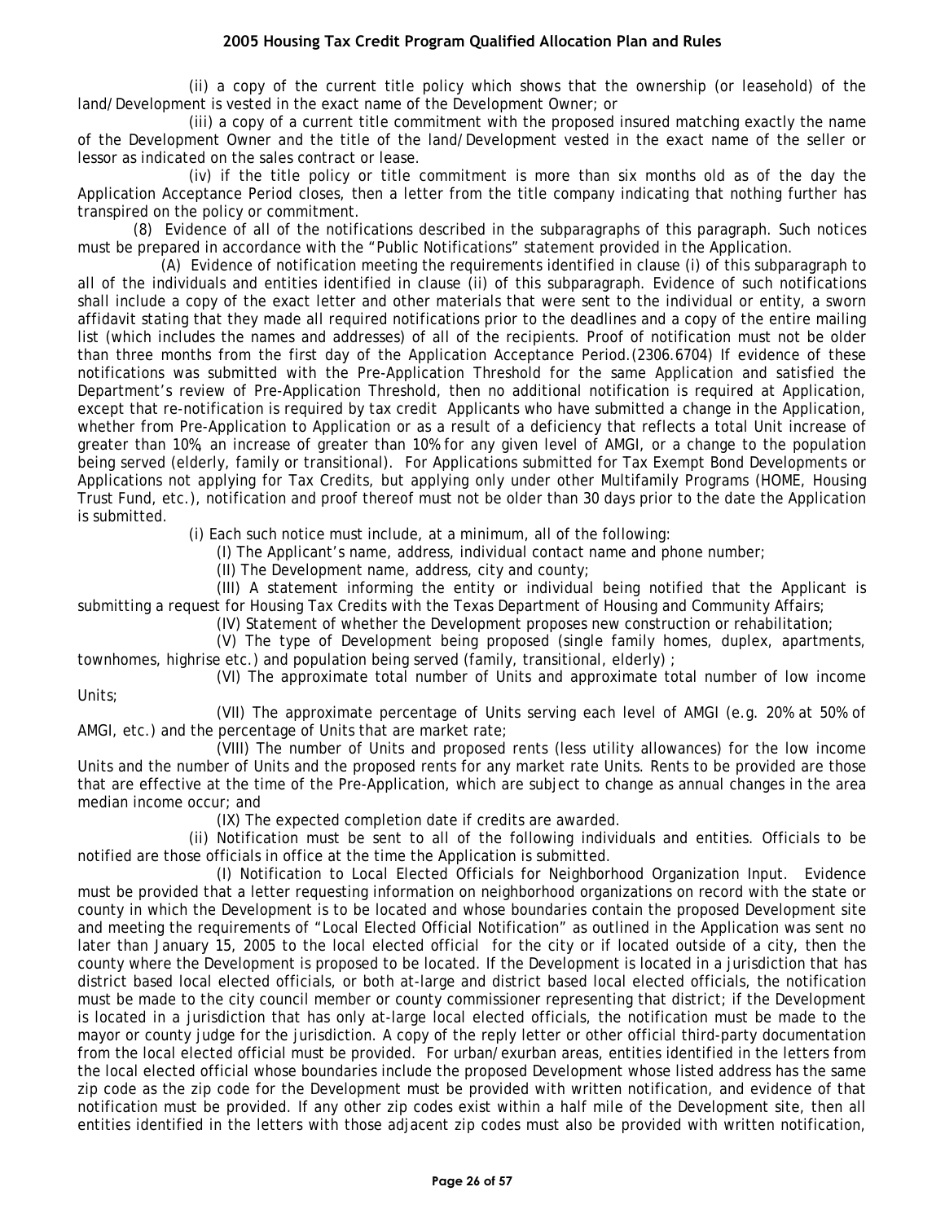(ii) a copy of the current title policy which shows that the ownership (or leasehold) of the land/Development is vested in the exact name of the Development Owner; or

(iii) a copy of a current title commitment with the proposed insured matching exactly the name of the Development Owner and the title of the land/Development vested in the exact name of the seller or lessor as indicated on the sales contract or lease.

(iv) if the title policy or title commitment is more than six months old as of the day the Application Acceptance Period closes, then a letter from the title company indicating that nothing further has transpired on the policy or commitment.

(8) Evidence of all of the notifications described in the subparagraphs of this paragraph. Such notices must be prepared in accordance with the "Public Notifications" statement provided in the Application.

(A) Evidence of notification meeting the requirements identified in clause (i) of this subparagraph to all of the individuals and entities identified in clause (ii) of this subparagraph. Evidence of such notifications shall include a copy of the exact letter and other materials that were sent to the individual or entity, a sworn affidavit stating that they made all required notifications prior to the deadlines and a copy of the entire mailing list (which includes the names and addresses) of all of the recipients. Proof of notification must not be older than three months from the first day of the Application Acceptance Period.(2306.6704) If evidence of these notifications was submitted with the Pre-Application Threshold for the same Application and satisfied the Department's review of Pre-Application Threshold, then no additional notification is required at Application, except that re-notification is required by tax credit Applicants who have submitted a change in the Application, whether from Pre-Application to Application or as a result of a deficiency that reflects a total Unit increase of greater than 10%, an increase of greater than 10% for any given level of AMGI, or a change to the population being served (elderly, family or transitional). For Applications submitted for Tax Exempt Bond Developments or Applications not applying for Tax Credits, but applying only under other Multifamily Programs (HOME, Housing Trust Fund, etc.), notification and proof thereof must not be older than 30 days prior to the date the Application is submitted.

(i) Each such notice must include, at a minimum, all of the following:

(I) The Applicant's name, address, individual contact name and phone number;

(II) The Development name, address, city and county;

(III) A statement informing the entity or individual being notified that the Applicant is submitting a request for Housing Tax Credits with the Texas Department of Housing and Community Affairs;

(IV) Statement of whether the Development proposes new construction or rehabilitation;

(V) The type of Development being proposed (single family homes, duplex, apartments, townhomes, highrise etc.) and population being served (family, transitional, elderly) ;

(VI) The approximate total number of Units and approximate total number of low income Units;

(VII) The approximate percentage of Units serving each level of AMGI (e.g. 20% at 50% of AMGI, etc.) and the percentage of Units that are market rate;

(VIII) The number of Units and proposed rents (less utility allowances) for the low income Units and the number of Units and the proposed rents for any market rate Units. Rents to be provided are those that are effective at the time of the Pre-Application, which are subject to change as annual changes in the area median income occur; and

(IX) The expected completion date if credits are awarded.

(ii) Notification must be sent to all of the following individuals and entities. Officials to be notified are those officials in office at the time the Application is submitted.

(I) Notification to Local Elected Officials for Neighborhood Organization Input. Evidence must be provided that a letter requesting information on neighborhood organizations on record with the state or county in which the Development is to be located and whose boundaries contain the proposed Development site and meeting the requirements of "Local Elected Official Notification" as outlined in the Application was sent no later than January 15, 2005 to the local elected official for the city or if located outside of a city, then the county where the Development is proposed to be located. If the Development is located in a jurisdiction that has district based local elected officials, or both at-large and district based local elected officials, the notification must be made to the city council member or county commissioner representing that district; if the Development is located in a jurisdiction that has only at-large local elected officials, the notification must be made to the mayor or county judge for the jurisdiction. A copy of the reply letter or other official third-party documentation from the local elected official must be provided. For urban/exurban areas, entities identified in the letters from the local elected official whose boundaries include the proposed Development whose listed address has the same zip code as the zip code for the Development must be provided with written notification, and evidence of that notification must be provided. If any other zip codes exist within a half mile of the Development site, then all entities identified in the letters with those adjacent zip codes must also be provided with written notification,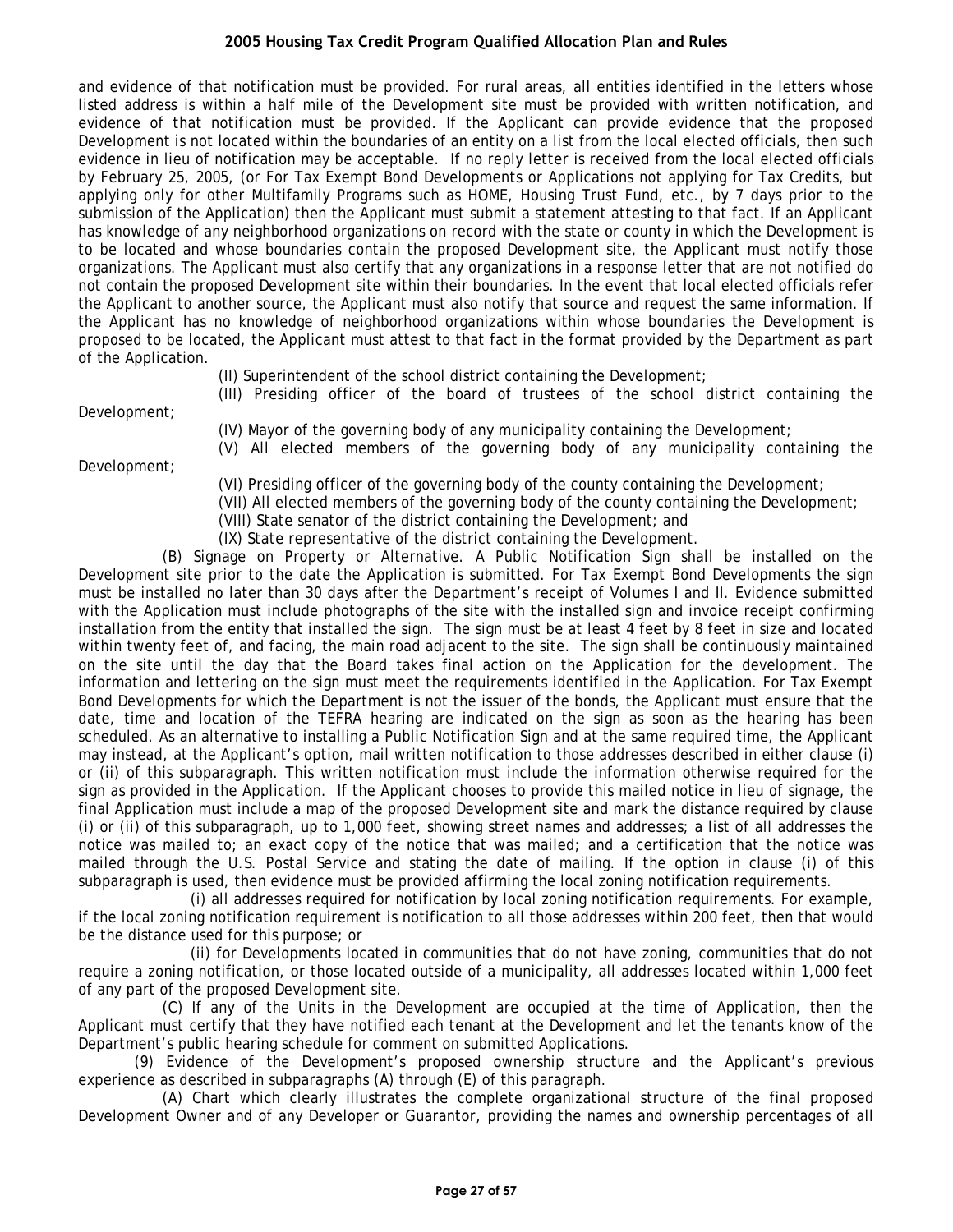and evidence of that notification must be provided. For rural areas, all entities identified in the letters whose listed address is within a half mile of the Development site must be provided with written notification, and evidence of that notification must be provided. If the Applicant can provide evidence that the proposed Development is not located within the boundaries of an entity on a list from the local elected officials, then such evidence in lieu of notification may be acceptable. If no reply letter is received from the local elected officials by February 25, 2005, (or For Tax Exempt Bond Developments or Applications not applying for Tax Credits, but applying only for other Multifamily Programs such as HOME, Housing Trust Fund, etc., by 7 days prior to the submission of the Application) then the Applicant must submit a statement attesting to that fact. If an Applicant has knowledge of any neighborhood organizations on record with the state or county in which the Development is to be located and whose boundaries contain the proposed Development site, the Applicant must notify those organizations. The Applicant must also certify that any organizations in a response letter that are not notified do not contain the proposed Development site within their boundaries. In the event that local elected officials refer the Applicant to another source, the Applicant must also notify that source and request the same information. If the Applicant has no knowledge of neighborhood organizations within whose boundaries the Development is proposed to be located, the Applicant must attest to that fact in the format provided by the Department as part of the Application.

(II) Superintendent of the school district containing the Development;

(III) Presiding officer of the board of trustees of the school district containing the Development;

(IV) Mayor of the governing body of any municipality containing the Development;

(V) All elected members of the governing body of any municipality containing the Development;

(VI) Presiding officer of the governing body of the county containing the Development;

(VII) All elected members of the governing body of the county containing the Development;

(VIII) State senator of the district containing the Development; and

(IX) State representative of the district containing the Development.

(B) Signage on Property or Alternative. A Public Notification Sign shall be installed on the Development site prior to the date the Application is submitted. For Tax Exempt Bond Developments the sign must be installed no later than 30 days after the Department's receipt of Volumes I and II. Evidence submitted with the Application must include photographs of the site with the installed sign and invoice receipt confirming installation from the entity that installed the sign. The sign must be at least 4 feet by 8 feet in size and located within twenty feet of, and facing, the main road adjacent to the site. The sign shall be continuously maintained on the site until the day that the Board takes final action on the Application for the development. The information and lettering on the sign must meet the requirements identified in the Application. For Tax Exempt Bond Developments for which the Department is not the issuer of the bonds, the Applicant must ensure that the date, time and location of the TEFRA hearing are indicated on the sign as soon as the hearing has been scheduled. As an alternative to installing a Public Notification Sign and at the same required time, the Applicant may instead, at the Applicant's option, mail written notification to those addresses described in either clause (i) or (ii) of this subparagraph. This written notification must include the information otherwise required for the sign as provided in the Application. If the Applicant chooses to provide this mailed notice in lieu of signage, the final Application must include a map of the proposed Development site and mark the distance required by clause (i) or (ii) of this subparagraph, up to 1,000 feet, showing street names and addresses; a list of all addresses the notice was mailed to; an exact copy of the notice that was mailed; and a certification that the notice was mailed through the U.S. Postal Service and stating the date of mailing. If the option in clause (i) of this subparagraph is used, then evidence must be provided affirming the local zoning notification requirements.

(i) all addresses required for notification by local zoning notification requirements. For example, if the local zoning notification requirement is notification to all those addresses within 200 feet, then that would be the distance used for this purpose; or

(ii) for Developments located in communities that do not have zoning, communities that do not require a zoning notification, or those located outside of a municipality, all addresses located within 1,000 feet of any part of the proposed Development site.

(C) If any of the Units in the Development are occupied at the time of Application, then the Applicant must certify that they have notified each tenant at the Development and let the tenants know of the Department's public hearing schedule for comment on submitted Applications.

(9) Evidence of the Development's proposed ownership structure and the Applicant's previous experience as described in subparagraphs (A) through (E) of this paragraph.

(A) Chart which clearly illustrates the complete organizational structure of the final proposed Development Owner and of any Developer or Guarantor, providing the names and ownership percentages of all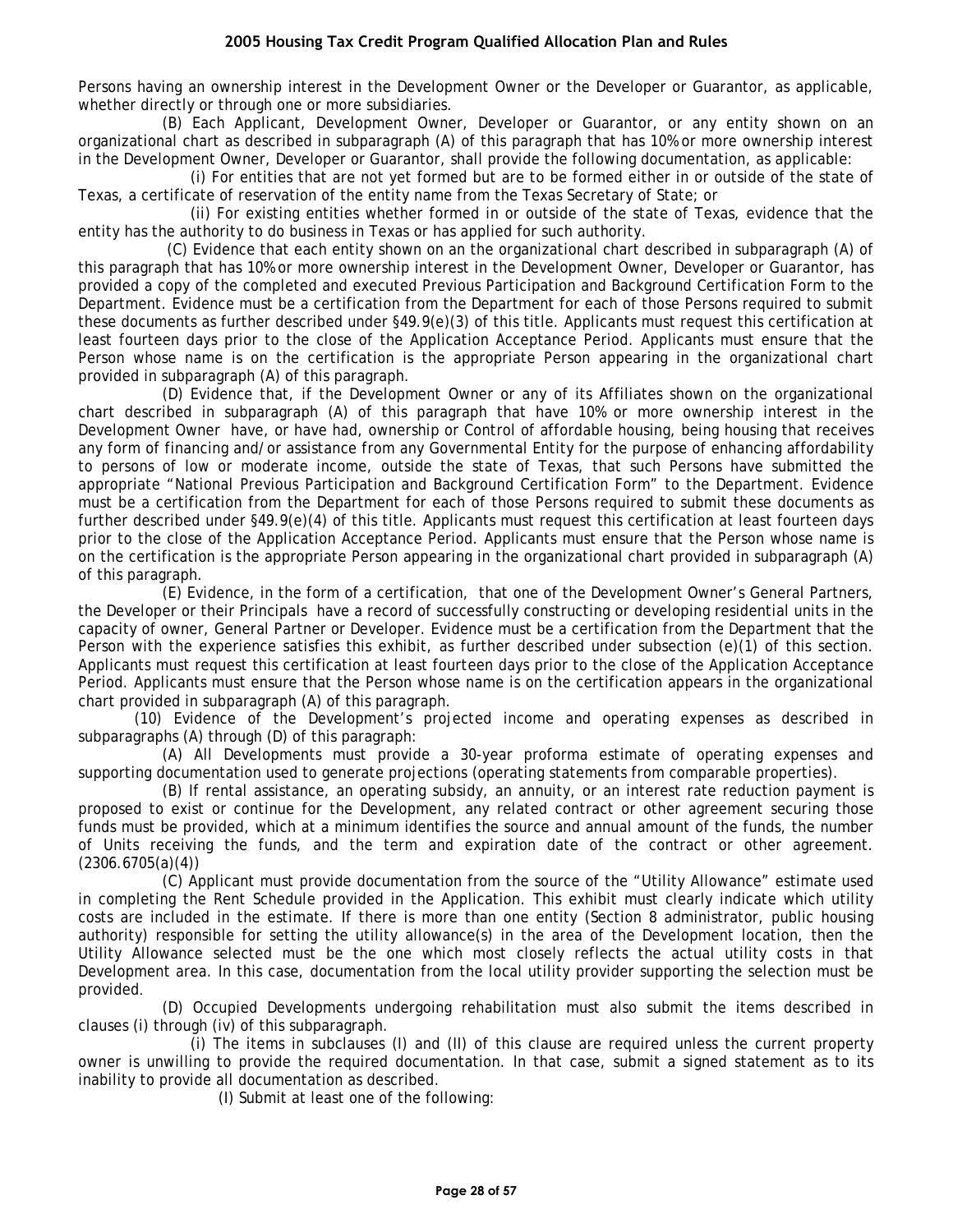Persons having an ownership interest in the Development Owner or the Developer or Guarantor, as applicable, whether directly or through one or more subsidiaries.

(B) Each Applicant, Development Owner, Developer or Guarantor, or any entity shown on an organizational chart as described in subparagraph (A) of this paragraph that has 10% or more ownership interest in the Development Owner, Developer or Guarantor, shall provide the following documentation, as applicable:

(i) For entities that are not yet formed but are to be formed either in or outside of the state of Texas, a certificate of reservation of the entity name from the Texas Secretary of State; or

(ii) For existing entities whether formed in or outside of the state of Texas, evidence that the entity has the authority to do business in Texas or has applied for such authority.

(C) Evidence that each entity shown on an the organizational chart described in subparagraph (A) of this paragraph that has 10% or more ownership interest in the Development Owner, Developer or Guarantor, has provided a copy of the completed and executed Previous Participation and Background Certification Form to the Department. Evidence must be a certification from the Department for each of those Persons required to submit these documents as further described under §49.9(e)(3) of this title. Applicants must request this certification at least fourteen days prior to the close of the Application Acceptance Period. Applicants must ensure that the Person whose name is on the certification is the appropriate Person appearing in the organizational chart provided in subparagraph (A) of this paragraph.

(D) Evidence that, if the Development Owner or any of its Affiliates shown on the organizational chart described in subparagraph (A) of this paragraph that have 10% or more ownership interest in the Development Owner have, or have had, ownership or Control of affordable housing, being housing that receives any form of financing and/or assistance from any Governmental Entity for the purpose of enhancing affordability to persons of low or moderate income, outside the state of Texas, that such Persons have submitted the appropriate "National Previous Participation and Background Certification Form" to the Department. Evidence must be a certification from the Department for each of those Persons required to submit these documents as further described under §49.9(e)(4) of this title. Applicants must request this certification at least fourteen days prior to the close of the Application Acceptance Period. Applicants must ensure that the Person whose name is on the certification is the appropriate Person appearing in the organizational chart provided in subparagraph (A) of this paragraph.

(E) Evidence, in the form of a certification, that one of the Development Owner's General Partners, the Developer or their Principals have a record of successfully constructing or developing residential units in the capacity of owner, General Partner or Developer. Evidence must be a certification from the Department that the Person with the experience satisfies this exhibit, as further described under subsection (e)(1) of this section. Applicants must request this certification at least fourteen days prior to the close of the Application Acceptance Period. Applicants must ensure that the Person whose name is on the certification appears in the organizational chart provided in subparagraph (A) of this paragraph.

(10) Evidence of the Development's projected income and operating expenses as described in subparagraphs (A) through (D) of this paragraph:

(A) All Developments must provide a 30-year proforma estimate of operating expenses and supporting documentation used to generate projections (operating statements from comparable properties).

(B) If rental assistance, an operating subsidy, an annuity, or an interest rate reduction payment is proposed to exist or continue for the Development, any related contract or other agreement securing those funds must be provided, which at a minimum identifies the source and annual amount of the funds, the number of Units receiving the funds, and the term and expiration date of the contract or other agreement. (2306.6705(a)(4))

(C) Applicant must provide documentation from the source of the "Utility Allowance" estimate used in completing the Rent Schedule provided in the Application. This exhibit must clearly indicate which utility costs are included in the estimate. If there is more than one entity (Section 8 administrator, public housing authority) responsible for setting the utility allowance(s) in the area of the Development location, then the Utility Allowance selected must be the one which most closely reflects the actual utility costs in that Development area. In this case, documentation from the local utility provider supporting the selection must be provided.

(D) Occupied Developments undergoing rehabilitation must also submit the items described in clauses (i) through (iv) of this subparagraph.

(i) The items in subclauses (I) and (II) of this clause are required unless the current property owner is unwilling to provide the required documentation. In that case, submit a signed statement as to its inability to provide all documentation as described.

(I) Submit at least one of the following: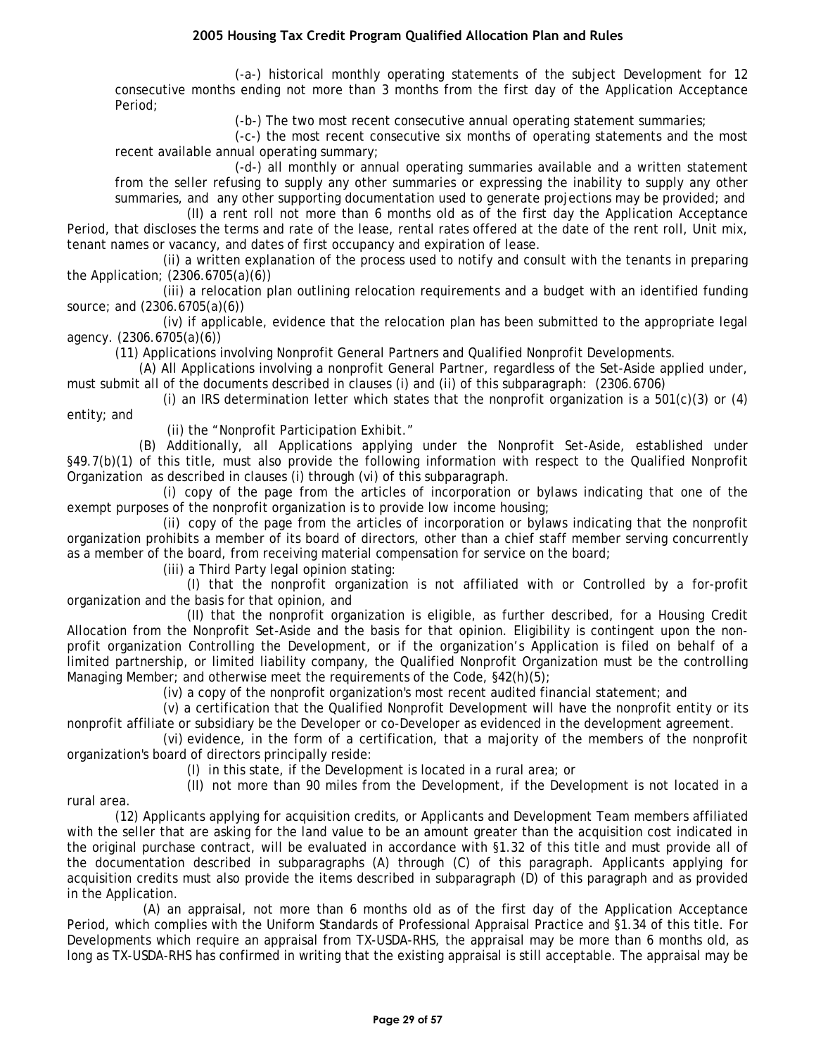(-a-) historical monthly operating statements of the subject Development for 12 consecutive months ending not more than 3 months from the first day of the Application Acceptance Period;

(-b-) The two most recent consecutive annual operating statement summaries;

(-c-) the most recent consecutive six months of operating statements and the most recent available annual operating summary;

(-d-) all monthly or annual operating summaries available and a written statement from the seller refusing to supply any other summaries or expressing the inability to supply any other summaries, and any other supporting documentation used to generate projections may be provided; and

(II) a rent roll not more than 6 months old as of the first day the Application Acceptance Period, that discloses the terms and rate of the lease, rental rates offered at the date of the rent roll, Unit mix, tenant names or vacancy, and dates of first occupancy and expiration of lease.

(ii) a written explanation of the process used to notify and consult with the tenants in preparing the Application; (2306.6705(a)(6))

(iii) a relocation plan outlining relocation requirements and a budget with an identified funding source; and (2306.6705(a)(6))

(iv) if applicable, evidence that the relocation plan has been submitted to the appropriate legal agency. (2306.6705(a)(6))

(11) Applications involving Nonprofit General Partners and Qualified Nonprofit Developments.

(A) All Applications involving a nonprofit General Partner, regardless of the Set-Aside applied under, must submit all of the documents described in clauses (i) and (ii) of this subparagraph: (2306.6706)

(i) an IRS determination letter which states that the nonprofit organization is a 501(c)(3) or (4) entity; and

(ii) the "Nonprofit Participation Exhibit."

(B) Additionally, all Applications applying under the Nonprofit Set-Aside, established under §49.7(b)(1) of this title, must also provide the following information with respect to the Qualified Nonprofit Organization as described in clauses (i) through (vi) of this subparagraph.

(i) copy of the page from the articles of incorporation or bylaws indicating that one of the exempt purposes of the nonprofit organization is to provide low income housing;

(ii) copy of the page from the articles of incorporation or bylaws indicating that the nonprofit organization prohibits a member of its board of directors, other than a chief staff member serving concurrently as a member of the board, from receiving material compensation for service on the board;

(iii) a Third Party legal opinion stating:

(I) that the nonprofit organization is not affiliated with or Controlled by a for-profit organization and the basis for that opinion, and

(II) that the nonprofit organization is eligible, as further described, for a Housing Credit Allocation from the Nonprofit Set-Aside and the basis for that opinion. Eligibility is contingent upon the non-profit organization Controlling the Development, or if the organization's Application is filed on behalf of a limited partnership, or limited liability company, the Qualified Nonprofit Organization must be the controlling Managing Member; and otherwise meet the requirements of the Code, §42(h)(5);

(iv) a copy of the nonprofit organization's most recent audited financial statement; and

(v) a certification that the Qualified Nonprofit Development will have the nonprofit entity or its nonprofit affiliate or subsidiary be the Developer or co-Developer as evidenced in the development agreement.

(vi) evidence, in the form of a certification, that a majority of the members of the nonprofit organization's board of directors principally reside:

(I) in this state, if the Development is located in a rural area; or

(II) not more than 90 miles from the Development, if the Development is not located in a rural area.

(12) Applicants applying for acquisition credits, or Applicants and Development Team members affiliated with the seller that are asking for the land value to be an amount greater than the acquisition cost indicated in the original purchase contract, will be evaluated in accordance with §1.32 of this title and must provide all of the documentation described in subparagraphs (A) through (C) of this paragraph. Applicants applying for acquisition credits must also provide the items described in subparagraph (D) of this paragraph and as provided in the Application.

(A) an appraisal, not more than 6 months old as of the first day of the Application Acceptance Period, which complies with the Uniform Standards of Professional Appraisal Practice and §1.34 of this title. For Developments which require an appraisal from TX-USDA-RHS, the appraisal may be more than 6 months old, as long as TX-USDA-RHS has confirmed in writing that the existing appraisal is still acceptable. The appraisal may be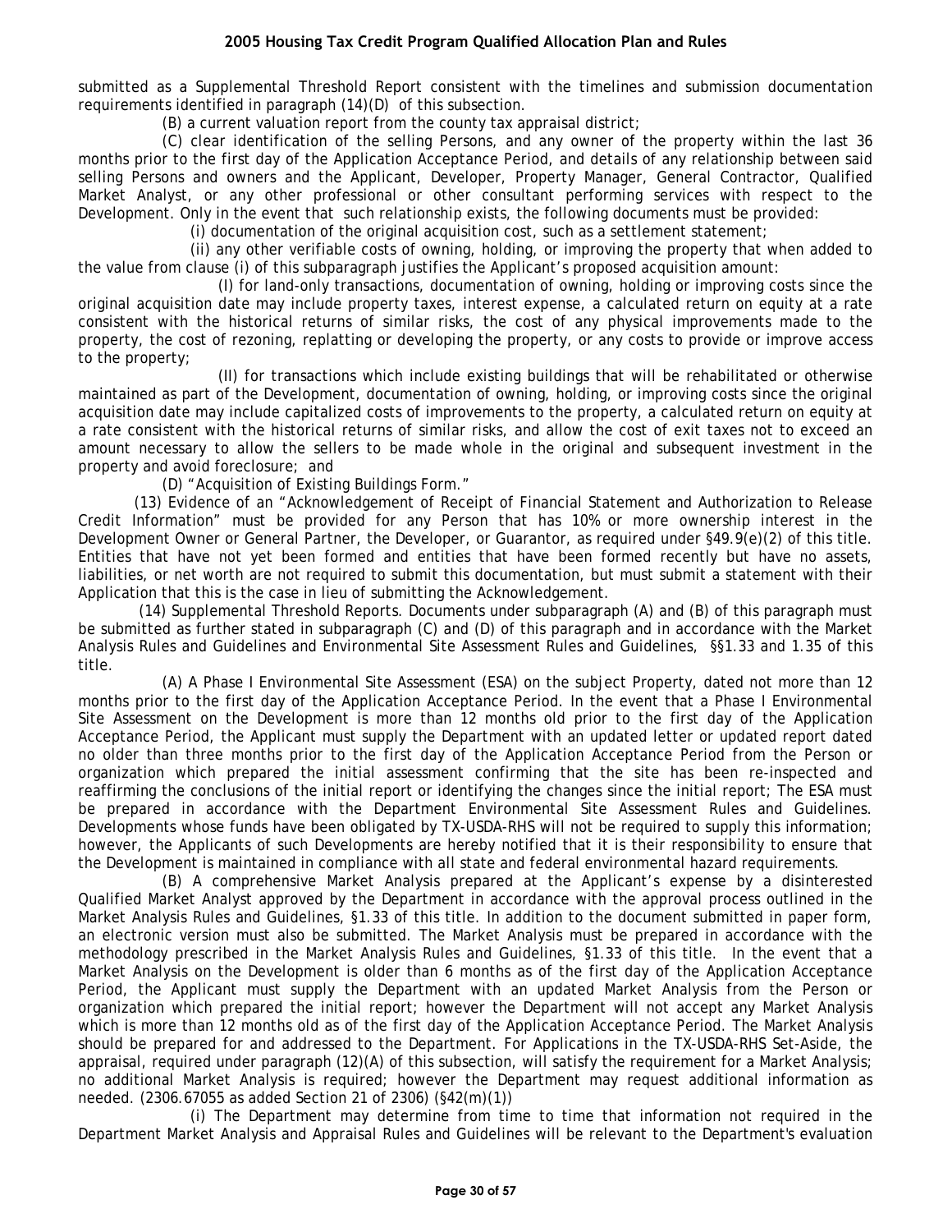submitted as a Supplemental Threshold Report consistent with the timelines and submission documentation requirements identified in paragraph (14)(D) of this subsection.

(B) a current valuation report from the county tax appraisal district;

(C) clear identification of the selling Persons, and any owner of the property within the last 36 months prior to the first day of the Application Acceptance Period, and details of any relationship between said selling Persons and owners and the Applicant, Developer, Property Manager, General Contractor, Qualified Market Analyst, or any other professional or other consultant performing services with respect to the Development. Only in the event that such relationship exists, the following documents must be provided:

(i) documentation of the original acquisition cost, such as a settlement statement;

(ii) any other verifiable costs of owning, holding, or improving the property that when added to the value from clause (i) of this subparagraph justifies the Applicant's proposed acquisition amount:

(I) for land-only transactions, documentation of owning, holding or improving costs since the original acquisition date may include property taxes, interest expense, a calculated return on equity at a rate consistent with the historical returns of similar risks, the cost of any physical improvements made to the property, the cost of rezoning, replatting or developing the property, or any costs to provide or improve access to the property;

(II) for transactions which include existing buildings that will be rehabilitated or otherwise maintained as part of the Development, documentation of owning, holding, or improving costs since the original acquisition date may include capitalized costs of improvements to the property, a calculated return on equity at a rate consistent with the historical returns of similar risks, and allow the cost of exit taxes not to exceed an amount necessary to allow the sellers to be made whole in the original and subsequent investment in the property and avoid foreclosure; and

(D) "Acquisition of Existing Buildings Form."

(13) Evidence of an "Acknowledgement of Receipt of Financial Statement and Authorization to Release Credit Information" must be provided for any Person that has 10% or more ownership interest in the Development Owner or General Partner, the Developer, or Guarantor, as required under §49.9(e)(2) of this title. Entities that have not yet been formed and entities that have been formed recently but have no assets, liabilities, or net worth are not required to submit this documentation, but must submit a statement with their Application that this is the case in lieu of submitting the Acknowledgement.

(14) Supplemental Threshold Reports. Documents under subparagraph (A) and (B) of this paragraph must be submitted as further stated in subparagraph (C) and (D) of this paragraph and in accordance with the Market Analysis Rules and Guidelines and Environmental Site Assessment Rules and Guidelines, §§1.33 and 1.35 of this title.

(A) A Phase I Environmental Site Assessment (ESA) on the subject Property, dated not more than 12 months prior to the first day of the Application Acceptance Period. In the event that a Phase I Environmental Site Assessment on the Development is more than 12 months old prior to the first day of the Application Acceptance Period, the Applicant must supply the Department with an updated letter or updated report dated no older than three months prior to the first day of the Application Acceptance Period from the Person or organization which prepared the initial assessment confirming that the site has been re-inspected and reaffirming the conclusions of the initial report or identifying the changes since the initial report; The ESA must be prepared in accordance with the Department Environmental Site Assessment Rules and Guidelines. Developments whose funds have been obligated by TX-USDA-RHS will not be required to supply this information; however, the Applicants of such Developments are hereby notified that it is their responsibility to ensure that the Development is maintained in compliance with all state and federal environmental hazard requirements.

(B) A comprehensive Market Analysis prepared at the Applicant's expense by a disinterested Qualified Market Analyst approved by the Department in accordance with the approval process outlined in the Market Analysis Rules and Guidelines, §1.33 of this title. In addition to the document submitted in paper form, an electronic version must also be submitted. The Market Analysis must be prepared in accordance with the methodology prescribed in the Market Analysis Rules and Guidelines, §1.33 of this title. In the event that a Market Analysis on the Development is older than 6 months as of the first day of the Application Acceptance Period, the Applicant must supply the Department with an updated Market Analysis from the Person or organization which prepared the initial report; however the Department will not accept any Market Analysis which is more than 12 months old as of the first day of the Application Acceptance Period. The Market Analysis should be prepared for and addressed to the Department. For Applications in the TX-USDA-RHS Set-Aside, the appraisal, required under paragraph (12)(A) of this subsection, will satisfy the requirement for a Market Analysis; no additional Market Analysis is required; however the Department may request additional information as needed. (2306.67055 as added Section 21 of 2306) (§42(m)(1))

(i) The Department may determine from time to time that information not required in the Department Market Analysis and Appraisal Rules and Guidelines will be relevant to the Department's evaluation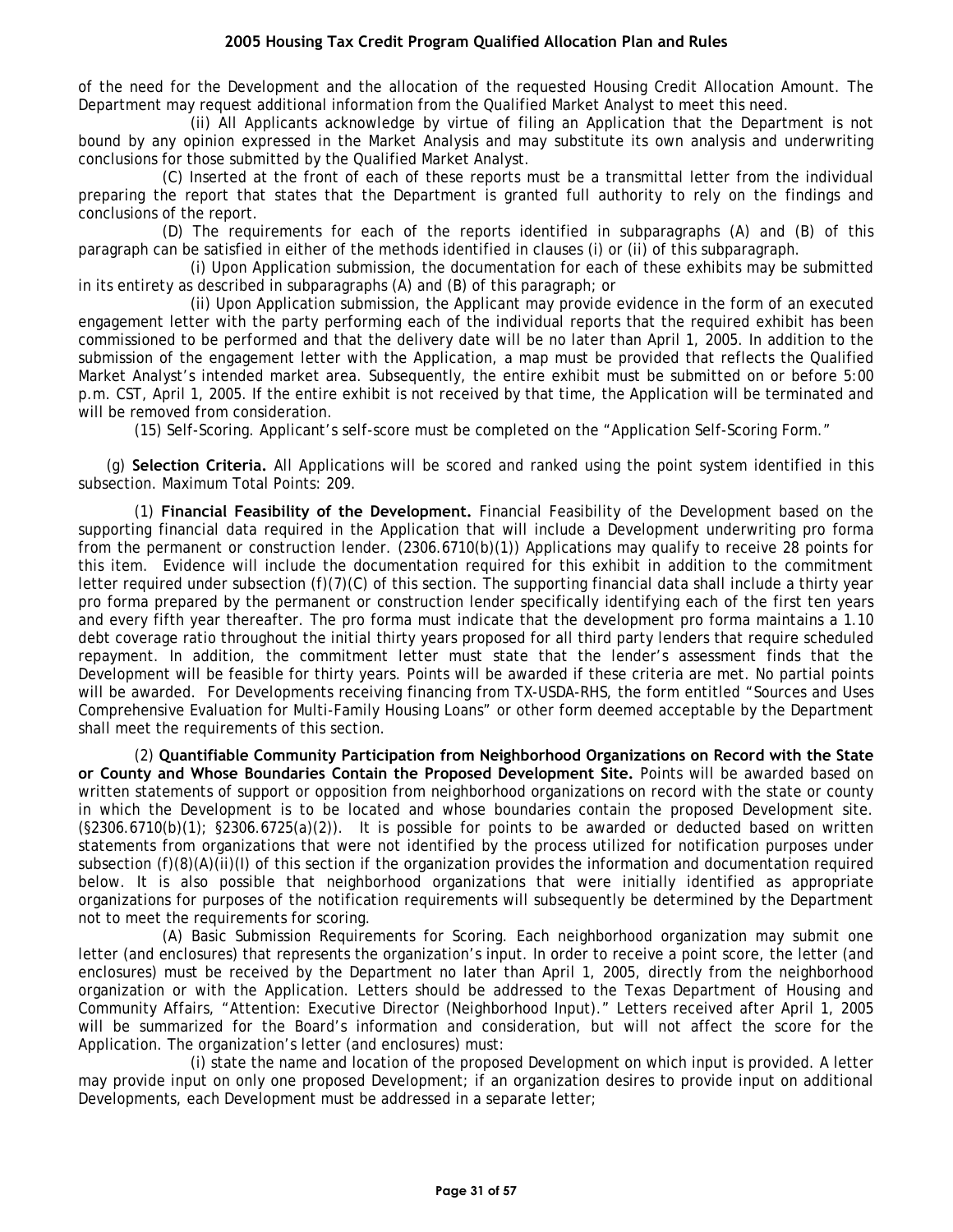of the need for the Development and the allocation of the requested Housing Credit Allocation Amount. The Department may request additional information from the Qualified Market Analyst to meet this need.

(ii) All Applicants acknowledge by virtue of filing an Application that the Department is not bound by any opinion expressed in the Market Analysis and may substitute its own analysis and underwriting conclusions for those submitted by the Qualified Market Analyst.

(C) Inserted at the front of each of these reports must be a transmittal letter from the individual preparing the report that states that the Department is granted full authority to rely on the findings and conclusions of the report.

(D) The requirements for each of the reports identified in subparagraphs (A) and (B) of this paragraph can be satisfied in either of the methods identified in clauses (i) or (ii) of this subparagraph.

(i) Upon Application submission, the documentation for each of these exhibits may be submitted in its entirety as described in subparagraphs (A) and (B) of this paragraph; or

(ii) Upon Application submission, the Applicant may provide evidence in the form of an executed engagement letter with the party performing each of the individual reports that the required exhibit has been commissioned to be performed and that the delivery date will be no later than April 1, 2005. In addition to the submission of the engagement letter with the Application, a map must be provided that reflects the Qualified Market Analyst's intended market area. Subsequently, the entire exhibit must be submitted on or before 5:00 p.m. CST, April 1, 2005. If the entire exhibit is not received by that time, the Application will be terminated and will be removed from consideration.

(15) Self-Scoring. Applicant's self-score must be completed on the "Application Self-Scoring Form."

(g) **Selection Criteria.** All Applications will be scored and ranked using the point system identified in this subsection. Maximum Total Points: 209.

(1) **Financial Feasibility of the Development.** Financial Feasibility of the Development based on the supporting financial data required in the Application that will include a Development underwriting pro forma from the permanent or construction lender. (2306.6710(b)(1)) Applications may qualify to receive 28 points for this item. Evidence will include the documentation required for this exhibit in addition to the commitment letter required under subsection (f)(7)(C) of this section. The supporting financial data shall include a thirty year pro forma prepared by the permanent or construction lender specifically identifying each of the first ten years and every fifth year thereafter. The pro forma must indicate that the development pro forma maintains a 1.10 debt coverage ratio throughout the initial thirty years proposed for all third party lenders that require scheduled repayment. In addition, the commitment letter must state that the lender's assessment finds that the Development will be feasible for thirty years. Points will be awarded if these criteria are met. No partial points will be awarded. For Developments receiving financing from TX-USDA-RHS, the form entitled "Sources and Uses Comprehensive Evaluation for Multi-Family Housing Loans" or other form deemed acceptable by the Department shall meet the requirements of this section.

(2) **Quantifiable Community Participation from Neighborhood Organizations on Record with the State or County and Whose Boundaries Contain the Proposed Development Site.** Points will be awarded based on written statements of support or opposition from neighborhood organizations on record with the state or county in which the Development is to be located and whose boundaries contain the proposed Development site. (§2306.6710(b)(1); §2306.6725(a)(2)). It is possible for points to be awarded or deducted based on written statements from organizations that were not identified by the process utilized for notification purposes under subsection (f)(8)(A)(ii)(I) of this section if the organization provides the information and documentation required below. It is also possible that neighborhood organizations that were initially identified as appropriate organizations for purposes of the notification requirements will subsequently be determined by the Department not to meet the requirements for scoring.

(A) Basic Submission Requirements for Scoring. Each neighborhood organization may submit one letter (and enclosures) that represents the organization's input. In order to receive a point score, the letter (and enclosures) must be received by the Department no later than April 1, 2005, directly from the neighborhood organization or with the Application. Letters should be addressed to the Texas Department of Housing and Community Affairs, "Attention: Executive Director (Neighborhood Input)." Letters received after April 1, 2005 will be summarized for the Board's information and consideration, but will not affect the score for the Application. The organization's letter (and enclosures) must:

(i) state the name and location of the proposed Development on which input is provided. A letter may provide input on only one proposed Development; if an organization desires to provide input on additional Developments, each Development must be addressed in a separate letter;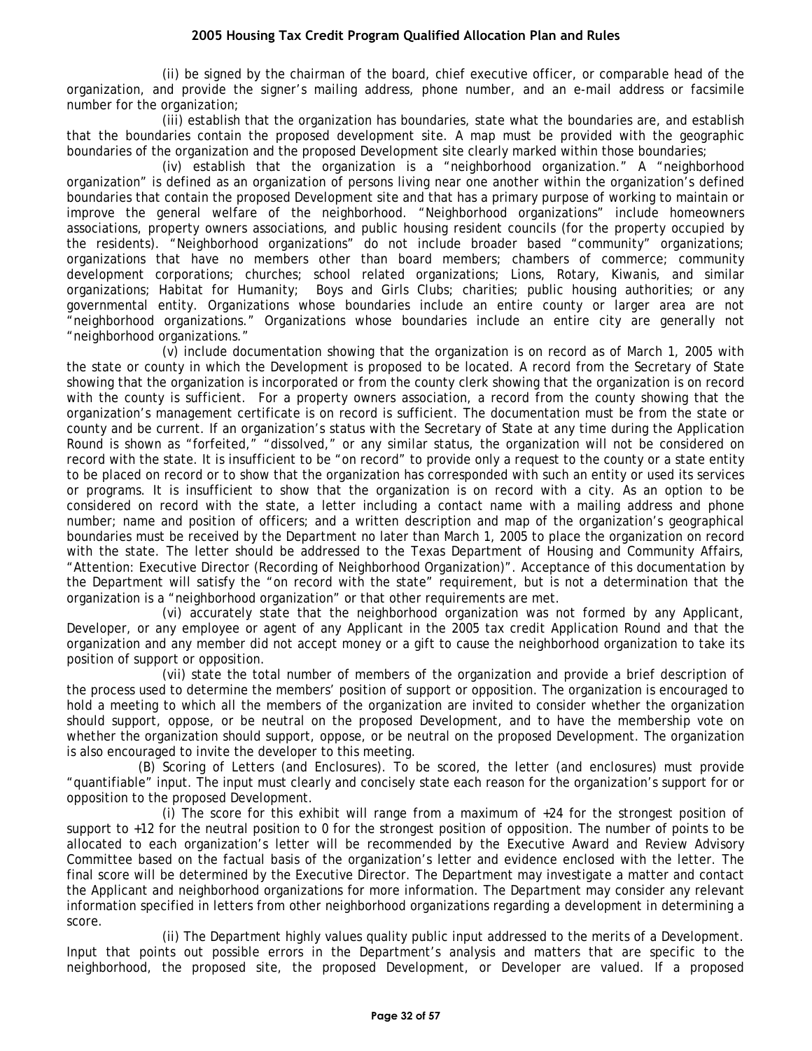(ii) be signed by the chairman of the board, chief executive officer, or comparable head of the organization, and provide the signer's mailing address, phone number, and an e-mail address or facsimile number for the organization;

(iii) establish that the organization has boundaries, state what the boundaries are, and establish that the boundaries contain the proposed development site. A map must be provided with the geographic boundaries of the organization and the proposed Development site clearly marked within those boundaries;

(iv) establish that the organization is a "neighborhood organization." A "neighborhood organization" is defined as an organization of persons living near one another within the organization's defined boundaries that contain the proposed Development site and that has a primary purpose of working to maintain or improve the general welfare of the neighborhood. "Neighborhood organizations" include homeowners associations, property owners associations, and public housing resident councils (for the property occupied by the residents). "Neighborhood organizations" do not include broader based "community" organizations; organizations that have no members other than board members; chambers of commerce; community development corporations; churches; school related organizations; Lions, Rotary, Kiwanis, and similar organizations; Habitat for Humanity; Boys and Girls Clubs; charities; public housing authorities; or any governmental entity. Organizations whose boundaries include an entire county or larger area are not "neighborhood organizations." Organizations whose boundaries include an entire city are generally not "neighborhood organizations."

(v) include documentation showing that the organization is on record as of March 1, 2005 with the state or county in which the Development is proposed to be located. A record from the Secretary of State showing that the organization is incorporated or from the county clerk showing that the organization is on record with the county is sufficient. For a property owners association, a record from the county showing that the organization's management certificate is on record is sufficient. The documentation must be from the state or county and be current. If an organization's status with the Secretary of State at any time during the Application Round is shown as "forfeited," "dissolved," or any similar status, the organization will not be considered on record with the state. It is insufficient to be "on record" to provide only a request to the county or a state entity to be placed on record or to show that the organization has corresponded with such an entity or used its services or programs. It is insufficient to show that the organization is on record with a city. As an option to be considered on record with the state, a letter including a contact name with a mailing address and phone number; name and position of officers; and a written description and map of the organization's geographical boundaries must be received by the Department no later than March 1, 2005 to place the organization on record with the state. The letter should be addressed to the Texas Department of Housing and Community Affairs, "Attention: Executive Director (Recording of Neighborhood Organization)". Acceptance of this documentation by the Department will satisfy the "on record with the state" requirement, but is not a determination that the organization is a "neighborhood organization" or that other requirements are met.

(vi) accurately state that the neighborhood organization was not formed by any Applicant, Developer, or any employee or agent of any Applicant in the 2005 tax credit Application Round and that the organization and any member did not accept money or a gift to cause the neighborhood organization to take its position of support or opposition.

(vii) state the total number of members of the organization and provide a brief description of the process used to determine the members' position of support or opposition. The organization is encouraged to hold a meeting to which all the members of the organization are invited to consider whether the organization should support, oppose, or be neutral on the proposed Development, and to have the membership vote on whether the organization should support, oppose, or be neutral on the proposed Development. The organization is also encouraged to invite the developer to this meeting.

(B) Scoring of Letters (and Enclosures). To be scored, the letter (and enclosures) must provide "quantifiable" input. The input must clearly and concisely state each reason for the organization's support for or opposition to the proposed Development.

(i) The score for this exhibit will range from a maximum of +24 for the strongest position of support to +12 for the neutral position to 0 for the strongest position of opposition. The number of points to be allocated to each organization's letter will be recommended by the Executive Award and Review Advisory Committee based on the factual basis of the organization's letter and evidence enclosed with the letter. The final score will be determined by the Executive Director. The Department may investigate a matter and contact the Applicant and neighborhood organizations for more information. The Department may consider any relevant information specified in letters from other neighborhood organizations regarding a development in determining a score.

(ii) The Department highly values quality public input addressed to the merits of a Development. Input that points out possible errors in the Department's analysis and matters that are specific to the neighborhood, the proposed site, the proposed Development, or Developer are valued. If a proposed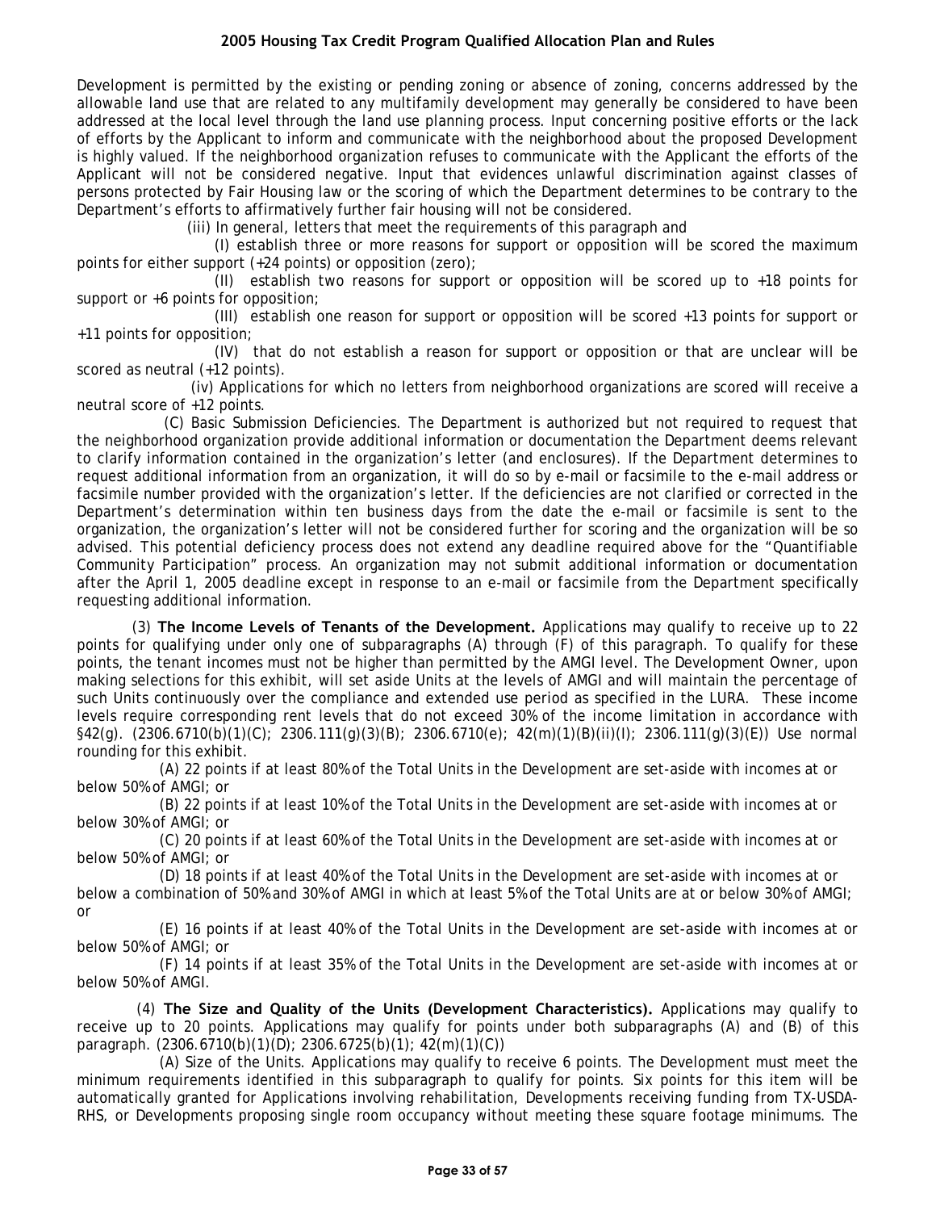Development is permitted by the existing or pending zoning or absence of zoning, concerns addressed by the allowable land use that are related to any multifamily development may generally be considered to have been addressed at the local level through the land use planning process. Input concerning positive efforts or the lack of efforts by the Applicant to inform and communicate with the neighborhood about the proposed Development is highly valued. If the neighborhood organization refuses to communicate with the Applicant the efforts of the Applicant will not be considered negative. Input that evidences unlawful discrimination against classes of persons protected by Fair Housing law or the scoring of which the Department determines to be contrary to the Department's efforts to affirmatively further fair housing will not be considered.

(iii) In general, letters that meet the requirements of this paragraph and

(I) establish three or more reasons for support or opposition will be scored the maximum points for either support (+24 points) or opposition (zero);

(II) establish two reasons for support or opposition will be scored up to +18 points for support or +6 points for opposition;

(III) establish one reason for support or opposition will be scored +13 points for support or +11 points for opposition;

(IV) that do not establish a reason for support or opposition or that are unclear will be scored as neutral (+12 points).

(iv) Applications for which no letters from neighborhood organizations are scored will receive a neutral score of +12 points.

(C) Basic Submission Deficiencies. The Department is authorized but not required to request that the neighborhood organization provide additional information or documentation the Department deems relevant to clarify information contained in the organization's letter (and enclosures). If the Department determines to request additional information from an organization, it will do so by e-mail or facsimile to the e-mail address or facsimile number provided with the organization's letter. If the deficiencies are not clarified or corrected in the Department's determination within ten business days from the date the e-mail or facsimile is sent to the organization, the organization's letter will not be considered further for scoring and the organization will be so advised. This potential deficiency process does not extend any deadline required above for the "Quantifiable Community Participation" process. An organization may not submit additional information or documentation after the April 1, 2005 deadline except in response to an e-mail or facsimile from the Department specifically requesting additional information.

(3) **The Income Levels of Tenants of the Development.** Applications may qualify to receive up to 22 points for qualifying under only one of subparagraphs (A) through (F) of this paragraph. To qualify for these points, the tenant incomes must not be higher than permitted by the AMGI level. The Development Owner, upon making selections for this exhibit, will set aside Units at the levels of AMGI and will maintain the percentage of such Units continuously over the compliance and extended use period as specified in the LURA. These income levels require corresponding rent levels that do not exceed 30% of the income limitation in accordance with §42(g). (2306.6710(b)(1)(C); 2306.111(g)(3)(B); 2306.6710(e); 42(m)(1)(B)(ii)(I); 2306.111(g)(3)(E)) Use normal rounding for this exhibit.

(A) 22 points if at least 80% of the Total Units in the Development are set-aside with incomes at or below 50% of AMGI; or

(B) 22 points if at least 10% of the Total Units in the Development are set-aside with incomes at or below 30% of AMGI; or

(C) 20 points if at least 60% of the Total Units in the Development are set-aside with incomes at or below 50% of AMGI; or

(D) 18 points if at least 40% of the Total Units in the Development are set-aside with incomes at or below a combination of 50% and 30% of AMGI in which at least 5% of the Total Units are at or below 30% of AMGI; or

(E) 16 points if at least 40% of the Total Units in the Development are set-aside with incomes at or below 50% of AMGI; or

(F) 14 points if at least 35% of the Total Units in the Development are set-aside with incomes at or below 50% of AMGI.

(4) **The Size and Quality of the Units (Development Characteristics).** Applications may qualify to receive up to 20 points. Applications may qualify for points under both subparagraphs (A) and (B) of this paragraph. (2306.6710(b)(1)(D); 2306.6725(b)(1); 42(m)(1)(C))

(A) Size of the Units. Applications may qualify to receive 6 points. The Development must meet the minimum requirements identified in this subparagraph to qualify for points. Six points for this item will be automatically granted for Applications involving rehabilitation, Developments receiving funding from TX-USDA-RHS, or Developments proposing single room occupancy without meeting these square footage minimums. The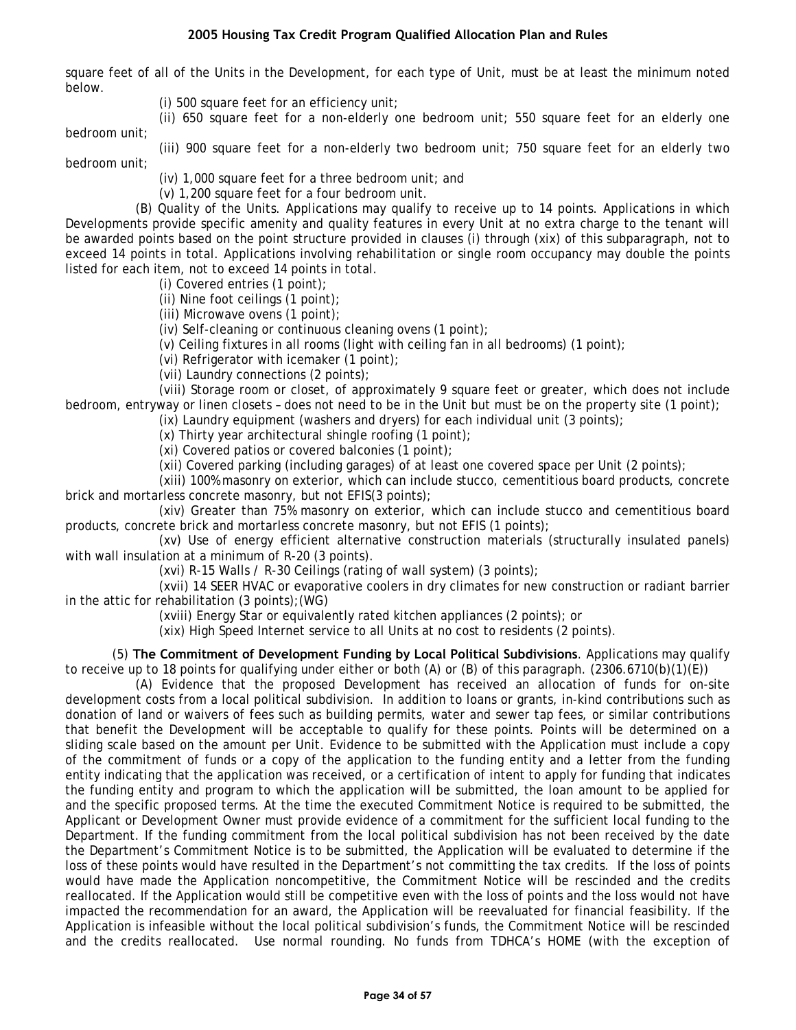square feet of all of the Units in the Development, for each type of Unit, must be at least the minimum noted below.

(i) 500 square feet for an efficiency unit;

(ii) 650 square feet for a non-elderly one bedroom unit; 550 square feet for an elderly one bedroom unit;

(iii) 900 square feet for a non-elderly two bedroom unit; 750 square feet for an elderly two bedroom unit;

(iv) 1,000 square feet for a three bedroom unit; and

(v) 1,200 square feet for a four bedroom unit.

(B) Quality of the Units. Applications may qualify to receive up to 14 points. Applications in which Developments provide specific amenity and quality features in every Unit at no extra charge to the tenant will be awarded points based on the point structure provided in clauses (i) through (xix) of this subparagraph, not to exceed 14 points in total. Applications involving rehabilitation or single room occupancy may double the points listed for each item, not to exceed 14 points in total.

(i) Covered entries (1 point);

(ii) Nine foot ceilings (1 point);

(iii) Microwave ovens (1 point);

(iv) Self-cleaning or continuous cleaning ovens (1 point);

(v) Ceiling fixtures in all rooms (light with ceiling fan in all bedrooms) (1 point);

(vi) Refrigerator with icemaker (1 point);

(vii) Laundry connections (2 points);

(viii) Storage room or closet, of approximately 9 square feet or greater, which does not include bedroom, entryway or linen closets – does not need to be in the Unit but must be on the property site (1 point);

(ix) Laundry equipment (washers and dryers) for each individual unit (3 points);

(x) Thirty year architectural shingle roofing (1 point);

(xi) Covered patios or covered balconies (1 point);

(xii) Covered parking (including garages) of at least one covered space per Unit (2 points);

(xiii) 100% masonry on exterior, which can include stucco, cementitious board products, concrete brick and mortarless concrete masonry, but not EFIS(3 points);

(xiv) Greater than 75% masonry on exterior, which can include stucco and cementitious board products, concrete brick and mortarless concrete masonry, but not EFIS (1 points);

(xv) Use of energy efficient alternative construction materials (structurally insulated panels) with wall insulation at a minimum of R-20 (3 points).

(xvi) R-15 Walls / R-30 Ceilings (rating of wall system) (3 points);

(xvii) 14 SEER HVAC or evaporative coolers in dry climates for new construction or radiant barrier in the attic for rehabilitation (3 points);(WG)

(xviii) Energy Star or equivalently rated kitchen appliances (2 points); or

(xix) High Speed Internet service to all Units at no cost to residents (2 points).

(5) **The Commitment of Development Funding by Local Political Subdivisions**. Applications may qualify to receive up to 18 points for qualifying under either or both (A) or (B) of this paragraph. (2306.6710(b)(1)(E))

(A) Evidence that the proposed Development has received an allocation of funds for on-site development costs from a local political subdivision. In addition to loans or grants, in-kind contributions such as donation of land or waivers of fees such as building permits, water and sewer tap fees, or similar contributions that benefit the Development will be acceptable to qualify for these points. Points will be determined on a sliding scale based on the amount per Unit. Evidence to be submitted with the Application must include a copy of the commitment of funds or a copy of the application to the funding entity and a letter from the funding entity indicating that the application was received, or a certification of intent to apply for funding that indicates the funding entity and program to which the application will be submitted, the loan amount to be applied for and the specific proposed terms. At the time the executed Commitment Notice is required to be submitted, the Applicant or Development Owner must provide evidence of a commitment for the sufficient local funding to the Department. If the funding commitment from the local political subdivision has not been received by the date the Department's Commitment Notice is to be submitted, the Application will be evaluated to determine if the loss of these points would have resulted in the Department's not committing the tax credits. If the loss of points would have made the Application noncompetitive, the Commitment Notice will be rescinded and the credits reallocated. If the Application would still be competitive even with the loss of points and the loss would not have impacted the recommendation for an award, the Application will be reevaluated for financial feasibility. If the Application is infeasible without the local political subdivision's funds, the Commitment Notice will be rescinded and the credits reallocated. Use normal rounding. No funds from TDHCA's HOME (with the exception of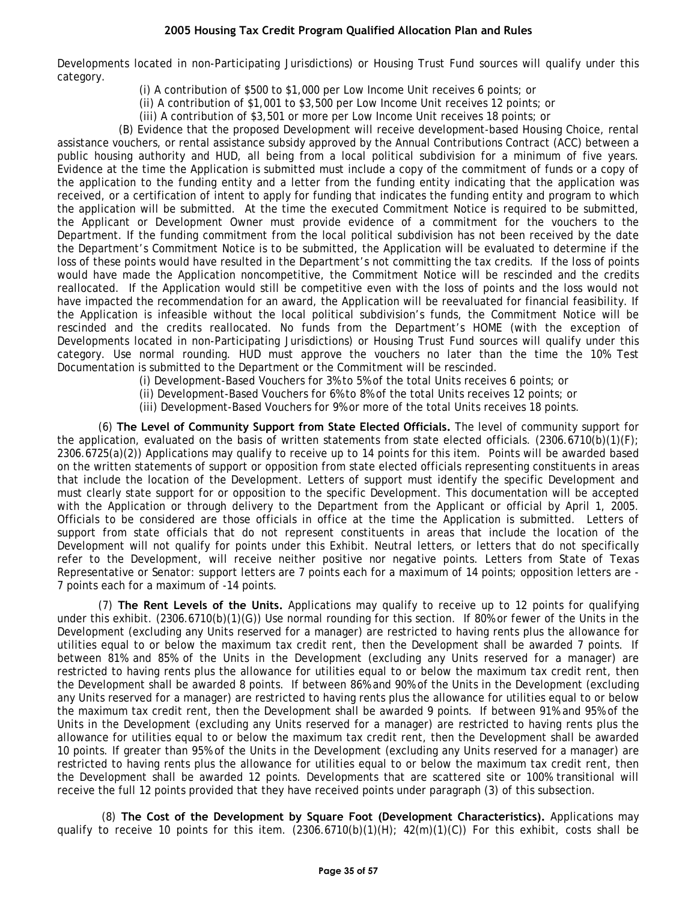Developments located in non-Participating Jurisdictions) or Housing Trust Fund sources will qualify under this category.

(i) A contribution of $500 to $1,000 per Low Income Unit receives 6 points; or

(ii) A contribution of $1,001 to $3,500 per Low Income Unit receives 12 points; or

(iii) A contribution of $3,501 or more per Low Income Unit receives 18 points; or

(B) Evidence that the proposed Development will receive development-based Housing Choice, rental assistance vouchers, or rental assistance subsidy approved by the Annual Contributions Contract (ACC) between a public housing authority and HUD, all being from a local political subdivision for a minimum of five years. Evidence at the time the Application is submitted must include a copy of the commitment of funds or a copy of the application to the funding entity and a letter from the funding entity indicating that the application was received, or a certification of intent to apply for funding that indicates the funding entity and program to which the application will be submitted. At the time the executed Commitment Notice is required to be submitted, the Applicant or Development Owner must provide evidence of a commitment for the vouchers to the Department. If the funding commitment from the local political subdivision has not been received by the date the Department's Commitment Notice is to be submitted, the Application will be evaluated to determine if the loss of these points would have resulted in the Department's not committing the tax credits. If the loss of points would have made the Application noncompetitive, the Commitment Notice will be rescinded and the credits reallocated. If the Application would still be competitive even with the loss of points and the loss would not have impacted the recommendation for an award, the Application will be reevaluated for financial feasibility. If the Application is infeasible without the local political subdivision's funds, the Commitment Notice will be rescinded and the credits reallocated. No funds from the Department's HOME (with the exception of Developments located in non-Participating Jurisdictions) or Housing Trust Fund sources will qualify under this category. Use normal rounding. HUD must approve the vouchers no later than the time the 10% Test Documentation is submitted to the Department or the Commitment will be rescinded.

(i) Development-Based Vouchers for 3% to 5% of the total Units receives 6 points; or

(ii) Development-Based Vouchers for 6% to 8% of the total Units receives 12 points; or

(iii) Development-Based Vouchers for 9% or more of the total Units receives 18 points.

(6) **The Level of Community Support from State Elected Officials.** The level of community support for the application, evaluated on the basis of written statements from state elected officials. (2306.6710(b)(1)(F); 2306.6725(a)(2)) Applications may qualify to receive up to 14 points for this item. Points will be awarded based on the written statements of support or opposition from state elected officials representing constituents in areas that include the location of the Development. Letters of support must identify the specific Development and must clearly state support for or opposition to the specific Development. This documentation will be accepted with the Application or through delivery to the Department from the Applicant or official by April 1, 2005. Officials to be considered are those officials in office at the time the Application is submitted. Letters of support from state officials that do not represent constituents in areas that include the location of the Development will not qualify for points under this Exhibit. Neutral letters, or letters that do not specifically refer to the Development, will receive neither positive nor negative points. Letters from State of Texas Representative or Senator: support letters are 7 points each for a maximum of 14 points; opposition letters are -7 points each for a maximum of -14 points.

(7) **The Rent Levels of the Units.** Applications may qualify to receive up to 12 points for qualifying under this exhibit. (2306.6710(b)(1)(G)) Use normal rounding for this section. If 80% or fewer of the Units in the Development (excluding any Units reserved for a manager) are restricted to having rents plus the allowance for utilities equal to or below the maximum tax credit rent, then the Development shall be awarded 7 points. If between 81% and 85% of the Units in the Development (excluding any Units reserved for a manager) are restricted to having rents plus the allowance for utilities equal to or below the maximum tax credit rent, then the Development shall be awarded 8 points. If between 86% and 90% of the Units in the Development (excluding any Units reserved for a manager) are restricted to having rents plus the allowance for utilities equal to or below the maximum tax credit rent, then the Development shall be awarded 9 points. If between 91% and 95% of the Units in the Development (excluding any Units reserved for a manager) are restricted to having rents plus the allowance for utilities equal to or below the maximum tax credit rent, then the Development shall be awarded 10 points. If greater than 95% of the Units in the Development (excluding any Units reserved for a manager) are restricted to having rents plus the allowance for utilities equal to or below the maximum tax credit rent, then the Development shall be awarded 12 points. Developments that are scattered site or 100% transitional will receive the full 12 points provided that they have received points under paragraph (3) of this subsection.

(8) **The Cost of the Development by Square Foot (Development Characteristics).** Applications may qualify to receive 10 points for this item. (2306.6710(b)(1)(H); 42(m)(1)(C)) For this exhibit, costs shall be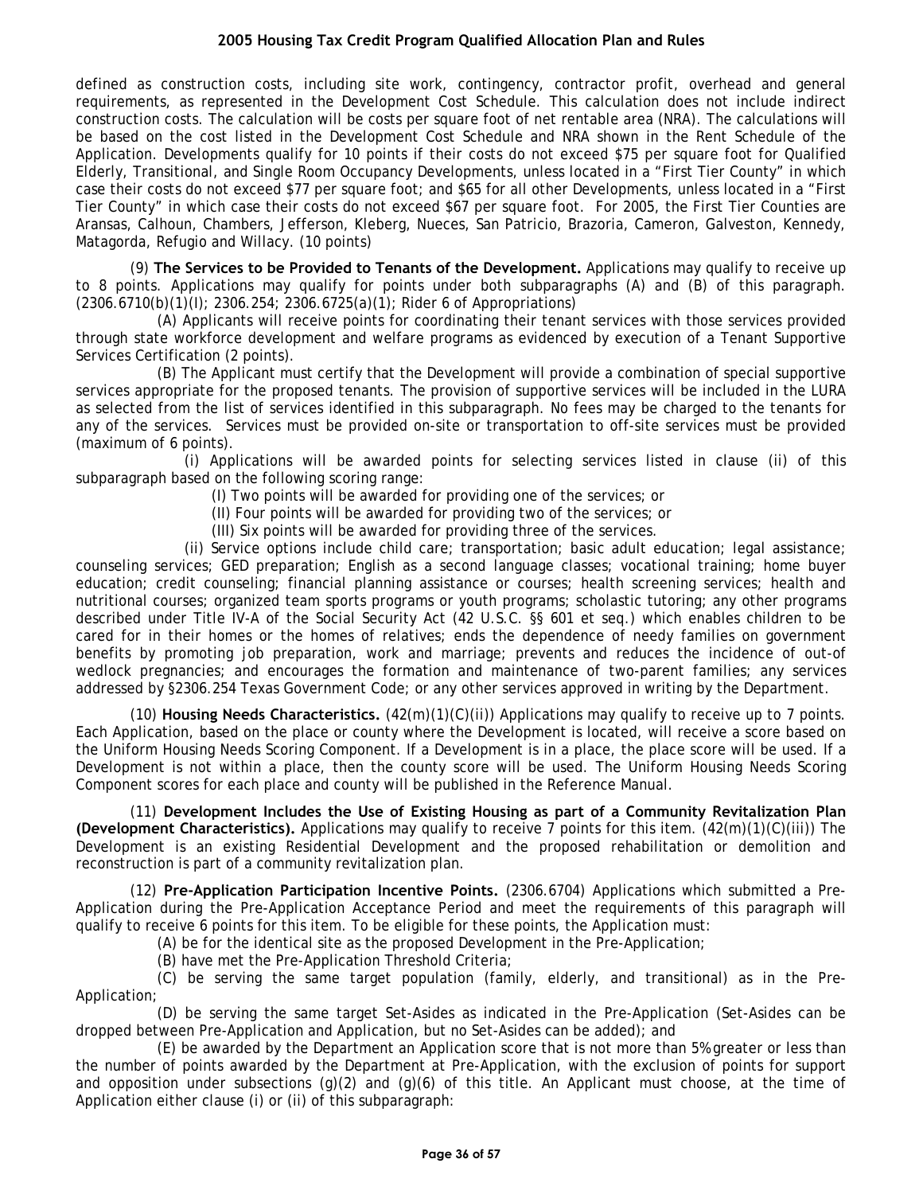defined as construction costs, including site work, contingency, contractor profit, overhead and general requirements, as represented in the Development Cost Schedule. This calculation does not include indirect construction costs. The calculation will be costs per square foot of net rentable area (NRA). The calculations will be based on the cost listed in the Development Cost Schedule and NRA shown in the Rent Schedule of the Application. Developments qualify for 10 points if their costs do not exceed $75 per square foot for Qualified Elderly, Transitional, and Single Room Occupancy Developments, unless located in a "First Tier County" in which case their costs do not exceed $77 per square foot; and $65 for all other Developments, unless located in a "First Tier County" in which case their costs do not exceed $67 per square foot. For 2005, the First Tier Counties are Aransas, Calhoun, Chambers, Jefferson, Kleberg, Nueces, San Patricio, Brazoria, Cameron, Galveston, Kennedy, Matagorda, Refugio and Willacy. (10 points)

(9) **The Services to be Provided to Tenants of the Development.** Applications may qualify to receive up to 8 points. Applications may qualify for points under both subparagraphs (A) and (B) of this paragraph. (2306.6710(b)(1)(I); 2306.254; 2306.6725(a)(1); Rider 6 of Appropriations)

(A) Applicants will receive points for coordinating their tenant services with those services provided through state workforce development and welfare programs as evidenced by execution of a Tenant Supportive Services Certification (2 points).

(B) The Applicant must certify that the Development will provide a combination of special supportive services appropriate for the proposed tenants. The provision of supportive services will be included in the LURA as selected from the list of services identified in this subparagraph. No fees may be charged to the tenants for any of the services. Services must be provided on-site or transportation to off-site services must be provided (maximum of 6 points).

(i) Applications will be awarded points for selecting services listed in clause (ii) of this subparagraph based on the following scoring range:

(I) Two points will be awarded for providing one of the services; or

(II) Four points will be awarded for providing two of the services; or

(III) Six points will be awarded for providing three of the services.

(ii) Service options include child care; transportation; basic adult education; legal assistance; counseling services; GED preparation; English as a second language classes; vocational training; home buyer education; credit counseling; financial planning assistance or courses; health screening services; health and nutritional courses; organized team sports programs or youth programs; scholastic tutoring; any other programs described under Title IV-A of the Social Security Act (42 U.S.C. §§ 601 et seq.) which enables children to be cared for in their homes or the homes of relatives; ends the dependence of needy families on government benefits by promoting job preparation, work and marriage; prevents and reduces the incidence of out-of wedlock pregnancies; and encourages the formation and maintenance of two-parent families; any services addressed by §2306.254 Texas Government Code; or any other services approved in writing by the Department.

(10) **Housing Needs Characteristics.** (42(m)(1)(C)(ii)) Applications may qualify to receive up to 7 points. Each Application, based on the place or county where the Development is located, will receive a score based on the Uniform Housing Needs Scoring Component. If a Development is in a place, the place score will be used. If a Development is not within a place, then the county score will be used. The Uniform Housing Needs Scoring Component scores for each place and county will be published in the Reference Manual.

(11) **Development Includes the Use of Existing Housing as part of a Community Revitalization Plan (Development Characteristics).** Applications may qualify to receive 7 points for this item. (42(m)(1)(C)(iii)) The Development is an existing Residential Development and the proposed rehabilitation or demolition and reconstruction is part of a community revitalization plan.

(12) **Pre-Application Participation Incentive Points.** (2306.6704) Applications which submitted a Pre-Application during the Pre-Application Acceptance Period and meet the requirements of this paragraph will qualify to receive 6 points for this item. To be eligible for these points, the Application must:

(A) be for the identical site as the proposed Development in the Pre-Application;

(B) have met the Pre-Application Threshold Criteria;

(C) be serving the same target population (family, elderly, and transitional) as in the Pre-Application;

(D) be serving the same target Set-Asides as indicated in the Pre-Application (Set-Asides can be dropped between Pre-Application and Application, but no Set-Asides can be added); and

(E) be awarded by the Department an Application score that is not more than 5% greater or less than the number of points awarded by the Department at Pre-Application, with the exclusion of points for support and opposition under subsections (g)(2) and (g)(6) of this title. An Applicant must choose, at the time of Application either clause (i) or (ii) of this subparagraph: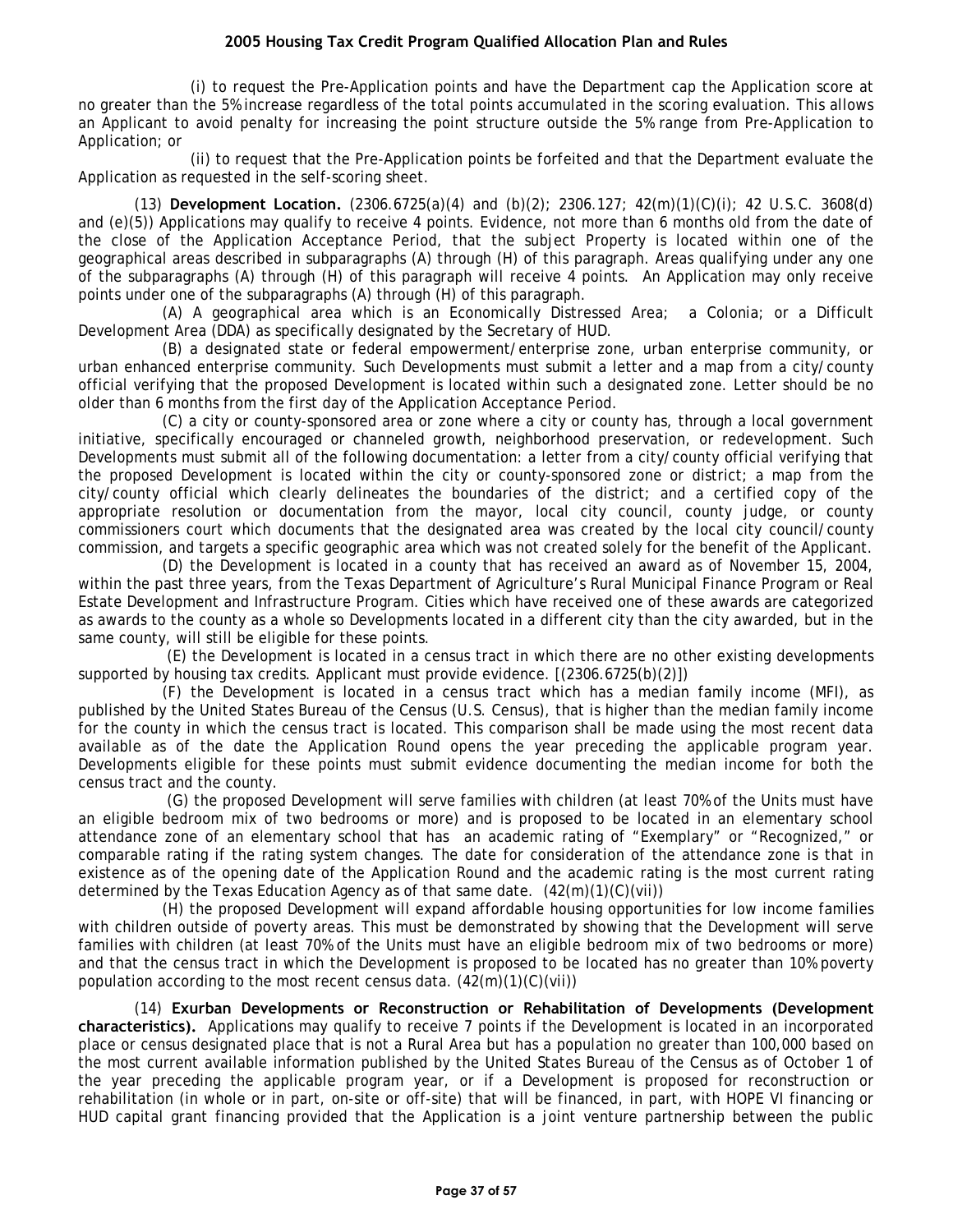(i) to request the Pre-Application points and have the Department cap the Application score at no greater than the 5% increase regardless of the total points accumulated in the scoring evaluation. This allows an Applicant to avoid penalty for increasing the point structure outside the 5% range from Pre-Application to Application; or

(ii) to request that the Pre-Application points be forfeited and that the Department evaluate the Application as requested in the self-scoring sheet.

(13) **Development Location.** (2306.6725(a)(4) and (b)(2); 2306.127; 42(m)(1)(C)(i); 42 U.S.C. 3608(d) and (e)(5)) Applications may qualify to receive 4 points. Evidence, not more than 6 months old from the date of the close of the Application Acceptance Period, that the subject Property is located within one of the geographical areas described in subparagraphs (A) through (H) of this paragraph. Areas qualifying under any one of the subparagraphs (A) through (H) of this paragraph will receive 4 points. An Application may only receive points under one of the subparagraphs (A) through (H) of this paragraph.

(A) A geographical area which is an Economically Distressed Area; a Colonia; or a Difficult Development Area (DDA) as specifically designated by the Secretary of HUD.

(B) a designated state or federal empowerment/enterprise zone, urban enterprise community, or urban enhanced enterprise community. Such Developments must submit a letter and a map from a city/county official verifying that the proposed Development is located within such a designated zone. Letter should be no older than 6 months from the first day of the Application Acceptance Period.

(C) a city or county-sponsored area or zone where a city or county has, through a local government initiative, specifically encouraged or channeled growth, neighborhood preservation, or redevelopment. Such Developments must submit all of the following documentation: a letter from a city/county official verifying that the proposed Development is located within the city or county-sponsored zone or district; a map from the city/county official which clearly delineates the boundaries of the district; and a certified copy of the appropriate resolution or documentation from the mayor, local city council, county judge, or county commissioners court which documents that the designated area was created by the local city council/county commission, and targets a specific geographic area which was not created solely for the benefit of the Applicant.

(D) the Development is located in a county that has received an award as of November 15, 2004, within the past three years, from the Texas Department of Agriculture's Rural Municipal Finance Program or Real Estate Development and Infrastructure Program. Cities which have received one of these awards are categorized as awards to the county as a whole so Developments located in a different city than the city awarded, but in the same county, will still be eligible for these points.

(E) the Development is located in a census tract in which there are no other existing developments supported by housing tax credits. Applicant must provide evidence. [(2306.6725(b)(2)])

(F) the Development is located in a census tract which has a median family income (MFI), as published by the United States Bureau of the Census (U.S. Census), that is higher than the median family income for the county in which the census tract is located. This comparison shall be made using the most recent data available as of the date the Application Round opens the year preceding the applicable program year. Developments eligible for these points must submit evidence documenting the median income for both the census tract and the county.

(G) the proposed Development will serve families with children (at least 70% of the Units must have an eligible bedroom mix of two bedrooms or more) and is proposed to be located in an elementary school attendance zone of an elementary school that has an academic rating of "Exemplary" or "Recognized," or comparable rating if the rating system changes. The date for consideration of the attendance zone is that in existence as of the opening date of the Application Round and the academic rating is the most current rating determined by the Texas Education Agency as of that same date. (42(m)(1)(C)(vii))

(H) the proposed Development will expand affordable housing opportunities for low income families with children outside of poverty areas. This must be demonstrated by showing that the Development will serve families with children (at least 70% of the Units must have an eligible bedroom mix of two bedrooms or more) and that the census tract in which the Development is proposed to be located has no greater than 10% poverty population according to the most recent census data. (42(m)(1)(C)(vii))

(14) **Exurban Developments or Reconstruction or Rehabilitation of Developments (Development characteristics).** Applications may qualify to receive 7 points if the Development is located in an incorporated place or census designated place that is not a Rural Area but has a population no greater than 100,000 based on the most current available information published by the United States Bureau of the Census as of October 1 of the year preceding the applicable program year, or if a Development is proposed for reconstruction or rehabilitation (in whole or in part, on-site or off-site) that will be financed, in part, with HOPE VI financing or HUD capital grant financing provided that the Application is a joint venture partnership between the public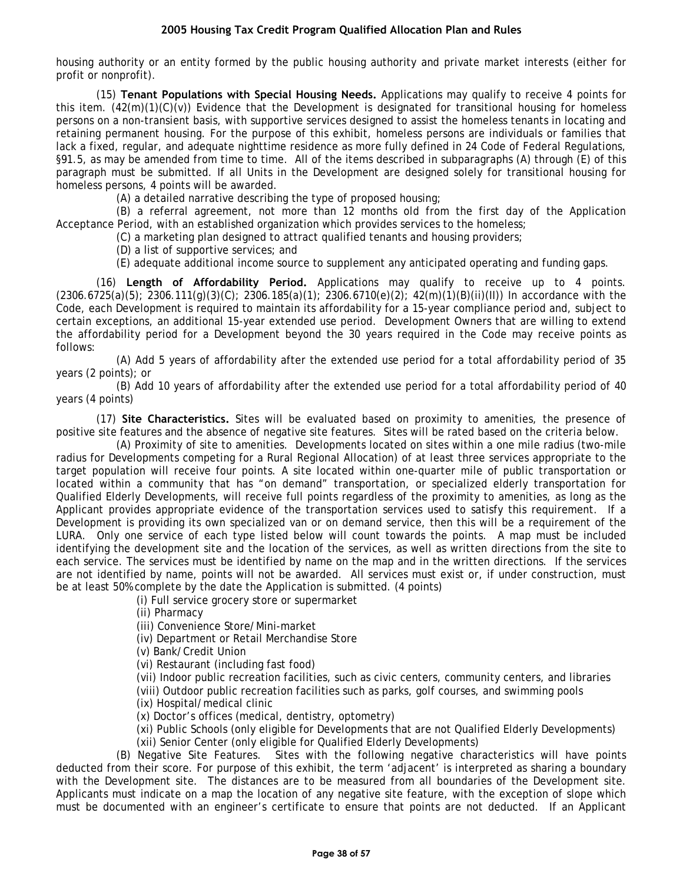housing authority or an entity formed by the public housing authority and private market interests (either for profit or nonprofit).

(15) **Tenant Populations with Special Housing Needs.** Applications may qualify to receive 4 points for this item. (42(m)(1)(C)(v)) Evidence that the Development is designated for transitional housing for homeless persons on a non-transient basis, with supportive services designed to assist the homeless tenants in locating and retaining permanent housing. For the purpose of this exhibit, homeless persons are individuals or families that lack a fixed, regular, and adequate nighttime residence as more fully defined in 24 Code of Federal Regulations, §91.5, as may be amended from time to time. All of the items described in subparagraphs (A) through (E) of this paragraph must be submitted. If all Units in the Development are designed solely for transitional housing for homeless persons, 4 points will be awarded.

(A) a detailed narrative describing the type of proposed housing;

(B) a referral agreement, not more than 12 months old from the first day of the Application Acceptance Period, with an established organization which provides services to the homeless;

(C) a marketing plan designed to attract qualified tenants and housing providers;

(D) a list of supportive services; and

(E) adequate additional income source to supplement any anticipated operating and funding gaps.

(16) **Length of Affordability Period.** Applications may qualify to receive up to 4 points. (2306.6725(a)(5); 2306.111(g)(3)(C); 2306.185(a)(1); 2306.6710(e)(2); 42(m)(1)(B)(ii)(II)) In accordance with the Code, each Development is required to maintain its affordability for a 15-year compliance period and, subject to certain exceptions, an additional 15-year extended use period. Development Owners that are willing to extend the affordability period for a Development beyond the 30 years required in the Code may receive points as follows:

(A) Add 5 years of affordability after the extended use period for a total affordability period of 35 years (2 points); or

(B) Add 10 years of affordability after the extended use period for a total affordability period of 40 years (4 points)

(17) **Site Characteristics.** Sites will be evaluated based on proximity to amenities, the presence of positive site features and the absence of negative site features. Sites will be rated based on the criteria below.

(A) Proximity of site to amenities. Developments located on sites within a one mile radius (two-mile radius for Developments competing for a Rural Regional Allocation) of at least three services appropriate to the target population will receive four points. A site located within one-quarter mile of public transportation or located within a community that has "on demand" transportation, or specialized elderly transportation for Qualified Elderly Developments, will receive full points regardless of the proximity to amenities, as long as the Applicant provides appropriate evidence of the transportation services used to satisfy this requirement. If a Development is providing its own specialized van or on demand service, then this will be a requirement of the LURA. Only one service of each type listed below will count towards the points. A map must be included identifying the development site and the location of the services, as well as written directions from the site to each service. The services must be identified by name on the map and in the written directions. If the services are not identified by name, points will not be awarded. All services must exist or, if under construction, must be at least 50% complete by the date the Application is submitted. (4 points)

(i) Full service grocery store or supermarket

(ii) Pharmacy

(iii) Convenience Store/Mini-market

(iv) Department or Retail Merchandise Store

(v) Bank/Credit Union

(vi) Restaurant (including fast food)

(vii) Indoor public recreation facilities, such as civic centers, community centers, and libraries

(viii) Outdoor public recreation facilities such as parks, golf courses, and swimming pools

(ix) Hospital/medical clinic

(x) Doctor's offices (medical, dentistry, optometry)

(xi) Public Schools (only eligible for Developments that are not Qualified Elderly Developments)

(xii) Senior Center (only eligible for Qualified Elderly Developments)

(B) Negative Site Features. Sites with the following negative characteristics will have points deducted from their score. For purpose of this exhibit, the term 'adjacent' is interpreted as sharing a boundary with the Development site. The distances are to be measured from all boundaries of the Development site. Applicants must indicate on a map the location of any negative site feature, with the exception of slope which must be documented with an engineer's certificate to ensure that points are not deducted. If an Applicant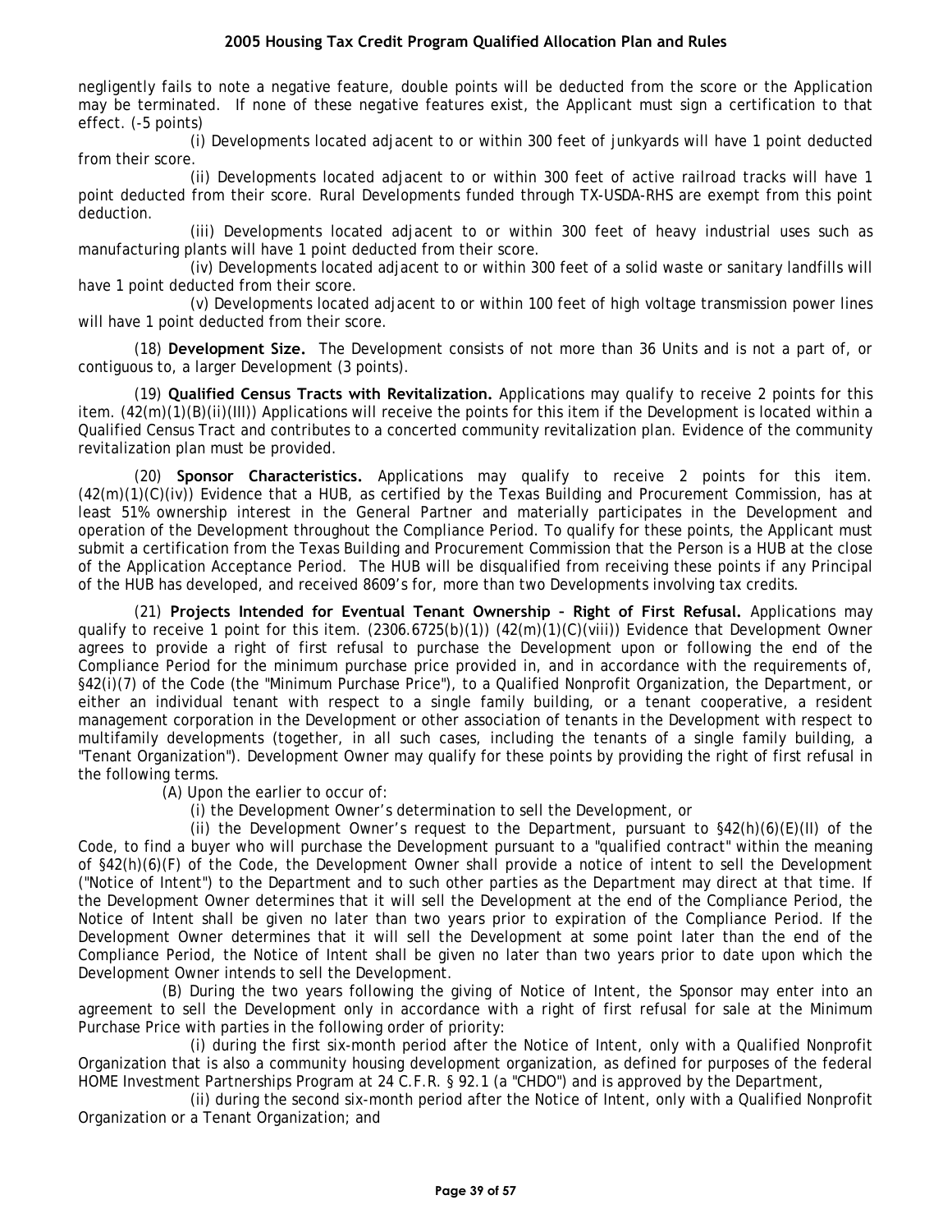negligently fails to note a negative feature, double points will be deducted from the score or the Application may be terminated. If none of these negative features exist, the Applicant must sign a certification to that effect. (-5 points)

(i) Developments located adjacent to or within 300 feet of junkyards will have 1 point deducted from their score.

(ii) Developments located adjacent to or within 300 feet of active railroad tracks will have 1 point deducted from their score. Rural Developments funded through TX-USDA-RHS are exempt from this point deduction.

(iii) Developments located adjacent to or within 300 feet of heavy industrial uses such as manufacturing plants will have 1 point deducted from their score.

(iv) Developments located adjacent to or within 300 feet of a solid waste or sanitary landfills will have 1 point deducted from their score.

(v) Developments located adjacent to or within 100 feet of high voltage transmission power lines will have 1 point deducted from their score.

(18) **Development Size.** The Development consists of not more than 36 Units and is not a part of, or contiguous to, a larger Development (3 points).

(19) **Qualified Census Tracts with Revitalization.** Applications may qualify to receive 2 points for this item. (42(m)(1)(B)(ii)(III)) Applications will receive the points for this item if the Development is located within a Qualified Census Tract and contributes to a concerted community revitalization plan. Evidence of the community revitalization plan must be provided.

(20) **Sponsor Characteristics.** Applications may qualify to receive 2 points for this item. (42(m)(1)(C)(iv)) Evidence that a HUB, as certified by the Texas Building and Procurement Commission, has at least 51% ownership interest in the General Partner and materially participates in the Development and operation of the Development throughout the Compliance Period. To qualify for these points, the Applicant must submit a certification from the Texas Building and Procurement Commission that the Person is a HUB at the close of the Application Acceptance Period. The HUB will be disqualified from receiving these points if any Principal of the HUB has developed, and received 8609's for, more than two Developments involving tax credits.

(21) **Projects Intended for Eventual Tenant Ownership – Right of First Refusal.** Applications may qualify to receive 1 point for this item. (2306.6725(b)(1)) (42(m)(1)(C)(viii)) Evidence that Development Owner agrees to provide a right of first refusal to purchase the Development upon or following the end of the Compliance Period for the minimum purchase price provided in, and in accordance with the requirements of, §42(i)(7) of the Code (the "Minimum Purchase Price"), to a Qualified Nonprofit Organization, the Department, or either an individual tenant with respect to a single family building, or a tenant cooperative, a resident management corporation in the Development or other association of tenants in the Development with respect to multifamily developments (together, in all such cases, including the tenants of a single family building, a "Tenant Organization"). Development Owner may qualify for these points by providing the right of first refusal in the following terms.

(A) Upon the earlier to occur of:

(i) the Development Owner's determination to sell the Development, or

(ii) the Development Owner's request to the Department, pursuant to §42(h)(6)(E)(II) of the Code, to find a buyer who will purchase the Development pursuant to a "qualified contract" within the meaning of §42(h)(6)(F) of the Code, the Development Owner shall provide a notice of intent to sell the Development ("Notice of Intent") to the Department and to such other parties as the Department may direct at that time. If the Development Owner determines that it will sell the Development at the end of the Compliance Period, the Notice of Intent shall be given no later than two years prior to expiration of the Compliance Period. If the Development Owner determines that it will sell the Development at some point later than the end of the Compliance Period, the Notice of Intent shall be given no later than two years prior to date upon which the Development Owner intends to sell the Development.

(B) During the two years following the giving of Notice of Intent, the Sponsor may enter into an agreement to sell the Development only in accordance with a right of first refusal for sale at the Minimum Purchase Price with parties in the following order of priority:

(i) during the first six-month period after the Notice of Intent, only with a Qualified Nonprofit Organization that is also a community housing development organization, as defined for purposes of the federal HOME Investment Partnerships Program at 24 C.F.R. § 92.1 (a "CHDO") and is approved by the Department,

(ii) during the second six-month period after the Notice of Intent, only with a Qualified Nonprofit Organization or a Tenant Organization; and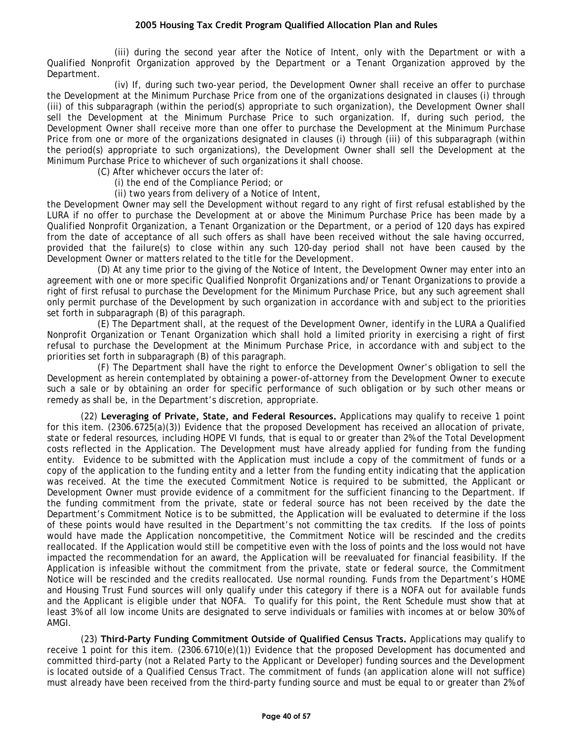(iii) during the second year after the Notice of Intent, only with the Department or with a Qualified Nonprofit Organization approved by the Department or a Tenant Organization approved by the Department.

(iv) If, during such two-year period, the Development Owner shall receive an offer to purchase the Development at the Minimum Purchase Price from one of the organizations designated in clauses (i) through (iii) of this subparagraph (within the period(s) appropriate to such organization), the Development Owner shall sell the Development at the Minimum Purchase Price to such organization. If, during such period, the Development Owner shall receive more than one offer to purchase the Development at the Minimum Purchase Price from one or more of the organizations designated in clauses (i) through (iii) of this subparagraph (within the period(s) appropriate to such organizations), the Development Owner shall sell the Development at the Minimum Purchase Price to whichever of such organizations it shall choose.

(C) After whichever occurs the later of:

(i) the end of the Compliance Period; or

(ii) two years from delivery of a Notice of Intent,

the Development Owner may sell the Development without regard to any right of first refusal established by the LURA if no offer to purchase the Development at or above the Minimum Purchase Price has been made by a Qualified Nonprofit Organization, a Tenant Organization or the Department, or a period of 120 days has expired from the date of acceptance of all such offers as shall have been received without the sale having occurred, provided that the failure(s) to close within any such 120-day period shall not have been caused by the Development Owner or matters related to the title for the Development.

(D) At any time prior to the giving of the Notice of Intent, the Development Owner may enter into an agreement with one or more specific Qualified Nonprofit Organizations and/or Tenant Organizations to provide a right of first refusal to purchase the Development for the Minimum Purchase Price, but any such agreement shall only permit purchase of the Development by such organization in accordance with and subject to the priorities set forth in subparagraph (B) of this paragraph.

(E) The Department shall, at the request of the Development Owner, identify in the LURA a Qualified Nonprofit Organization or Tenant Organization which shall hold a limited priority in exercising a right of first refusal to purchase the Development at the Minimum Purchase Price, in accordance with and subject to the priorities set forth in subparagraph (B) of this paragraph.

(F) The Department shall have the right to enforce the Development Owner's obligation to sell the Development as herein contemplated by obtaining a power-of-attorney from the Development Owner to execute such a sale or by obtaining an order for specific performance of such obligation or by such other means or remedy as shall be, in the Department's discretion, appropriate.

(22) **Leveraging of Private, State, and Federal Resources.** Applications may qualify to receive 1 point for this item. (2306.6725(a)(3)) Evidence that the proposed Development has received an allocation of private, state or federal resources, including HOPE VI funds, that is equal to or greater than 2% of the Total Development costs reflected in the Application. The Development must have already applied for funding from the funding entity. Evidence to be submitted with the Application must include a copy of the commitment of funds or a copy of the application to the funding entity and a letter from the funding entity indicating that the application was received. At the time the executed Commitment Notice is required to be submitted, the Applicant or Development Owner must provide evidence of a commitment for the sufficient financing to the Department. If the funding commitment from the private, state or federal source has not been received by the date the Department's Commitment Notice is to be submitted, the Application will be evaluated to determine if the loss of these points would have resulted in the Department's not committing the tax credits. If the loss of points would have made the Application noncompetitive, the Commitment Notice will be rescinded and the credits reallocated. If the Application would still be competitive even with the loss of points and the loss would not have impacted the recommendation for an award, the Application will be reevaluated for financial feasibility. If the Application is infeasible without the commitment from the private, state or federal source, the Commitment Notice will be rescinded and the credits reallocated. Use normal rounding. Funds from the Department's HOME and Housing Trust Fund sources will only qualify under this category if there is a NOFA out for available funds and the Applicant is eligible under that NOFA. To qualify for this point, the Rent Schedule must show that at least 3% of all low income Units are designated to serve individuals or families with incomes at or below 30% of AMGI.

(23) **Third-Party Funding Commitment Outside of Qualified Census Tracts.** Applications may qualify to receive 1 point for this item. (2306.6710(e)(1)) Evidence that the proposed Development has documented and committed third-party (not a Related Party to the Applicant or Developer) funding sources and the Development is located outside of a Qualified Census Tract. The commitment of funds (an application alone will not suffice) must already have been received from the third-party funding source and must be equal to or greater than 2% of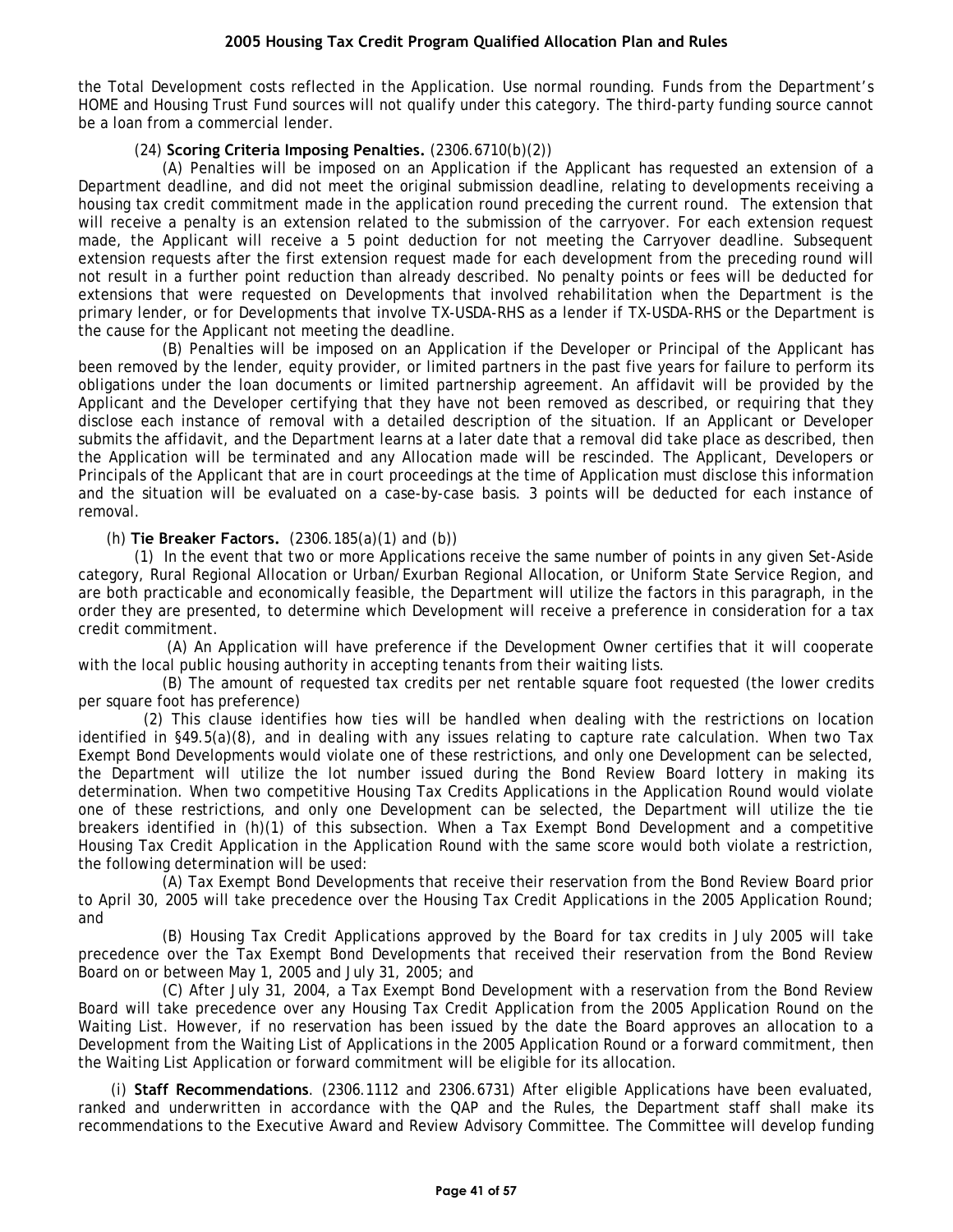the Total Development costs reflected in the Application. Use normal rounding. Funds from the Department's HOME and Housing Trust Fund sources will not qualify under this category. The third-party funding source cannot be a loan from a commercial lender.

(24) **Scoring Criteria Imposing Penalties.** (2306.6710(b)(2))

(A) Penalties will be imposed on an Application if the Applicant has requested an extension of a Department deadline, and did not meet the original submission deadline, relating to developments receiving a housing tax credit commitment made in the application round preceding the current round. The extension that will receive a penalty is an extension related to the submission of the carryover. For each extension request made, the Applicant will receive a 5 point deduction for not meeting the Carryover deadline. Subsequent extension requests after the first extension request made for each development from the preceding round will not result in a further point reduction than already described. No penalty points or fees will be deducted for extensions that were requested on Developments that involved rehabilitation when the Department is the primary lender, or for Developments that involve TX-USDA-RHS as a lender if TX-USDA-RHS or the Department is the cause for the Applicant not meeting the deadline.

(B) Penalties will be imposed on an Application if the Developer or Principal of the Applicant has been removed by the lender, equity provider, or limited partners in the past five years for failure to perform its obligations under the loan documents or limited partnership agreement. An affidavit will be provided by the Applicant and the Developer certifying that they have not been removed as described, or requiring that they disclose each instance of removal with a detailed description of the situation. If an Applicant or Developer submits the affidavit, and the Department learns at a later date that a removal did take place as described, then the Application will be terminated and any Allocation made will be rescinded. The Applicant, Developers or Principals of the Applicant that are in court proceedings at the time of Application must disclose this information and the situation will be evaluated on a case-by-case basis. 3 points will be deducted for each instance of removal.

(h) **Tie Breaker Factors.** (2306.185(a)(1) and (b))

(1) In the event that two or more Applications receive the same number of points in any given Set-Aside category, Rural Regional Allocation or Urban/Exurban Regional Allocation, or Uniform State Service Region, and are both practicable and economically feasible, the Department will utilize the factors in this paragraph, in the order they are presented, to determine which Development will receive a preference in consideration for a tax credit commitment.

(A) An Application will have preference if the Development Owner certifies that it will cooperate with the local public housing authority in accepting tenants from their waiting lists.

(B) The amount of requested tax credits per net rentable square foot requested (the lower credits per square foot has preference)

(2) This clause identifies how ties will be handled when dealing with the restrictions on location identified in §49.5(a)(8), and in dealing with any issues relating to capture rate calculation. When two Tax Exempt Bond Developments would violate one of these restrictions, and only one Development can be selected, the Department will utilize the lot number issued during the Bond Review Board lottery in making its determination. When two competitive Housing Tax Credits Applications in the Application Round would violate one of these restrictions, and only one Development can be selected, the Department will utilize the tie breakers identified in (h)(1) of this subsection. When a Tax Exempt Bond Development and a competitive Housing Tax Credit Application in the Application Round with the same score would both violate a restriction, the following determination will be used:

(A) Tax Exempt Bond Developments that receive their reservation from the Bond Review Board prior to April 30, 2005 will take precedence over the Housing Tax Credit Applications in the 2005 Application Round; and

(B) Housing Tax Credit Applications approved by the Board for tax credits in July 2005 will take precedence over the Tax Exempt Bond Developments that received their reservation from the Bond Review Board on or between May 1, 2005 and July 31, 2005; and

(C) After July 31, 2004, a Tax Exempt Bond Development with a reservation from the Bond Review Board will take precedence over any Housing Tax Credit Application from the 2005 Application Round on the Waiting List. However, if no reservation has been issued by the date the Board approves an allocation to a Development from the Waiting List of Applications in the 2005 Application Round or a forward commitment, then the Waiting List Application or forward commitment will be eligible for its allocation.

(i) **Staff Recommendations**. (2306.1112 and 2306.6731) After eligible Applications have been evaluated, ranked and underwritten in accordance with the QAP and the Rules, the Department staff shall make its recommendations to the Executive Award and Review Advisory Committee. The Committee will develop funding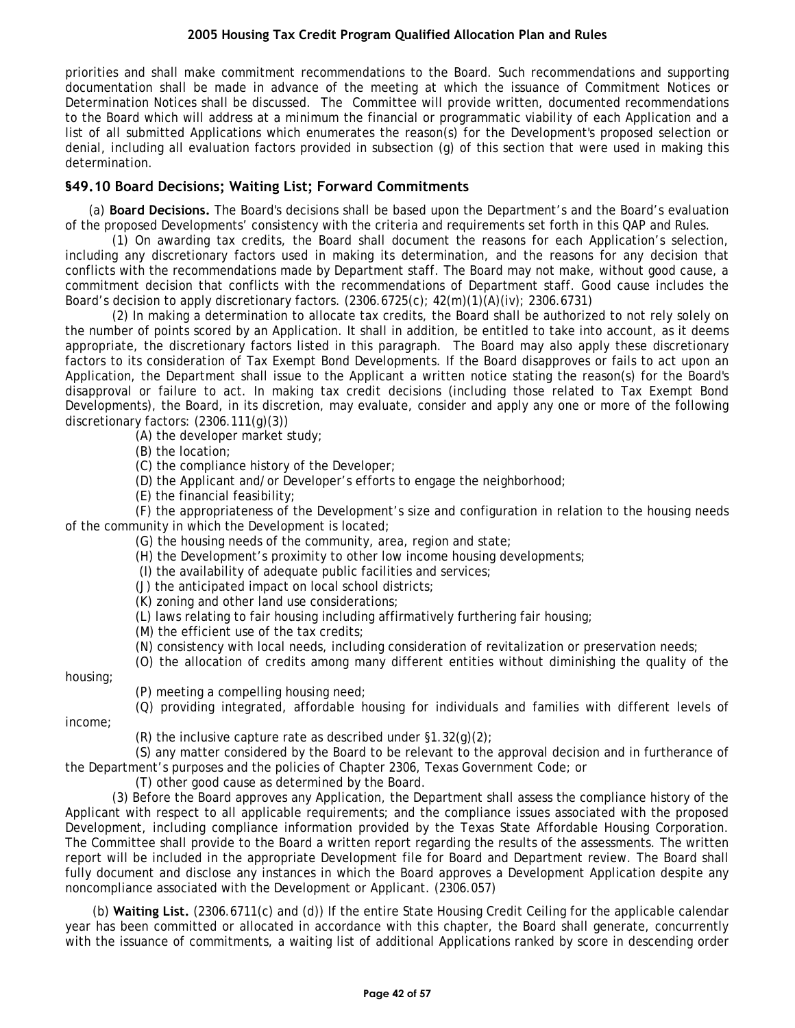priorities and shall make commitment recommendations to the Board. Such recommendations and supporting documentation shall be made in advance of the meeting at which the issuance of Commitment Notices or Determination Notices shall be discussed. The Committee will provide written, documented recommendations to the Board which will address at a minimum the financial or programmatic viability of each Application and a list of all submitted Applications which enumerates the reason(s) for the Development's proposed selection or denial, including all evaluation factors provided in subsection (g) of this section that were used in making this determination.

## §49.10 Board Decisions; Waiting List; Forward Commitments

(a) **Board Decisions.** The Board's decisions shall be based upon the Department's and the Board's evaluation of the proposed Developments' consistency with the criteria and requirements set forth in this QAP and Rules.

(1) On awarding tax credits, the Board shall document the reasons for each Application's selection, including any discretionary factors used in making its determination, and the reasons for any decision that conflicts with the recommendations made by Department staff. The Board may not make, without good cause, a commitment decision that conflicts with the recommendations of Department staff. Good cause includes the Board's decision to apply discretionary factors. (2306.6725(c); 42(m)(1)(A)(iv); 2306.6731)

(2) In making a determination to allocate tax credits, the Board shall be authorized to not rely solely on the number of points scored by an Application. It shall in addition, be entitled to take into account, as it deems appropriate, the discretionary factors listed in this paragraph. The Board may also apply these discretionary factors to its consideration of Tax Exempt Bond Developments. If the Board disapproves or fails to act upon an Application, the Department shall issue to the Applicant a written notice stating the reason(s) for the Board's disapproval or failure to act. In making tax credit decisions (including those related to Tax Exempt Bond Developments), the Board, in its discretion, may evaluate, consider and apply any one or more of the following discretionary factors: (2306.111(g)(3))

(A) the developer market study;

(B) the location;

(C) the compliance history of the Developer;

(D) the Applicant and/or Developer's efforts to engage the neighborhood;

(E) the financial feasibility;

(F) the appropriateness of the Development's size and configuration in relation to the housing needs of the community in which the Development is located;

(G) the housing needs of the community, area, region and state;

(H) the Development's proximity to other low income housing developments;

(I) the availability of adequate public facilities and services;

(J) the anticipated impact on local school districts;

(K) zoning and other land use considerations;

(L) laws relating to fair housing including affirmatively furthering fair housing;

(M) the efficient use of the tax credits;

(N) consistency with local needs, including consideration of revitalization or preservation needs;

(O) the allocation of credits among many different entities without diminishing the quality of the housing;

(P) meeting a compelling housing need;

(Q) providing integrated, affordable housing for individuals and families with different levels of income;

(R) the inclusive capture rate as described under §1.32(g)(2);

(S) any matter considered by the Board to be relevant to the approval decision and in furtherance of the Department's purposes and the policies of Chapter 2306, Texas Government Code; or

(T) other good cause as determined by the Board.

(3) Before the Board approves any Application, the Department shall assess the compliance history of the Applicant with respect to all applicable requirements; and the compliance issues associated with the proposed Development, including compliance information provided by the Texas State Affordable Housing Corporation. The Committee shall provide to the Board a written report regarding the results of the assessments. The written report will be included in the appropriate Development file for Board and Department review. The Board shall fully document and disclose any instances in which the Board approves a Development Application despite any noncompliance associated with the Development or Applicant. (2306.057)

(b) **Waiting List.** (2306.6711(c) and (d)) If the entire State Housing Credit Ceiling for the applicable calendar year has been committed or allocated in accordance with this chapter, the Board shall generate, concurrently with the issuance of commitments, a waiting list of additional Applications ranked by score in descending order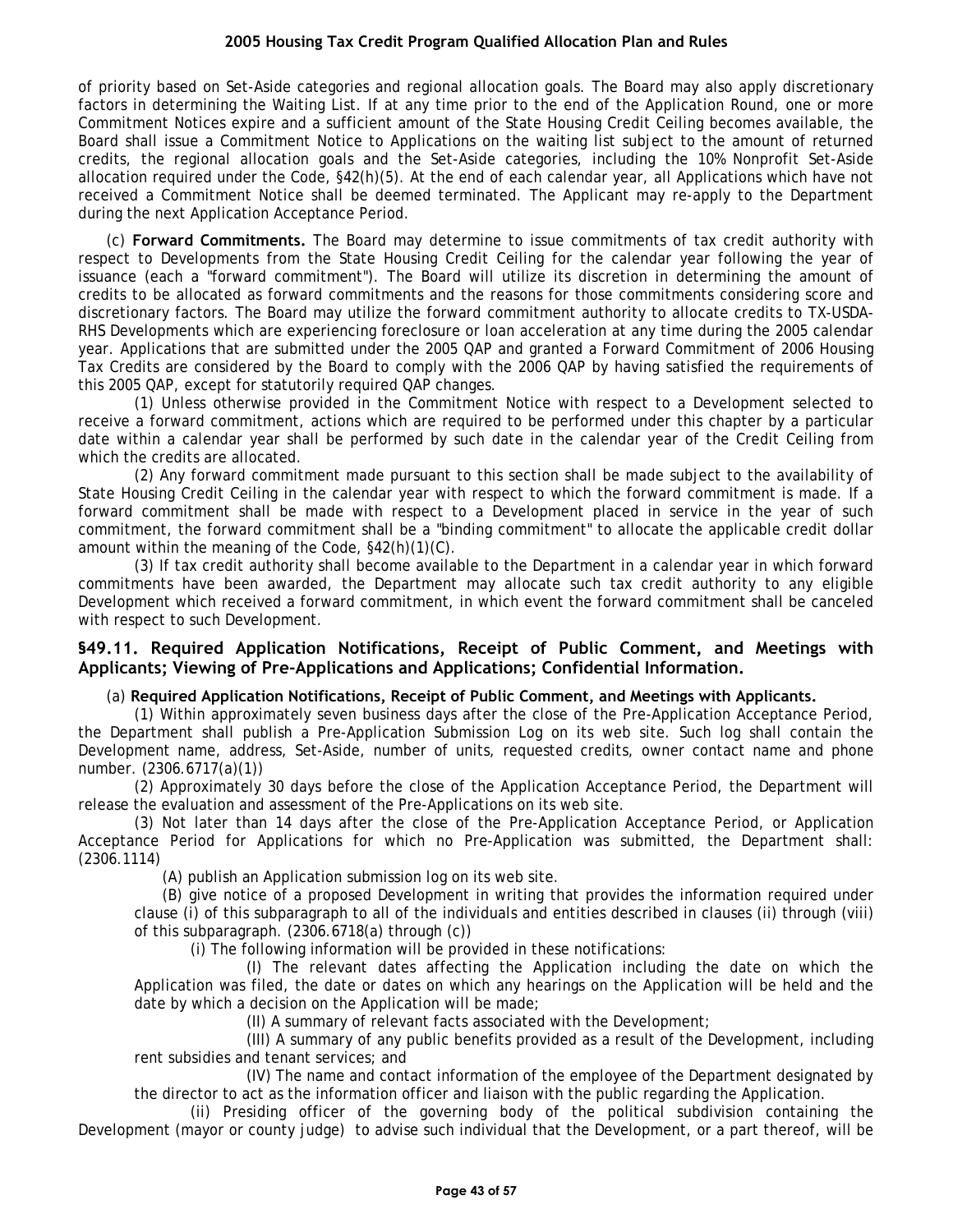of priority based on Set-Aside categories and regional allocation goals. The Board may also apply discretionary factors in determining the Waiting List. If at any time prior to the end of the Application Round, one or more Commitment Notices expire and a sufficient amount of the State Housing Credit Ceiling becomes available, the Board shall issue a Commitment Notice to Applications on the waiting list subject to the amount of returned credits, the regional allocation goals and the Set-Aside categories, including the 10% Nonprofit Set-Aside allocation required under the Code, §42(h)(5). At the end of each calendar year, all Applications which have not received a Commitment Notice shall be deemed terminated. The Applicant may re-apply to the Department during the next Application Acceptance Period.

(c) **Forward Commitments.** The Board may determine to issue commitments of tax credit authority with respect to Developments from the State Housing Credit Ceiling for the calendar year following the year of issuance (each a "forward commitment"). The Board will utilize its discretion in determining the amount of credits to be allocated as forward commitments and the reasons for those commitments considering score and discretionary factors. The Board may utilize the forward commitment authority to allocate credits to TX-USDA-RHS Developments which are experiencing foreclosure or loan acceleration at any time during the 2005 calendar year. Applications that are submitted under the 2005 QAP and granted a Forward Commitment of 2006 Housing Tax Credits are considered by the Board to comply with the 2006 QAP by having satisfied the requirements of this 2005 QAP, except for statutorily required QAP changes.

(1) Unless otherwise provided in the Commitment Notice with respect to a Development selected to receive a forward commitment, actions which are required to be performed under this chapter by a particular date within a calendar year shall be performed by such date in the calendar year of the Credit Ceiling from which the credits are allocated.

(2) Any forward commitment made pursuant to this section shall be made subject to the availability of State Housing Credit Ceiling in the calendar year with respect to which the forward commitment is made. If a forward commitment shall be made with respect to a Development placed in service in the year of such commitment, the forward commitment shall be a "binding commitment" to allocate the applicable credit dollar amount within the meaning of the Code, §42(h)(1)(C).

(3) If tax credit authority shall become available to the Department in a calendar year in which forward commitments have been awarded, the Department may allocate such tax credit authority to any eligible Development which received a forward commitment, in which event the forward commitment shall be canceled with respect to such Development.

## §49.11. Required Application Notifications, Receipt of Public Comment, and Meetings with Applicants; Viewing of Pre-Applications and Applications; Confidential Information.

(a) **Required Application Notifications, Receipt of Public Comment, and Meetings with Applicants.**

(1) Within approximately seven business days after the close of the Pre-Application Acceptance Period, the Department shall publish a Pre-Application Submission Log on its web site. Such log shall contain the Development name, address, Set-Aside, number of units, requested credits, owner contact name and phone number. (2306.6717(a)(1))

(2) Approximately 30 days before the close of the Application Acceptance Period, the Department will release the evaluation and assessment of the Pre-Applications on its web site.

(3) Not later than 14 days after the close of the Pre-Application Acceptance Period, or Application Acceptance Period for Applications for which no Pre-Application was submitted, the Department shall: (2306.1114)

(A) publish an Application submission log on its web site.

(B) give notice of a proposed Development in writing that provides the information required under clause (i) of this subparagraph to all of the individuals and entities described in clauses (ii) through (viii) of this subparagraph. (2306.6718(a) through (c))

(i) The following information will be provided in these notifications:

(I) The relevant dates affecting the Application including the date on which the Application was filed, the date or dates on which any hearings on the Application will be held and the date by which a decision on the Application will be made;

(II) A summary of relevant facts associated with the Development;

(III) A summary of any public benefits provided as a result of the Development, including rent subsidies and tenant services; and

(IV) The name and contact information of the employee of the Department designated by the director to act as the information officer and liaison with the public regarding the Application.

(ii) Presiding officer of the governing body of the political subdivision containing the Development (mayor or county judge) to advise such individual that the Development, or a part thereof, will be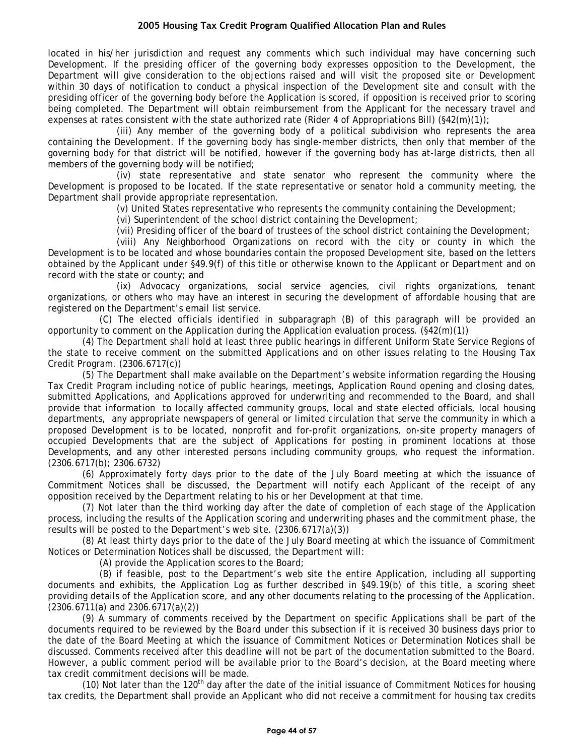located in his/her jurisdiction and request any comments which such individual may have concerning such Development. If the presiding officer of the governing body expresses opposition to the Development, the Department will give consideration to the objections raised and will visit the proposed site or Development within 30 days of notification to conduct a physical inspection of the Development site and consult with the presiding officer of the governing body before the Application is scored, if opposition is received prior to scoring being completed. The Department will obtain reimbursement from the Applicant for the necessary travel and expenses at rates consistent with the state authorized rate (Rider 4 of Appropriations Bill) (§42(m)(1));

(iii) Any member of the governing body of a political subdivision who represents the area containing the Development. If the governing body has single-member districts, then only that member of the governing body for that district will be notified, however if the governing body has at-large districts, then all members of the governing body will be notified;

(iv) state representative and state senator who represent the community where the Development is proposed to be located. If the state representative or senator hold a community meeting, the Department shall provide appropriate representation.

(v) United States representative who represents the community containing the Development;

(vi) Superintendent of the school district containing the Development;

(vii) Presiding officer of the board of trustees of the school district containing the Development;

(viii) Any Neighborhood Organizations on record with the city or county in which the Development is to be located and whose boundaries contain the proposed Development site, based on the letters obtained by the Applicant under §49.9(f) of this title or otherwise known to the Applicant or Department and on record with the state or county; and

(ix) Advocacy organizations, social service agencies, civil rights organizations, tenant organizations, or others who may have an interest in securing the development of affordable housing that are registered on the Department's email list service.

(C) The elected officials identified in subparagraph (B) of this paragraph will be provided an opportunity to comment on the Application during the Application evaluation process. (§42(m)(1))

(4) The Department shall hold at least three public hearings in different Uniform State Service Regions of the state to receive comment on the submitted Applications and on other issues relating to the Housing Tax Credit Program. (2306.6717(c))

(5) The Department shall make available on the Department's website information regarding the Housing Tax Credit Program including notice of public hearings, meetings, Application Round opening and closing dates, submitted Applications, and Applications approved for underwriting and recommended to the Board, and shall provide that information to locally affected community groups, local and state elected officials, local housing departments, any appropriate newspapers of general or limited circulation that serve the community in which a proposed Development is to be located, nonprofit and for-profit organizations, on-site property managers of occupied Developments that are the subject of Applications for posting in prominent locations at those Developments, and any other interested persons including community groups, who request the information. (2306.6717(b); 2306.6732)

(6) Approximately forty days prior to the date of the July Board meeting at which the issuance of Commitment Notices shall be discussed, the Department will notify each Applicant of the receipt of any opposition received by the Department relating to his or her Development at that time.

(7) Not later than the third working day after the date of completion of each stage of the Application process, including the results of the Application scoring and underwriting phases and the commitment phase, the results will be posted to the Department's web site. (2306.6717(a)(3))

(8) At least thirty days prior to the date of the July Board meeting at which the issuance of Commitment Notices or Determination Notices shall be discussed, the Department will:

(A) provide the Application scores to the Board;

(B) if feasible, post to the Department's web site the entire Application, including all supporting documents and exhibits, the Application Log as further described in §49.19(b) of this title, a scoring sheet providing details of the Application score, and any other documents relating to the processing of the Application. (2306.6711(a) and 2306.6717(a)(2))

(9) A summary of comments received by the Department on specific Applications shall be part of the documents required to be reviewed by the Board under this subsection if it is received 30 business days prior to the date of the Board Meeting at which the issuance of Commitment Notices or Determination Notices shall be discussed. Comments received after this deadline will not be part of the documentation submitted to the Board. However, a public comment period will be available prior to the Board's decision, at the Board meeting where tax credit commitment decisions will be made.

(10) Not later than the 120th day after the date of the initial issuance of Commitment Notices for housing tax credits, the Department shall provide an Applicant who did not receive a commitment for housing tax credits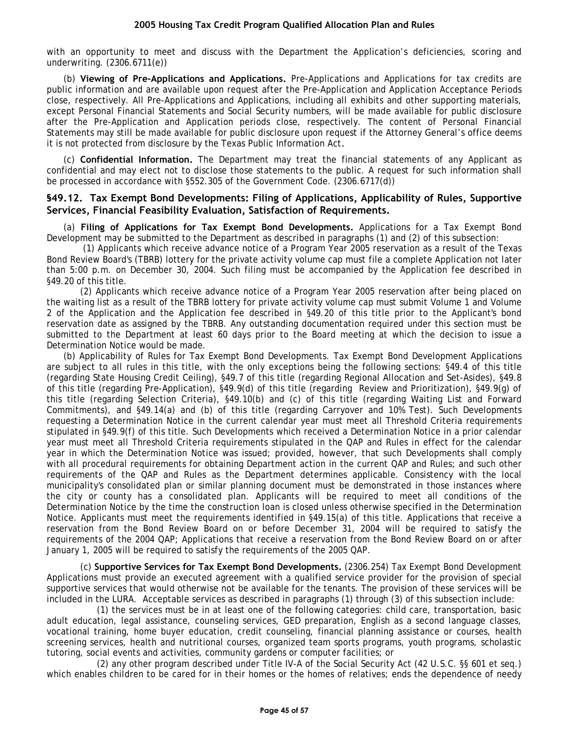with an opportunity to meet and discuss with the Department the Application's deficiencies, scoring and underwriting. (2306.6711(e))

(b) **Viewing of Pre-Applications and Applications.** Pre-Applications and Applications for tax credits are public information and are available upon request after the Pre-Application and Application Acceptance Periods close, respectively. All Pre-Applications and Applications, including all exhibits and other supporting materials, except Personal Financial Statements and Social Security numbers, will be made available for public disclosure after the Pre-Application and Application periods close, respectively. The content of Personal Financial Statements may still be made available for public disclosure upon request if the Attorney General's office deems it is not protected from disclosure by the Texas Public Information Act.

(c) **Confidential Information.** The Department may treat the financial statements of any Applicant as confidential and may elect not to disclose those statements to the public. A request for such information shall be processed in accordance with §552.305 of the Government Code. (2306.6717(d))

### §49.12. Tax Exempt Bond Developments: Filing of Applications, Applicability of Rules, Supportive Services, Financial Feasibility Evaluation, Satisfaction of Requirements.

(a) **Filing of Applications for Tax Exempt Bond Developments.** Applications for a Tax Exempt Bond Development may be submitted to the Department as described in paragraphs (1) and (2) of this subsection:

(1) Applicants which receive advance notice of a Program Year 2005 reservation as a result of the Texas Bond Review Board's (TBRB) lottery for the private activity volume cap must file a complete Application not later than 5:00 p.m. on December 30, 2004. Such filing must be accompanied by the Application fee described in §49.20 of this title.

(2) Applicants which receive advance notice of a Program Year 2005 reservation after being placed on the waiting list as a result of the TBRB lottery for private activity volume cap must submit Volume 1 and Volume 2 of the Application and the Application fee described in §49.20 of this title prior to the Applicant's bond reservation date as assigned by the TBRB. Any outstanding documentation required under this section must be submitted to the Department at least 60 days prior to the Board meeting at which the decision to issue a Determination Notice would be made.

(b) Applicability of Rules for Tax Exempt Bond Developments. Tax Exempt Bond Development Applications are subject to all rules in this title, with the only exceptions being the following sections: §49.4 of this title (regarding State Housing Credit Ceiling), §49.7 of this title (regarding Regional Allocation and Set-Asides), §49.8 of this title (regarding Pre-Application), §49.9(d) of this title (regarding Review and Prioritization), §49.9(g) of this title (regarding Selection Criteria), §49.10(b) and (c) of this title (regarding Waiting List and Forward Commitments), and §49.14(a) and (b) of this title (regarding Carryover and 10% Test). Such Developments requesting a Determination Notice in the current calendar year must meet all Threshold Criteria requirements stipulated in §49.9(f) of this title. Such Developments which received a Determination Notice in a prior calendar year must meet all Threshold Criteria requirements stipulated in the QAP and Rules in effect for the calendar year in which the Determination Notice was issued; provided, however, that such Developments shall comply with all procedural requirements for obtaining Department action in the current QAP and Rules; and such other requirements of the QAP and Rules as the Department determines applicable. Consistency with the local municipality's consolidated plan or similar planning document must be demonstrated in those instances where the city or county has a consolidated plan. Applicants will be required to meet all conditions of the Determination Notice by the time the construction loan is closed unless otherwise specified in the Determination Notice. Applicants must meet the requirements identified in §49.15(a) of this title. Applications that receive a reservation from the Bond Review Board on or before December 31, 2004 will be required to satisfy the requirements of the 2004 QAP; Applications that receive a reservation from the Bond Review Board on or after January 1, 2005 will be required to satisfy the requirements of the 2005 QAP.

(c) **Supportive Services for Tax Exempt Bond Developments.** (2306.254) Tax Exempt Bond Development Applications must provide an executed agreement with a qualified service provider for the provision of special supportive services that would otherwise not be available for the tenants. The provision of these services will be included in the LURA. Acceptable services as described in paragraphs (1) through (3) of this subsection include:

(1) the services must be in at least one of the following categories: child care, transportation, basic adult education, legal assistance, counseling services, GED preparation, English as a second language classes, vocational training, home buyer education, credit counseling, financial planning assistance or courses, health screening services, health and nutritional courses, organized team sports programs, youth programs, scholastic tutoring, social events and activities, community gardens or computer facilities; or

(2) any other program described under Title IV-A of the Social Security Act (42 U.S.C. §§ 601 et seq.) which enables children to be cared for in their homes or the homes of relatives; ends the dependence of needy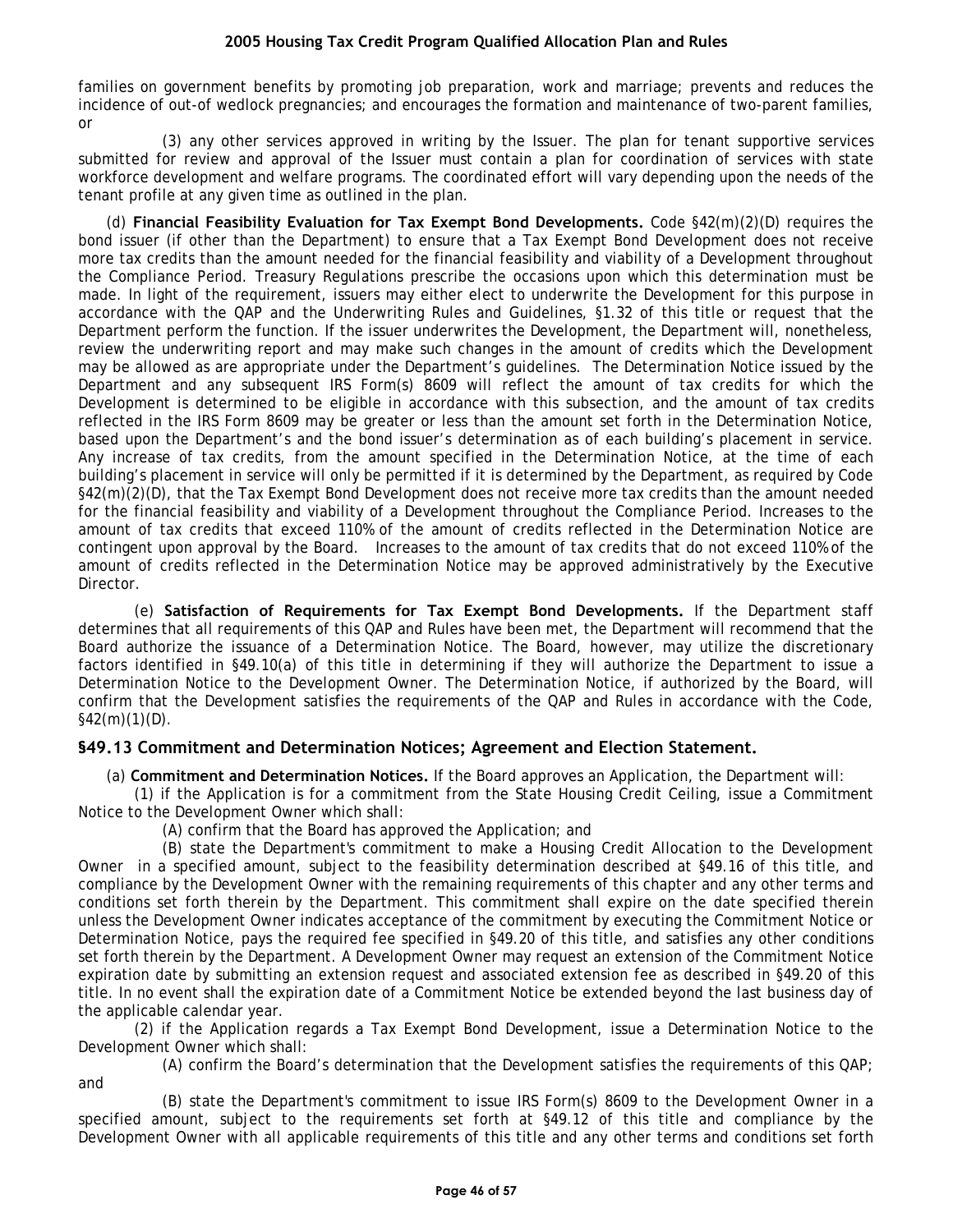families on government benefits by promoting job preparation, work and marriage; prevents and reduces the incidence of out-of wedlock pregnancies; and encourages the formation and maintenance of two-parent families, or

(3) any other services approved in writing by the Issuer. The plan for tenant supportive services submitted for review and approval of the Issuer must contain a plan for coordination of services with state workforce development and welfare programs. The coordinated effort will vary depending upon the needs of the tenant profile at any given time as outlined in the plan.

(d) **Financial Feasibility Evaluation for Tax Exempt Bond Developments.** Code §42(m)(2)(D) requires the bond issuer (if other than the Department) to ensure that a Tax Exempt Bond Development does not receive more tax credits than the amount needed for the financial feasibility and viability of a Development throughout the Compliance Period. Treasury Regulations prescribe the occasions upon which this determination must be made. In light of the requirement, issuers may either elect to underwrite the Development for this purpose in accordance with the QAP and the Underwriting Rules and Guidelines, §1.32 of this title or request that the Department perform the function. If the issuer underwrites the Development, the Department will, nonetheless, review the underwriting report and may make such changes in the amount of credits which the Development may be allowed as are appropriate under the Department's guidelines. The Determination Notice issued by the Department and any subsequent IRS Form(s) 8609 will reflect the amount of tax credits for which the Development is determined to be eligible in accordance with this subsection, and the amount of tax credits reflected in the IRS Form 8609 may be greater or less than the amount set forth in the Determination Notice, based upon the Department's and the bond issuer's determination as of each building's placement in service. Any increase of tax credits, from the amount specified in the Determination Notice, at the time of each building's placement in service will only be permitted if it is determined by the Department, as required by Code §42(m)(2)(D), that the Tax Exempt Bond Development does not receive more tax credits than the amount needed for the financial feasibility and viability of a Development throughout the Compliance Period. Increases to the amount of tax credits that exceed 110% of the amount of credits reflected in the Determination Notice are contingent upon approval by the Board. Increases to the amount of tax credits that do not exceed 110% of the amount of credits reflected in the Determination Notice may be approved administratively by the Executive Director.

(e) **Satisfaction of Requirements for Tax Exempt Bond Developments.** If the Department staff determines that all requirements of this QAP and Rules have been met, the Department will recommend that the Board authorize the issuance of a Determination Notice. The Board, however, may utilize the discretionary factors identified in §49.10(a) of this title in determining if they will authorize the Department to issue a Determination Notice to the Development Owner. The Determination Notice, if authorized by the Board, will confirm that the Development satisfies the requirements of the QAP and Rules in accordance with the Code, §42(m)(1)(D).

## §49.13 Commitment and Determination Notices; Agreement and Election Statement.

(a) **Commitment and Determination Notices.** If the Board approves an Application, the Department will:

(1) if the Application is for a commitment from the State Housing Credit Ceiling, issue a Commitment Notice to the Development Owner which shall:

(A) confirm that the Board has approved the Application; and

(B) state the Department's commitment to make a Housing Credit Allocation to the Development Owner in a specified amount, subject to the feasibility determination described at §49.16 of this title, and compliance by the Development Owner with the remaining requirements of this chapter and any other terms and conditions set forth therein by the Department. This commitment shall expire on the date specified therein unless the Development Owner indicates acceptance of the commitment by executing the Commitment Notice or Determination Notice, pays the required fee specified in §49.20 of this title, and satisfies any other conditions set forth therein by the Department. A Development Owner may request an extension of the Commitment Notice expiration date by submitting an extension request and associated extension fee as described in §49.20 of this title. In no event shall the expiration date of a Commitment Notice be extended beyond the last business day of the applicable calendar year.

(2) if the Application regards a Tax Exempt Bond Development, issue a Determination Notice to the Development Owner which shall:

(A) confirm the Board's determination that the Development satisfies the requirements of this QAP; and

(B) state the Department's commitment to issue IRS Form(s) 8609 to the Development Owner in a specified amount, subject to the requirements set forth at §49.12 of this title and compliance by the Development Owner with all applicable requirements of this title and any other terms and conditions set forth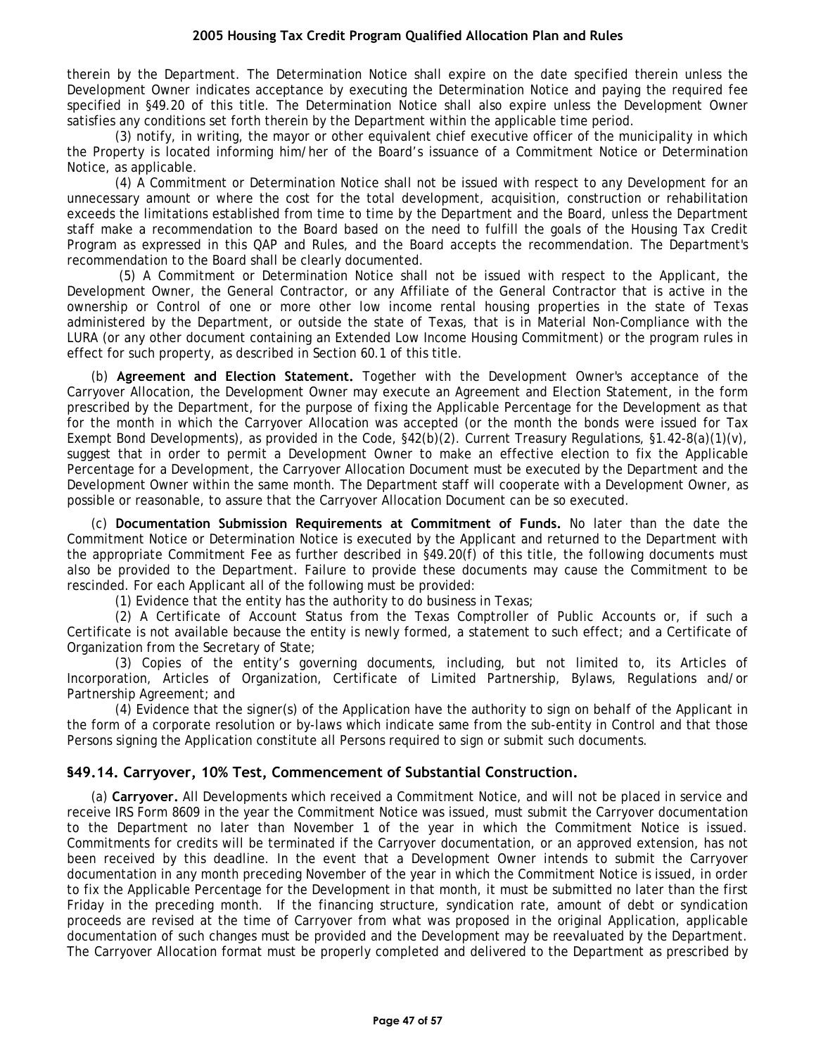therein by the Department. The Determination Notice shall expire on the date specified therein unless the Development Owner indicates acceptance by executing the Determination Notice and paying the required fee specified in §49.20 of this title. The Determination Notice shall also expire unless the Development Owner satisfies any conditions set forth therein by the Department within the applicable time period.

(3) notify, in writing, the mayor or other equivalent chief executive officer of the municipality in which the Property is located informing him/her of the Board's issuance of a Commitment Notice or Determination Notice, as applicable.

(4) A Commitment or Determination Notice shall not be issued with respect to any Development for an unnecessary amount or where the cost for the total development, acquisition, construction or rehabilitation exceeds the limitations established from time to time by the Department and the Board, unless the Department staff make a recommendation to the Board based on the need to fulfill the goals of the Housing Tax Credit Program as expressed in this QAP and Rules, and the Board accepts the recommendation. The Department's recommendation to the Board shall be clearly documented.

(5) A Commitment or Determination Notice shall not be issued with respect to the Applicant, the Development Owner, the General Contractor, or any Affiliate of the General Contractor that is active in the ownership or Control of one or more other low income rental housing properties in the state of Texas administered by the Department, or outside the state of Texas, that is in Material Non-Compliance with the LURA (or any other document containing an Extended Low Income Housing Commitment) or the program rules in effect for such property, as described in Section 60.1 of this title.

(b) **Agreement and Election Statement.** Together with the Development Owner's acceptance of the Carryover Allocation, the Development Owner may execute an Agreement and Election Statement, in the form prescribed by the Department, for the purpose of fixing the Applicable Percentage for the Development as that for the month in which the Carryover Allocation was accepted (or the month the bonds were issued for Tax Exempt Bond Developments), as provided in the Code, §42(b)(2). Current Treasury Regulations, §1.42-8(a)(1)(v), suggest that in order to permit a Development Owner to make an effective election to fix the Applicable Percentage for a Development, the Carryover Allocation Document must be executed by the Department and the Development Owner within the same month. The Department staff will cooperate with a Development Owner, as possible or reasonable, to assure that the Carryover Allocation Document can be so executed.

(c) **Documentation Submission Requirements at Commitment of Funds.** No later than the date the Commitment Notice or Determination Notice is executed by the Applicant and returned to the Department with the appropriate Commitment Fee as further described in §49.20(f) of this title, the following documents must also be provided to the Department. Failure to provide these documents may cause the Commitment to be rescinded. For each Applicant all of the following must be provided:

(1) Evidence that the entity has the authority to do business in Texas;

(2) A Certificate of Account Status from the Texas Comptroller of Public Accounts or, if such a Certificate is not available because the entity is newly formed, a statement to such effect; and a Certificate of Organization from the Secretary of State;

(3) Copies of the entity's governing documents, including, but not limited to, its Articles of Incorporation, Articles of Organization, Certificate of Limited Partnership, Bylaws, Regulations and/or Partnership Agreement; and

(4) Evidence that the signer(s) of the Application have the authority to sign on behalf of the Applicant in the form of a corporate resolution or by-laws which indicate same from the sub-entity in Control and that those Persons signing the Application constitute all Persons required to sign or submit such documents.

## §49.14. Carryover, 10% Test, Commencement of Substantial Construction.

(a) **Carryover.** All Developments which received a Commitment Notice, and will not be placed in service and receive IRS Form 8609 in the year the Commitment Notice was issued, must submit the Carryover documentation to the Department no later than November 1 of the year in which the Commitment Notice is issued. Commitments for credits will be terminated if the Carryover documentation, or an approved extension, has not been received by this deadline. In the event that a Development Owner intends to submit the Carryover documentation in any month preceding November of the year in which the Commitment Notice is issued, in order to fix the Applicable Percentage for the Development in that month, it must be submitted no later than the first Friday in the preceding month. If the financing structure, syndication rate, amount of debt or syndication proceeds are revised at the time of Carryover from what was proposed in the original Application, applicable documentation of such changes must be provided and the Development may be reevaluated by the Department. The Carryover Allocation format must be properly completed and delivered to the Department as prescribed by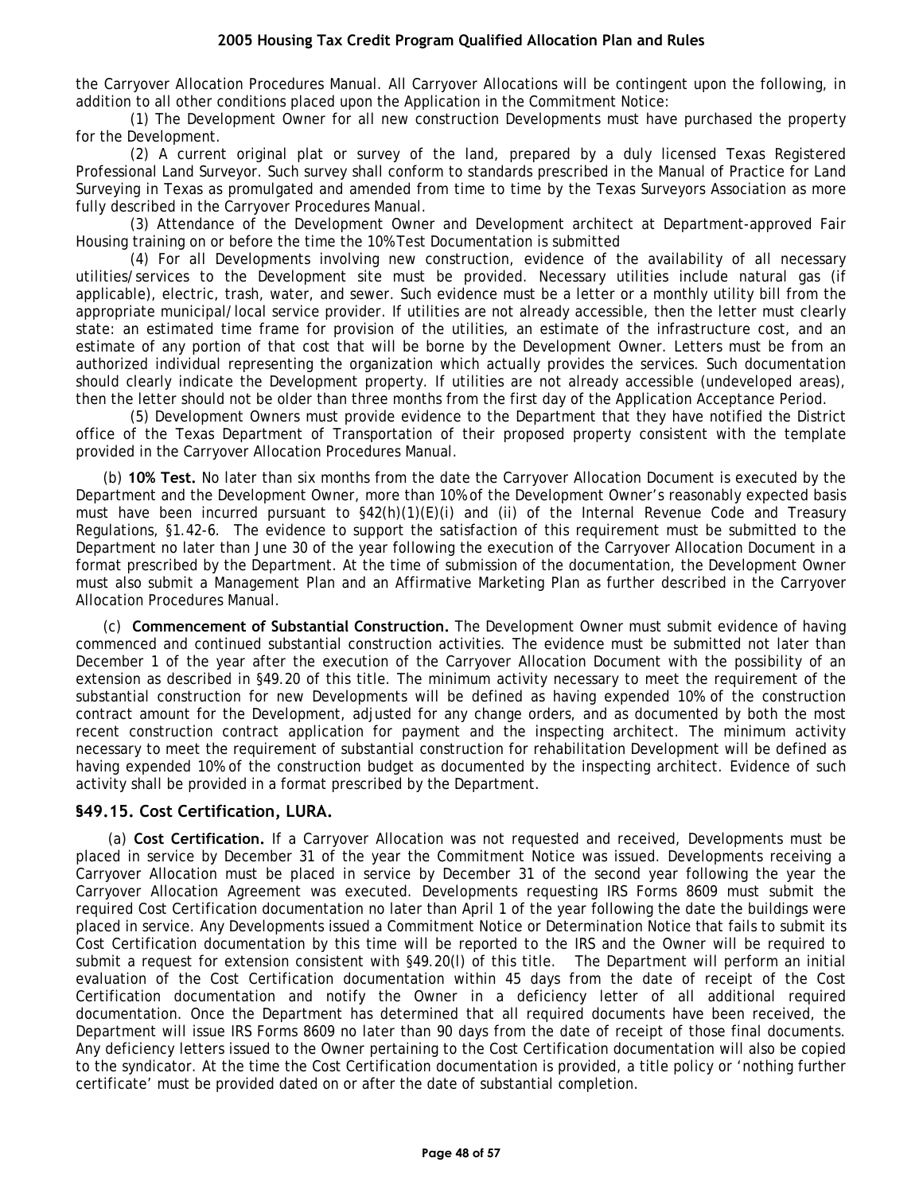the Carryover Allocation Procedures Manual. All Carryover Allocations will be contingent upon the following, in addition to all other conditions placed upon the Application in the Commitment Notice:

(1) The Development Owner for all new construction Developments must have purchased the property for the Development.

(2) A current original plat or survey of the land, prepared by a duly licensed Texas Registered Professional Land Surveyor. Such survey shall conform to standards prescribed in the Manual of Practice for Land Surveying in Texas as promulgated and amended from time to time by the Texas Surveyors Association as more fully described in the Carryover Procedures Manual.

(3) Attendance of the Development Owner and Development architect at Department-approved Fair Housing training on or before the time the 10% Test Documentation is submitted

(4) For all Developments involving new construction, evidence of the availability of all necessary utilities/services to the Development site must be provided. Necessary utilities include natural gas (if applicable), electric, trash, water, and sewer. Such evidence must be a letter or a monthly utility bill from the appropriate municipal/local service provider. If utilities are not already accessible, then the letter must clearly state: an estimated time frame for provision of the utilities, an estimate of the infrastructure cost, and an estimate of any portion of that cost that will be borne by the Development Owner. Letters must be from an authorized individual representing the organization which actually provides the services. Such documentation should clearly indicate the Development property. If utilities are not already accessible (undeveloped areas), then the letter should not be older than three months from the first day of the Application Acceptance Period.

(5) Development Owners must provide evidence to the Department that they have notified the District office of the Texas Department of Transportation of their proposed property consistent with the template provided in the Carryover Allocation Procedures Manual.

(b) **10% Test.** No later than six months from the date the Carryover Allocation Document is executed by the Department and the Development Owner, more than 10% of the Development Owner's reasonably expected basis must have been incurred pursuant to §42(h)(1)(E)(i) and (ii) of the Internal Revenue Code and Treasury Regulations, §1.42-6. The evidence to support the satisfaction of this requirement must be submitted to the Department no later than June 30 of the year following the execution of the Carryover Allocation Document in a format prescribed by the Department. At the time of submission of the documentation, the Development Owner must also submit a Management Plan and an Affirmative Marketing Plan as further described in the Carryover Allocation Procedures Manual.

(c) **Commencement of Substantial Construction.** The Development Owner must submit evidence of having commenced and continued substantial construction activities. The evidence must be submitted not later than December 1 of the year after the execution of the Carryover Allocation Document with the possibility of an extension as described in §49.20 of this title. The minimum activity necessary to meet the requirement of the substantial construction for new Developments will be defined as having expended 10% of the construction contract amount for the Development, adjusted for any change orders, and as documented by both the most recent construction contract application for payment and the inspecting architect. The minimum activity necessary to meet the requirement of substantial construction for rehabilitation Development will be defined as having expended 10% of the construction budget as documented by the inspecting architect. Evidence of such activity shall be provided in a format prescribed by the Department.

## §49.15. Cost Certification, LURA.

(a) **Cost Certification.** If a Carryover Allocation was not requested and received, Developments must be placed in service by December 31 of the year the Commitment Notice was issued. Developments receiving a Carryover Allocation must be placed in service by December 31 of the second year following the year the Carryover Allocation Agreement was executed. Developments requesting IRS Forms 8609 must submit the required Cost Certification documentation no later than April 1 of the year following the date the buildings were placed in service. Any Developments issued a Commitment Notice or Determination Notice that fails to submit its Cost Certification documentation by this time will be reported to the IRS and the Owner will be required to submit a request for extension consistent with §49.20(l) of this title. The Department will perform an initial evaluation of the Cost Certification documentation within 45 days from the date of receipt of the Cost Certification documentation and notify the Owner in a deficiency letter of all additional required documentation. Once the Department has determined that all required documents have been received, the Department will issue IRS Forms 8609 no later than 90 days from the date of receipt of those final documents. Any deficiency letters issued to the Owner pertaining to the Cost Certification documentation will also be copied to the syndicator. At the time the Cost Certification documentation is provided, a title policy or 'nothing further certificate' must be provided dated on or after the date of substantial completion.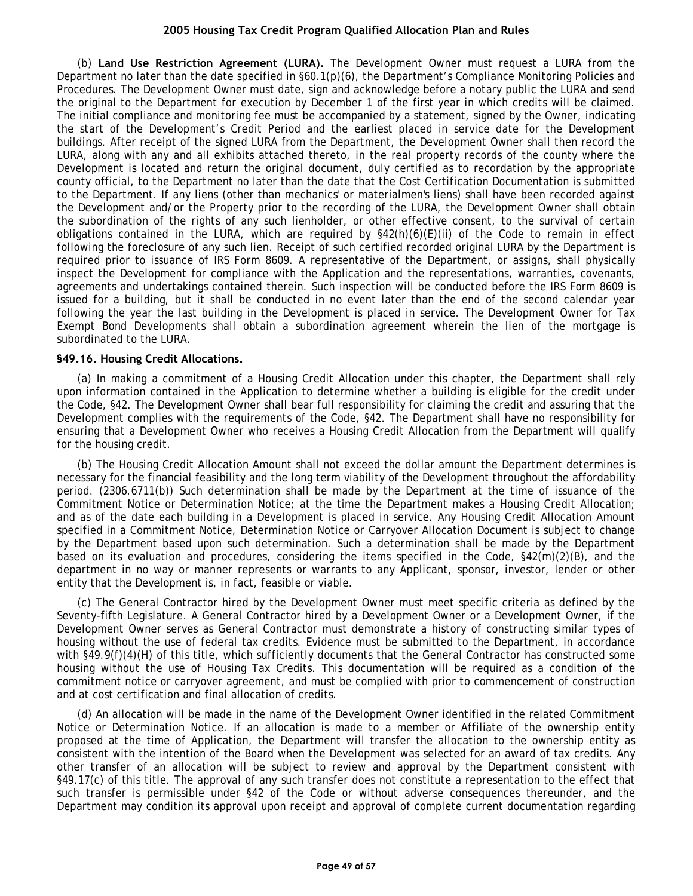(b) **Land Use Restriction Agreement (LURA).** The Development Owner must request a LURA from the Department no later than the date specified in §60.1(p)(6), the Department's Compliance Monitoring Policies and Procedures. The Development Owner must date, sign and acknowledge before a notary public the LURA and send the original to the Department for execution by December 1 of the first year in which credits will be claimed. The initial compliance and monitoring fee must be accompanied by a statement, signed by the Owner, indicating the start of the Development's Credit Period and the earliest placed in service date for the Development buildings. After receipt of the signed LURA from the Department, the Development Owner shall then record the LURA, along with any and all exhibits attached thereto, in the real property records of the county where the Development is located and return the original document, duly certified as to recordation by the appropriate county official, to the Department no later than the date that the Cost Certification Documentation is submitted to the Department. If any liens (other than mechanics' or materialmen's liens) shall have been recorded against the Development and/or the Property prior to the recording of the LURA, the Development Owner shall obtain the subordination of the rights of any such lienholder, or other effective consent, to the survival of certain obligations contained in the LURA, which are required by §42(h)(6)(E)(ii) of the Code to remain in effect following the foreclosure of any such lien. Receipt of such certified recorded original LURA by the Department is required prior to issuance of IRS Form 8609. A representative of the Department, or assigns, shall physically inspect the Development for compliance with the Application and the representations, warranties, covenants, agreements and undertakings contained therein. Such inspection will be conducted before the IRS Form 8609 is issued for a building, but it shall be conducted in no event later than the end of the second calendar year following the year the last building in the Development is placed in service. The Development Owner for Tax Exempt Bond Developments shall obtain a subordination agreement wherein the lien of the mortgage is subordinated to the LURA.

**§49.16. Housing Credit Allocations.**

(a) In making a commitment of a Housing Credit Allocation under this chapter, the Department shall rely upon information contained in the Application to determine whether a building is eligible for the credit under the Code, §42. The Development Owner shall bear full responsibility for claiming the credit and assuring that the Development complies with the requirements of the Code, §42. The Department shall have no responsibility for ensuring that a Development Owner who receives a Housing Credit Allocation from the Department will qualify for the housing credit.

(b) The Housing Credit Allocation Amount shall not exceed the dollar amount the Department determines is necessary for the financial feasibility and the long term viability of the Development throughout the affordability period. (2306.6711(b)) Such determination shall be made by the Department at the time of issuance of the Commitment Notice or Determination Notice; at the time the Department makes a Housing Credit Allocation; and as of the date each building in a Development is placed in service. Any Housing Credit Allocation Amount specified in a Commitment Notice, Determination Notice or Carryover Allocation Document is subject to change by the Department based upon such determination. Such a determination shall be made by the Department based on its evaluation and procedures, considering the items specified in the Code, §42(m)(2)(B), and the department in no way or manner represents or warrants to any Applicant, sponsor, investor, lender or other entity that the Development is, in fact, feasible or viable.

(c) The General Contractor hired by the Development Owner must meet specific criteria as defined by the Seventy-fifth Legislature. A General Contractor hired by a Development Owner or a Development Owner, if the Development Owner serves as General Contractor must demonstrate a history of constructing similar types of housing without the use of federal tax credits. Evidence must be submitted to the Department, in accordance with §49.9(f)(4)(H) of this title, which sufficiently documents that the General Contractor has constructed some housing without the use of Housing Tax Credits. This documentation will be required as a condition of the commitment notice or carryover agreement, and must be complied with prior to commencement of construction and at cost certification and final allocation of credits.

(d) An allocation will be made in the name of the Development Owner identified in the related Commitment Notice or Determination Notice. If an allocation is made to a member or Affiliate of the ownership entity proposed at the time of Application, the Department will transfer the allocation to the ownership entity as consistent with the intention of the Board when the Development was selected for an award of tax credits. Any other transfer of an allocation will be subject to review and approval by the Department consistent with §49.17(c) of this title. The approval of any such transfer does not constitute a representation to the effect that such transfer is permissible under §42 of the Code or without adverse consequences thereunder, and the Department may condition its approval upon receipt and approval of complete current documentation regarding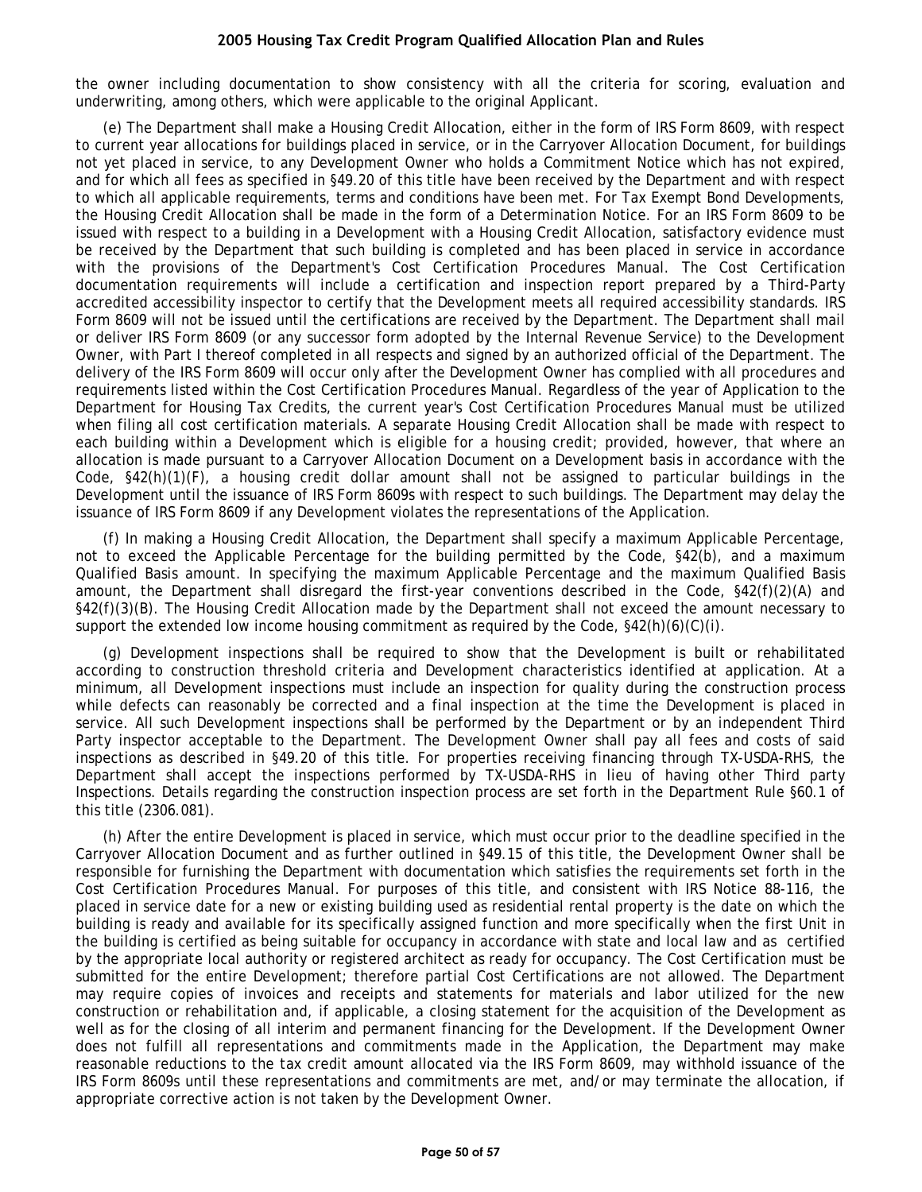the owner including documentation to show consistency with all the criteria for scoring, evaluation and underwriting, among others, which were applicable to the original Applicant.

(e) The Department shall make a Housing Credit Allocation, either in the form of IRS Form 8609, with respect to current year allocations for buildings placed in service, or in the Carryover Allocation Document, for buildings not yet placed in service, to any Development Owner who holds a Commitment Notice which has not expired, and for which all fees as specified in §49.20 of this title have been received by the Department and with respect to which all applicable requirements, terms and conditions have been met. For Tax Exempt Bond Developments, the Housing Credit Allocation shall be made in the form of a Determination Notice. For an IRS Form 8609 to be issued with respect to a building in a Development with a Housing Credit Allocation, satisfactory evidence must be received by the Department that such building is completed and has been placed in service in accordance with the provisions of the Department's Cost Certification Procedures Manual. The Cost Certification documentation requirements will include a certification and inspection report prepared by a Third-Party accredited accessibility inspector to certify that the Development meets all required accessibility standards. IRS Form 8609 will not be issued until the certifications are received by the Department. The Department shall mail or deliver IRS Form 8609 (or any successor form adopted by the Internal Revenue Service) to the Development Owner, with Part I thereof completed in all respects and signed by an authorized official of the Department. The delivery of the IRS Form 8609 will occur only after the Development Owner has complied with all procedures and requirements listed within the Cost Certification Procedures Manual. Regardless of the year of Application to the Department for Housing Tax Credits, the current year's Cost Certification Procedures Manual must be utilized when filing all cost certification materials. A separate Housing Credit Allocation shall be made with respect to each building within a Development which is eligible for a housing credit; provided, however, that where an allocation is made pursuant to a Carryover Allocation Document on a Development basis in accordance with the Code, §42(h)(1)(F), a housing credit dollar amount shall not be assigned to particular buildings in the Development until the issuance of IRS Form 8609s with respect to such buildings. The Department may delay the issuance of IRS Form 8609 if any Development violates the representations of the Application.

(f) In making a Housing Credit Allocation, the Department shall specify a maximum Applicable Percentage, not to exceed the Applicable Percentage for the building permitted by the Code, §42(b), and a maximum Qualified Basis amount. In specifying the maximum Applicable Percentage and the maximum Qualified Basis amount, the Department shall disregard the first-year conventions described in the Code, §42(f)(2)(A) and §42(f)(3)(B). The Housing Credit Allocation made by the Department shall not exceed the amount necessary to support the extended low income housing commitment as required by the Code, §42(h)(6)(C)(i).

(g) Development inspections shall be required to show that the Development is built or rehabilitated according to construction threshold criteria and Development characteristics identified at application. At a minimum, all Development inspections must include an inspection for quality during the construction process while defects can reasonably be corrected and a final inspection at the time the Development is placed in service. All such Development inspections shall be performed by the Department or by an independent Third Party inspector acceptable to the Department. The Development Owner shall pay all fees and costs of said inspections as described in §49.20 of this title. For properties receiving financing through TX-USDA-RHS, the Department shall accept the inspections performed by TX-USDA-RHS in lieu of having other Third party Inspections. Details regarding the construction inspection process are set forth in the Department Rule §60.1 of this title (2306.081).

(h) After the entire Development is placed in service, which must occur prior to the deadline specified in the Carryover Allocation Document and as further outlined in §49.15 of this title, the Development Owner shall be responsible for furnishing the Department with documentation which satisfies the requirements set forth in the Cost Certification Procedures Manual. For purposes of this title, and consistent with IRS Notice 88-116, the placed in service date for a new or existing building used as residential rental property is the date on which the building is ready and available for its specifically assigned function and more specifically when the first Unit in the building is certified as being suitable for occupancy in accordance with state and local law and as certified by the appropriate local authority or registered architect as ready for occupancy. The Cost Certification must be submitted for the entire Development; therefore partial Cost Certifications are not allowed. The Department may require copies of invoices and receipts and statements for materials and labor utilized for the new construction or rehabilitation and, if applicable, a closing statement for the acquisition of the Development as well as for the closing of all interim and permanent financing for the Development. If the Development Owner does not fulfill all representations and commitments made in the Application, the Department may make reasonable reductions to the tax credit amount allocated via the IRS Form 8609, may withhold issuance of the IRS Form 8609s until these representations and commitments are met, and/or may terminate the allocation, if appropriate corrective action is not taken by the Development Owner.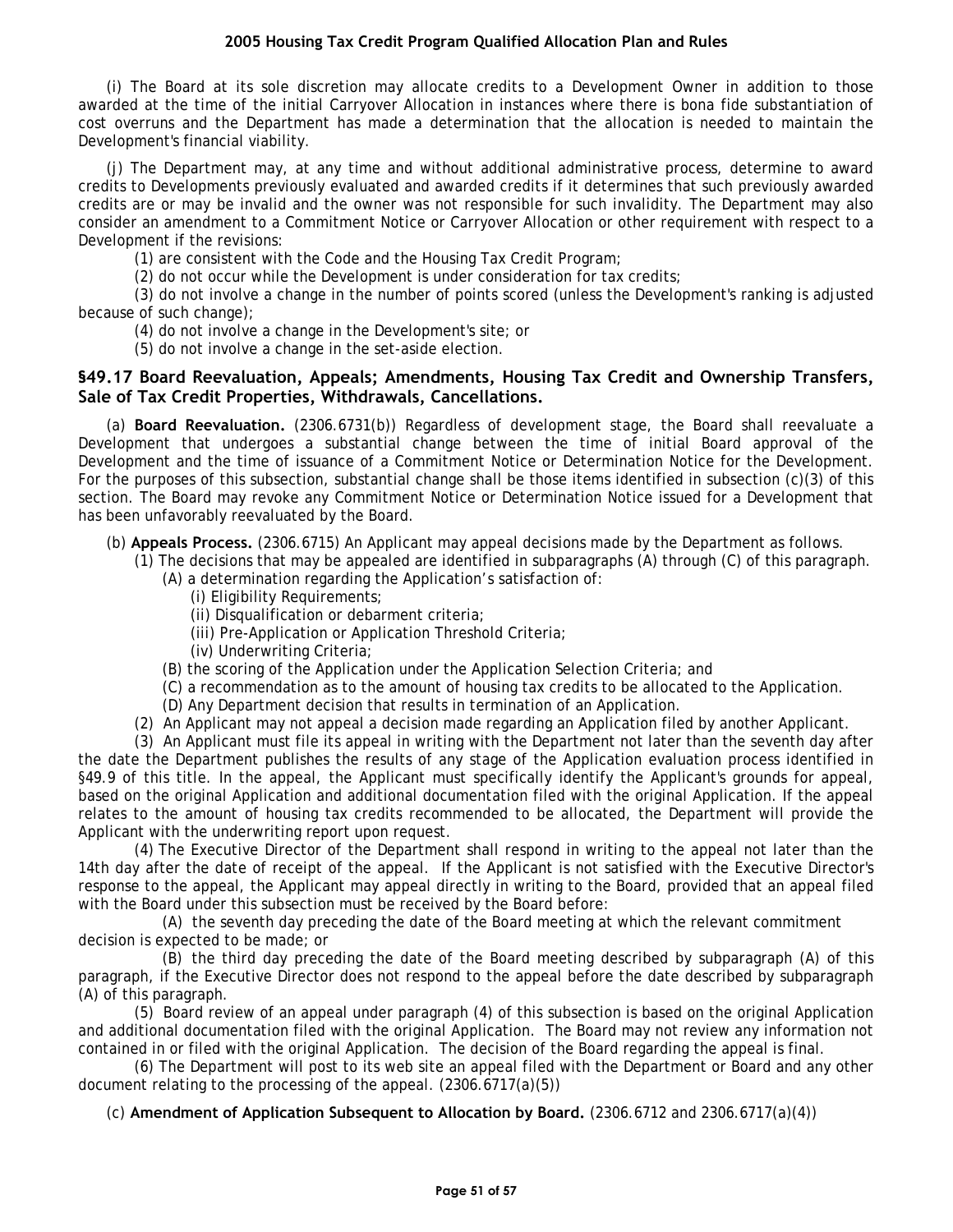(i) The Board at its sole discretion may allocate credits to a Development Owner in addition to those awarded at the time of the initial Carryover Allocation in instances where there is bona fide substantiation of cost overruns and the Department has made a determination that the allocation is needed to maintain the Development's financial viability.

(j) The Department may, at any time and without additional administrative process, determine to award credits to Developments previously evaluated and awarded credits if it determines that such previously awarded credits are or may be invalid and the owner was not responsible for such invalidity. The Department may also consider an amendment to a Commitment Notice or Carryover Allocation or other requirement with respect to a Development if the revisions:

(1) are consistent with the Code and the Housing Tax Credit Program;

(2) do not occur while the Development is under consideration for tax credits;

(3) do not involve a change in the number of points scored (unless the Development's ranking is adjusted because of such change);

(4) do not involve a change in the Development's site; or

(5) do not involve a change in the set-aside election.

## §49.17 Board Reevaluation, Appeals; Amendments, Housing Tax Credit and Ownership Transfers, Sale of Tax Credit Properties, Withdrawals, Cancellations.

(a) **Board Reevaluation.** (2306.6731(b)) Regardless of development stage, the Board shall reevaluate a Development that undergoes a substantial change between the time of initial Board approval of the Development and the time of issuance of a Commitment Notice or Determination Notice for the Development. For the purposes of this subsection, substantial change shall be those items identified in subsection (c)(3) of this section. The Board may revoke any Commitment Notice or Determination Notice issued for a Development that has been unfavorably reevaluated by the Board.

(b) **Appeals Process.** (2306.6715) An Applicant may appeal decisions made by the Department as follows.

(1) The decisions that may be appealed are identified in subparagraphs (A) through (C) of this paragraph.

(A) a determination regarding the Application's satisfaction of:

(i) Eligibility Requirements;

(ii) Disqualification or debarment criteria;

(iii) Pre-Application or Application Threshold Criteria;

(iv) Underwriting Criteria;

(B) the scoring of the Application under the Application Selection Criteria; and

(C) a recommendation as to the amount of housing tax credits to be allocated to the Application.

(D) Any Department decision that results in termination of an Application.

(2) An Applicant may not appeal a decision made regarding an Application filed by another Applicant.

(3) An Applicant must file its appeal in writing with the Department not later than the seventh day after the date the Department publishes the results of any stage of the Application evaluation process identified in §49.9 of this title. In the appeal, the Applicant must specifically identify the Applicant's grounds for appeal, based on the original Application and additional documentation filed with the original Application. If the appeal relates to the amount of housing tax credits recommended to be allocated, the Department will provide the Applicant with the underwriting report upon request.

(4) The Executive Director of the Department shall respond in writing to the appeal not later than the 14th day after the date of receipt of the appeal. If the Applicant is not satisfied with the Executive Director's response to the appeal, the Applicant may appeal directly in writing to the Board, provided that an appeal filed with the Board under this subsection must be received by the Board before:

(A) the seventh day preceding the date of the Board meeting at which the relevant commitment decision is expected to be made; or

(B) the third day preceding the date of the Board meeting described by subparagraph (A) of this paragraph, if the Executive Director does not respond to the appeal before the date described by subparagraph (A) of this paragraph.

(5) Board review of an appeal under paragraph (4) of this subsection is based on the original Application and additional documentation filed with the original Application. The Board may not review any information not contained in or filed with the original Application. The decision of the Board regarding the appeal is final.

(6) The Department will post to its web site an appeal filed with the Department or Board and any other document relating to the processing of the appeal. (2306.6717(a)(5))

(c) **Amendment of Application Subsequent to Allocation by Board.** (2306.6712 and 2306.6717(a)(4))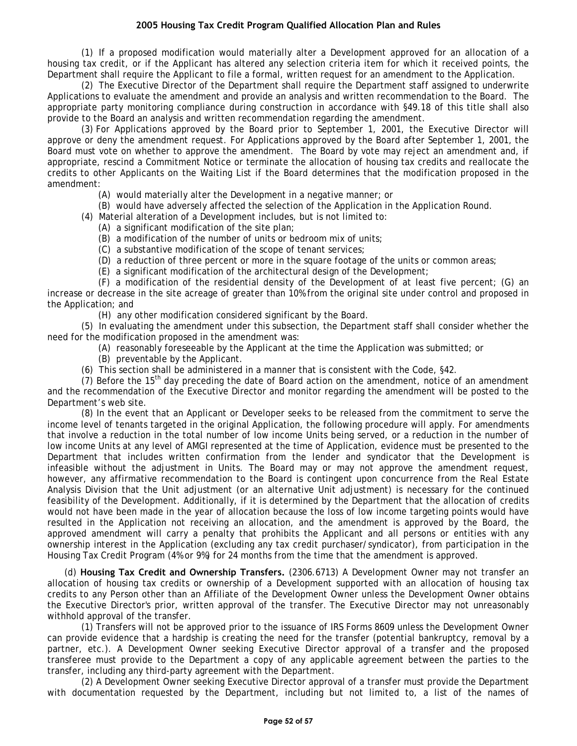(1) If a proposed modification would materially alter a Development approved for an allocation of a housing tax credit, or if the Applicant has altered any selection criteria item for which it received points, the Department shall require the Applicant to file a formal, written request for an amendment to the Application.

(2) The Executive Director of the Department shall require the Department staff assigned to underwrite Applications to evaluate the amendment and provide an analysis and written recommendation to the Board. The appropriate party monitoring compliance during construction in accordance with §49.18 of this title shall also provide to the Board an analysis and written recommendation regarding the amendment.

(3) For Applications approved by the Board prior to September 1, 2001, the Executive Director will approve or deny the amendment request. For Applications approved by the Board after September 1, 2001, the Board must vote on whether to approve the amendment. The Board by vote may reject an amendment and, if appropriate, rescind a Commitment Notice or terminate the allocation of housing tax credits and reallocate the credits to other Applicants on the Waiting List if the Board determines that the modification proposed in the amendment:

- (A) would materially alter the Development in a negative manner; or
- (B) would have adversely affected the selection of the Application in the Application Round.

(4) Material alteration of a Development includes, but is not limited to:

- (A) a significant modification of the site plan;
- (B) a modification of the number of units or bedroom mix of units;
- (C) a substantive modification of the scope of tenant services;
- (D) a reduction of three percent or more in the square footage of the units or common areas;
- (E) a significant modification of the architectural design of the Development;
- (F) a modification of the residential density of the Development of at least five percent; (G) an increase or decrease in the site acreage of greater than 10% from the original site under control and proposed in the Application; and
- (H) any other modification considered significant by the Board.

(5) In evaluating the amendment under this subsection, the Department staff shall consider whether the need for the modification proposed in the amendment was:

- (A) reasonably foreseeable by the Applicant at the time the Application was submitted; or
- (B) preventable by the Applicant.

(6) This section shall be administered in a manner that is consistent with the Code, §42.

(7) Before the 15th day preceding the date of Board action on the amendment, notice of an amendment and the recommendation of the Executive Director and monitor regarding the amendment will be posted to the Department's web site.

(8) In the event that an Applicant or Developer seeks to be released from the commitment to serve the income level of tenants targeted in the original Application, the following procedure will apply. For amendments that involve a reduction in the total number of low income Units being served, or a reduction in the number of low income Units at any level of AMGI represented at the time of Application, evidence must be presented to the Department that includes written confirmation from the lender and syndicator that the Development is infeasible without the adjustment in Units. The Board may or may not approve the amendment request, however, any affirmative recommendation to the Board is contingent upon concurrence from the Real Estate Analysis Division that the Unit adjustment (or an alternative Unit adjustment) is necessary for the continued feasibility of the Development. Additionally, if it is determined by the Department that the allocation of credits would not have been made in the year of allocation because the loss of low income targeting points would have resulted in the Application not receiving an allocation, and the amendment is approved by the Board, the approved amendment will carry a penalty that prohibits the Applicant and all persons or entities with any ownership interest in the Application (excluding any tax credit purchaser/syndicator), from participation in the Housing Tax Credit Program (4% or 9%) for 24 months from the time that the amendment is approved.

(d) **Housing Tax Credit and Ownership Transfers.** (2306.6713) A Development Owner may not transfer an allocation of housing tax credits or ownership of a Development supported with an allocation of housing tax credits to any Person other than an Affiliate of the Development Owner unless the Development Owner obtains the Executive Director's prior, written approval of the transfer. The Executive Director may not unreasonably withhold approval of the transfer.

(1) Transfers will not be approved prior to the issuance of IRS Forms 8609 unless the Development Owner can provide evidence that a hardship is creating the need for the transfer (potential bankruptcy, removal by a partner, etc.). A Development Owner seeking Executive Director approval of a transfer and the proposed transferee must provide to the Department a copy of any applicable agreement between the parties to the transfer, including any third-party agreement with the Department.

(2) A Development Owner seeking Executive Director approval of a transfer must provide the Department with documentation requested by the Department, including but not limited to, a list of the names of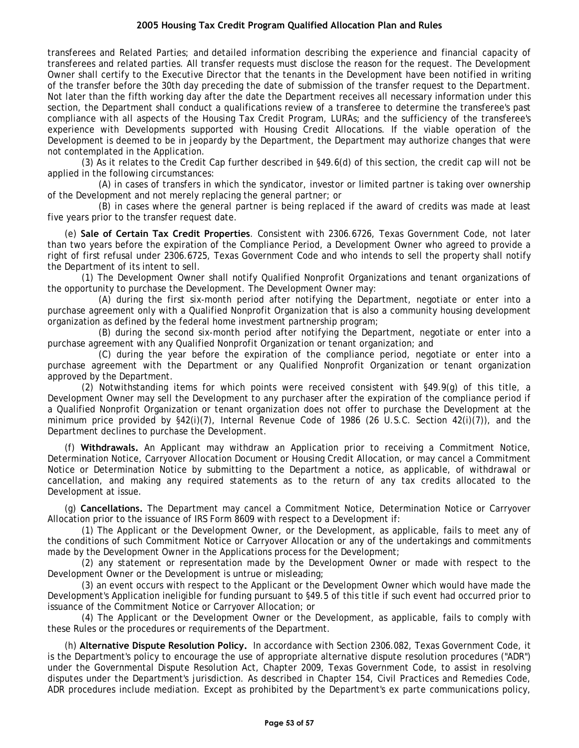transferees and Related Parties; and detailed information describing the experience and financial capacity of transferees and related parties. All transfer requests must disclose the reason for the request. The Development Owner shall certify to the Executive Director that the tenants in the Development have been notified in writing of the transfer before the 30th day preceding the date of submission of the transfer request to the Department. Not later than the fifth working day after the date the Department receives all necessary information under this section, the Department shall conduct a qualifications review of a transferee to determine the transferee's past compliance with all aspects of the Housing Tax Credit Program, LURAs; and the sufficiency of the transferee's experience with Developments supported with Housing Credit Allocations. If the viable operation of the Development is deemed to be in jeopardy by the Department, the Department may authorize changes that were not contemplated in the Application.

(3) As it relates to the Credit Cap further described in §49.6(d) of this section, the credit cap will not be applied in the following circumstances:

(A) in cases of transfers in which the syndicator, investor or limited partner is taking over ownership of the Development and not merely replacing the general partner; or

(B) in cases where the general partner is being replaced if the award of credits was made at least five years prior to the transfer request date.

(e) **Sale of Certain Tax Credit Properties**. Consistent with 2306.6726, Texas Government Code, not later than two years before the expiration of the Compliance Period, a Development Owner who agreed to provide a right of first refusal under 2306.6725, Texas Government Code and who intends to sell the property shall notify the Department of its intent to sell.

(1) The Development Owner shall notify Qualified Nonprofit Organizations and tenant organizations of the opportunity to purchase the Development. The Development Owner may:

(A) during the first six-month period after notifying the Department, negotiate or enter into a purchase agreement only with a Qualified Nonprofit Organization that is also a community housing development organization as defined by the federal home investment partnership program;

(B) during the second six-month period after notifying the Department, negotiate or enter into a purchase agreement with any Qualified Nonprofit Organization or tenant organization; and

(C) during the year before the expiration of the compliance period, negotiate or enter into a purchase agreement with the Department or any Qualified Nonprofit Organization or tenant organization approved by the Department.

(2) Notwithstanding items for which points were received consistent with §49.9(g) of this title, a Development Owner may sell the Development to any purchaser after the expiration of the compliance period if a Qualified Nonprofit Organization or tenant organization does not offer to purchase the Development at the minimum price provided by §42(i)(7), Internal Revenue Code of 1986 (26 U.S.C. Section 42(i)(7)), and the Department declines to purchase the Development.

(f) **Withdrawals.** An Applicant may withdraw an Application prior to receiving a Commitment Notice, Determination Notice, Carryover Allocation Document or Housing Credit Allocation, or may cancel a Commitment Notice or Determination Notice by submitting to the Department a notice, as applicable, of withdrawal or cancellation, and making any required statements as to the return of any tax credits allocated to the Development at issue.

(g) **Cancellations.** The Department may cancel a Commitment Notice, Determination Notice or Carryover Allocation prior to the issuance of IRS Form 8609 with respect to a Development if:

(1) The Applicant or the Development Owner, or the Development, as applicable, fails to meet any of the conditions of such Commitment Notice or Carryover Allocation or any of the undertakings and commitments made by the Development Owner in the Applications process for the Development;

(2) any statement or representation made by the Development Owner or made with respect to the Development Owner or the Development is untrue or misleading;

(3) an event occurs with respect to the Applicant or the Development Owner which would have made the Development's Application ineligible for funding pursuant to §49.5 of this title if such event had occurred prior to issuance of the Commitment Notice or Carryover Allocation; or

(4) The Applicant or the Development Owner or the Development, as applicable, fails to comply with these Rules or the procedures or requirements of the Department.

(h) **Alternative Dispute Resolution Policy.** In accordance with Section 2306.082, Texas Government Code, it is the Department's policy to encourage the use of appropriate alternative dispute resolution procedures ("ADR") under the Governmental Dispute Resolution Act, Chapter 2009, Texas Government Code, to assist in resolving disputes under the Department's jurisdiction. As described in Chapter 154, Civil Practices and Remedies Code, ADR procedures include mediation. Except as prohibited by the Department's ex parte communications policy,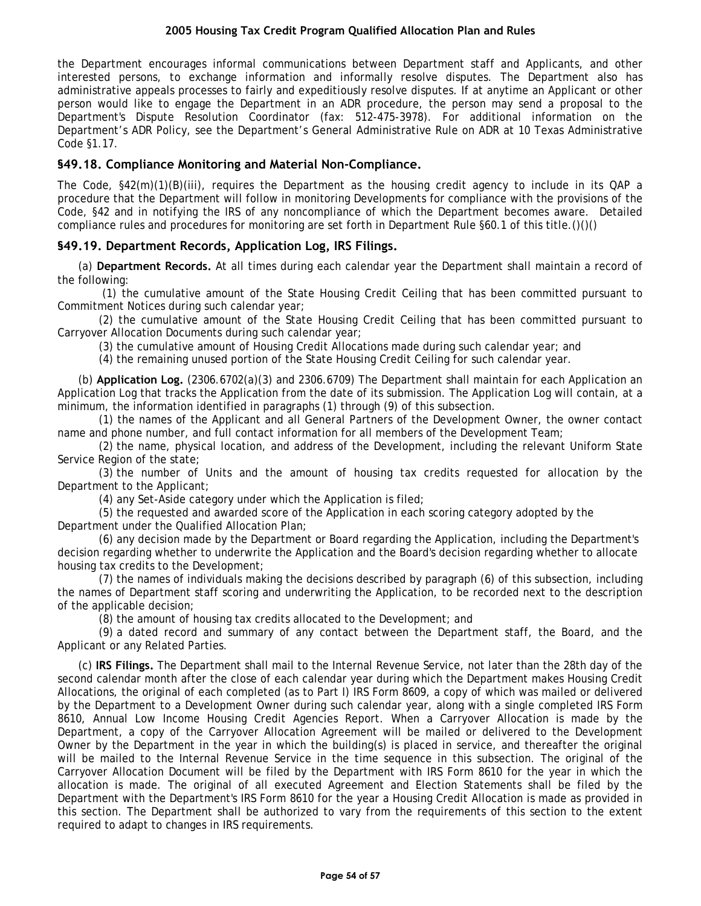the Department encourages informal communications between Department staff and Applicants, and other interested persons, to exchange information and informally resolve disputes. The Department also has administrative appeals processes to fairly and expeditiously resolve disputes. If at anytime an Applicant or other person would like to engage the Department in an ADR procedure, the person may send a proposal to the Department's Dispute Resolution Coordinator (fax: 512-475-3978). For additional information on the Department's ADR Policy, see the Department's General Administrative Rule on ADR at 10 Texas Administrative Code §1.17.

## §49.18. Compliance Monitoring and Material Non-Compliance.

The Code, §42(m)(1)(B)(iii), requires the Department as the housing credit agency to include in its QAP a procedure that the Department will follow in monitoring Developments for compliance with the provisions of the Code, §42 and in notifying the IRS of any noncompliance of which the Department becomes aware. Detailed compliance rules and procedures for monitoring are set forth in Department Rule §60.1 of this title.()()()

## §49.19. Department Records, Application Log, IRS Filings.

(a) **Department Records.** At all times during each calendar year the Department shall maintain a record of the following:

(1) the cumulative amount of the State Housing Credit Ceiling that has been committed pursuant to Commitment Notices during such calendar year;

(2) the cumulative amount of the State Housing Credit Ceiling that has been committed pursuant to Carryover Allocation Documents during such calendar year;

(3) the cumulative amount of Housing Credit Allocations made during such calendar year; and

(4) the remaining unused portion of the State Housing Credit Ceiling for such calendar year.

(b) **Application Log.** (2306.6702(a)(3) and 2306.6709) The Department shall maintain for each Application an Application Log that tracks the Application from the date of its submission. The Application Log will contain, at a minimum, the information identified in paragraphs (1) through (9) of this subsection.

(1) the names of the Applicant and all General Partners of the Development Owner, the owner contact name and phone number, and full contact information for all members of the Development Team;

(2) the name, physical location, and address of the Development, including the relevant Uniform State Service Region of the state;

(3) the number of Units and the amount of housing tax credits requested for allocation by the Department to the Applicant;

(4) any Set-Aside category under which the Application is filed;

(5) the requested and awarded score of the Application in each scoring category adopted by the Department under the Qualified Allocation Plan;

(6) any decision made by the Department or Board regarding the Application, including the Department's decision regarding whether to underwrite the Application and the Board's decision regarding whether to allocate housing tax credits to the Development;

(7) the names of individuals making the decisions described by paragraph (6) of this subsection, including the names of Department staff scoring and underwriting the Application, to be recorded next to the description of the applicable decision;

(8) the amount of housing tax credits allocated to the Development; and

(9) a dated record and summary of any contact between the Department staff, the Board, and the Applicant or any Related Parties.

(c) **IRS Filings.** The Department shall mail to the Internal Revenue Service, not later than the 28th day of the second calendar month after the close of each calendar year during which the Department makes Housing Credit Allocations, the original of each completed (as to Part I) IRS Form 8609, a copy of which was mailed or delivered by the Department to a Development Owner during such calendar year, along with a single completed IRS Form 8610, Annual Low Income Housing Credit Agencies Report. When a Carryover Allocation is made by the Department, a copy of the Carryover Allocation Agreement will be mailed or delivered to the Development Owner by the Department in the year in which the building(s) is placed in service, and thereafter the original will be mailed to the Internal Revenue Service in the time sequence in this subsection. The original of the Carryover Allocation Document will be filed by the Department with IRS Form 8610 for the year in which the allocation is made. The original of all executed Agreement and Election Statements shall be filed by the Department with the Department's IRS Form 8610 for the year a Housing Credit Allocation is made as provided in this section. The Department shall be authorized to vary from the requirements of this section to the extent required to adapt to changes in IRS requirements.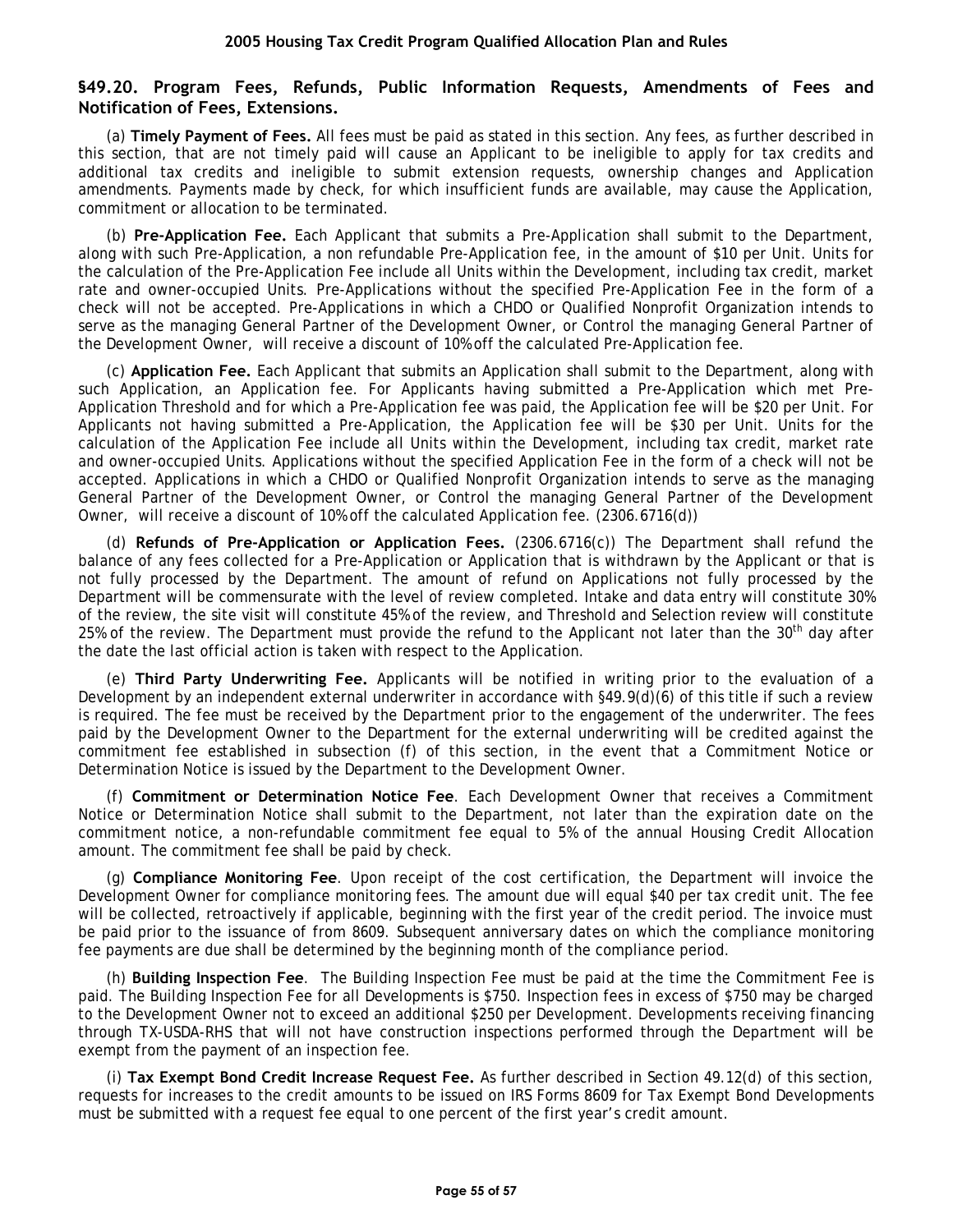## §49.20. Program Fees, Refunds, Public Information Requests, Amendments of Fees and Notification of Fees, Extensions.

(a) **Timely Payment of Fees.** All fees must be paid as stated in this section. Any fees, as further described in this section, that are not timely paid will cause an Applicant to be ineligible to apply for tax credits and additional tax credits and ineligible to submit extension requests, ownership changes and Application amendments. Payments made by check, for which insufficient funds are available, may cause the Application, commitment or allocation to be terminated.

(b) **Pre-Application Fee.** Each Applicant that submits a Pre-Application shall submit to the Department, along with such Pre-Application, a non refundable Pre-Application fee, in the amount of $10 per Unit. Units for the calculation of the Pre-Application Fee include all Units within the Development, including tax credit, market rate and owner-occupied Units. Pre-Applications without the specified Pre-Application Fee in the form of a check will not be accepted. Pre-Applications in which a CHDO or Qualified Nonprofit Organization intends to serve as the managing General Partner of the Development Owner, or Control the managing General Partner of the Development Owner, will receive a discount of 10% off the calculated Pre-Application fee.

(c) **Application Fee.** Each Applicant that submits an Application shall submit to the Department, along with such Application, an Application fee. For Applicants having submitted a Pre-Application which met Pre-Application Threshold and for which a Pre-Application fee was paid, the Application fee will be $20 per Unit. For Applicants not having submitted a Pre-Application, the Application fee will be $30 per Unit. Units for the calculation of the Application Fee include all Units within the Development, including tax credit, market rate and owner-occupied Units. Applications without the specified Application Fee in the form of a check will not be accepted. Applications in which a CHDO or Qualified Nonprofit Organization intends to serve as the managing General Partner of the Development Owner, or Control the managing General Partner of the Development Owner, will receive a discount of 10% off the calculated Application fee. (2306.6716(d))

(d) **Refunds of Pre-Application or Application Fees.** (2306.6716(c)) The Department shall refund the balance of any fees collected for a Pre-Application or Application that is withdrawn by the Applicant or that is not fully processed by the Department. The amount of refund on Applications not fully processed by the Department will be commensurate with the level of review completed. Intake and data entry will constitute 30% of the review, the site visit will constitute 45% of the review, and Threshold and Selection review will constitute 25% of the review. The Department must provide the refund to the Applicant not later than the 30th day after the date the last official action is taken with respect to the Application.

(e) **Third Party Underwriting Fee.** Applicants will be notified in writing prior to the evaluation of a Development by an independent external underwriter in accordance with §49.9(d)(6) of this title if such a review is required. The fee must be received by the Department prior to the engagement of the underwriter. The fees paid by the Development Owner to the Department for the external underwriting will be credited against the commitment fee established in subsection (f) of this section, in the event that a Commitment Notice or Determination Notice is issued by the Department to the Development Owner.

(f) **Commitment or Determination Notice Fee**. Each Development Owner that receives a Commitment Notice or Determination Notice shall submit to the Department, not later than the expiration date on the commitment notice, a non-refundable commitment fee equal to 5% of the annual Housing Credit Allocation amount. The commitment fee shall be paid by check.

(g) **Compliance Monitoring Fee**. Upon receipt of the cost certification, the Department will invoice the Development Owner for compliance monitoring fees. The amount due will equal $40 per tax credit unit. The fee will be collected, retroactively if applicable, beginning with the first year of the credit period. The invoice must be paid prior to the issuance of from 8609. Subsequent anniversary dates on which the compliance monitoring fee payments are due shall be determined by the beginning month of the compliance period.

(h) **Building Inspection Fee**. The Building Inspection Fee must be paid at the time the Commitment Fee is paid. The Building Inspection Fee for all Developments is $750. Inspection fees in excess of $750 may be charged to the Development Owner not to exceed an additional $250 per Development. Developments receiving financing through TX-USDA-RHS that will not have construction inspections performed through the Department will be exempt from the payment of an inspection fee.

(i) **Tax Exempt Bond Credit Increase Request Fee.** As further described in Section 49.12(d) of this section, requests for increases to the credit amounts to be issued on IRS Forms 8609 for Tax Exempt Bond Developments must be submitted with a request fee equal to one percent of the first year's credit amount.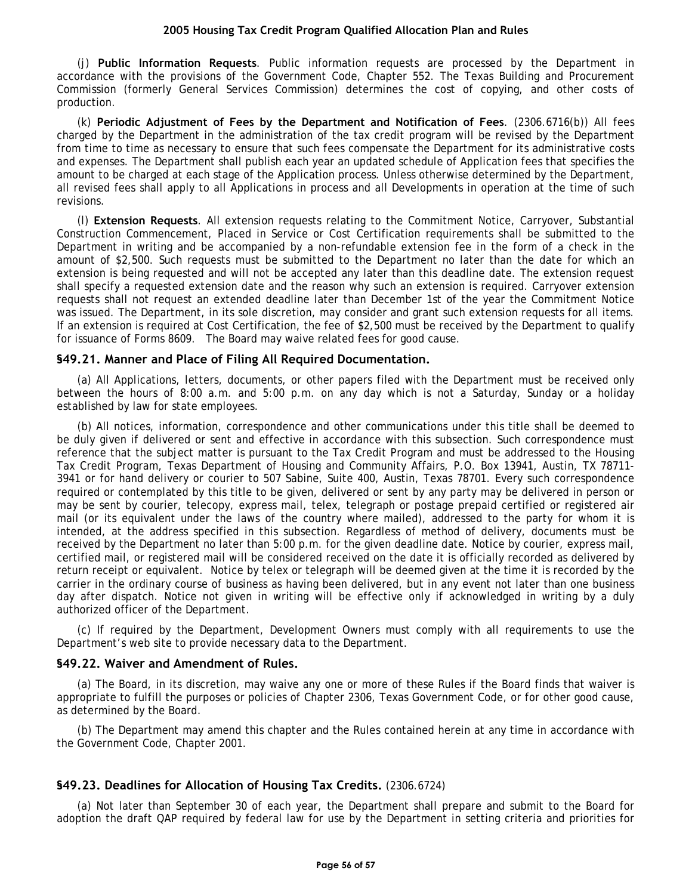(j) **Public Information Requests**. Public information requests are processed by the Department in accordance with the provisions of the Government Code, Chapter 552. The Texas Building and Procurement Commission (formerly General Services Commission) determines the cost of copying, and other costs of production.

(k) **Periodic Adjustment of Fees by the Department and Notification of Fees**. (2306.6716(b)) All fees charged by the Department in the administration of the tax credit program will be revised by the Department from time to time as necessary to ensure that such fees compensate the Department for its administrative costs and expenses. The Department shall publish each year an updated schedule of Application fees that specifies the amount to be charged at each stage of the Application process. Unless otherwise determined by the Department, all revised fees shall apply to all Applications in process and all Developments in operation at the time of such revisions.

(l) **Extension Requests**. All extension requests relating to the Commitment Notice, Carryover, Substantial Construction Commencement, Placed in Service or Cost Certification requirements shall be submitted to the Department in writing and be accompanied by a non-refundable extension fee in the form of a check in the amount of $2,500. Such requests must be submitted to the Department no later than the date for which an extension is being requested and will not be accepted any later than this deadline date. The extension request shall specify a requested extension date and the reason why such an extension is required. Carryover extension requests shall not request an extended deadline later than December 1st of the year the Commitment Notice was issued. The Department, in its sole discretion, may consider and grant such extension requests for all items. If an extension is required at Cost Certification, the fee of $2,500 must be received by the Department to qualify for issuance of Forms 8609. The Board may waive related fees for good cause.

### §49.21. Manner and Place of Filing All Required Documentation.

(a) All Applications, letters, documents, or other papers filed with the Department must be received only between the hours of 8:00 a.m. and 5:00 p.m. on any day which is not a Saturday, Sunday or a holiday established by law for state employees.

(b) All notices, information, correspondence and other communications under this title shall be deemed to be duly given if delivered or sent and effective in accordance with this subsection. Such correspondence must reference that the subject matter is pursuant to the Tax Credit Program and must be addressed to the Housing Tax Credit Program, Texas Department of Housing and Community Affairs, P.O. Box 13941, Austin, TX 78711-3941 or for hand delivery or courier to 507 Sabine, Suite 400, Austin, Texas 78701. Every such correspondence required or contemplated by this title to be given, delivered or sent by any party may be delivered in person or may be sent by courier, telecopy, express mail, telex, telegraph or postage prepaid certified or registered air mail (or its equivalent under the laws of the country where mailed), addressed to the party for whom it is intended, at the address specified in this subsection. Regardless of method of delivery, documents must be received by the Department no later than 5:00 p.m. for the given deadline date. Notice by courier, express mail, certified mail, or registered mail will be considered received on the date it is officially recorded as delivered by return receipt or equivalent. Notice by telex or telegraph will be deemed given at the time it is recorded by the carrier in the ordinary course of business as having been delivered, but in any event not later than one business day after dispatch. Notice not given in writing will be effective only if acknowledged in writing by a duly authorized officer of the Department.

(c) If required by the Department, Development Owners must comply with all requirements to use the Department's web site to provide necessary data to the Department.

### §49.22. Waiver and Amendment of Rules.

(a) The Board, in its discretion, may waive any one or more of these Rules if the Board finds that waiver is appropriate to fulfill the purposes or policies of Chapter 2306, Texas Government Code, or for other good cause, as determined by the Board.

(b) The Department may amend this chapter and the Rules contained herein at any time in accordance with the Government Code, Chapter 2001.

### §49.23. Deadlines for Allocation of Housing Tax Credits. (2306.6724)

(a) Not later than September 30 of each year, the Department shall prepare and submit to the Board for adoption the draft QAP required by federal law for use by the Department in setting criteria and priorities for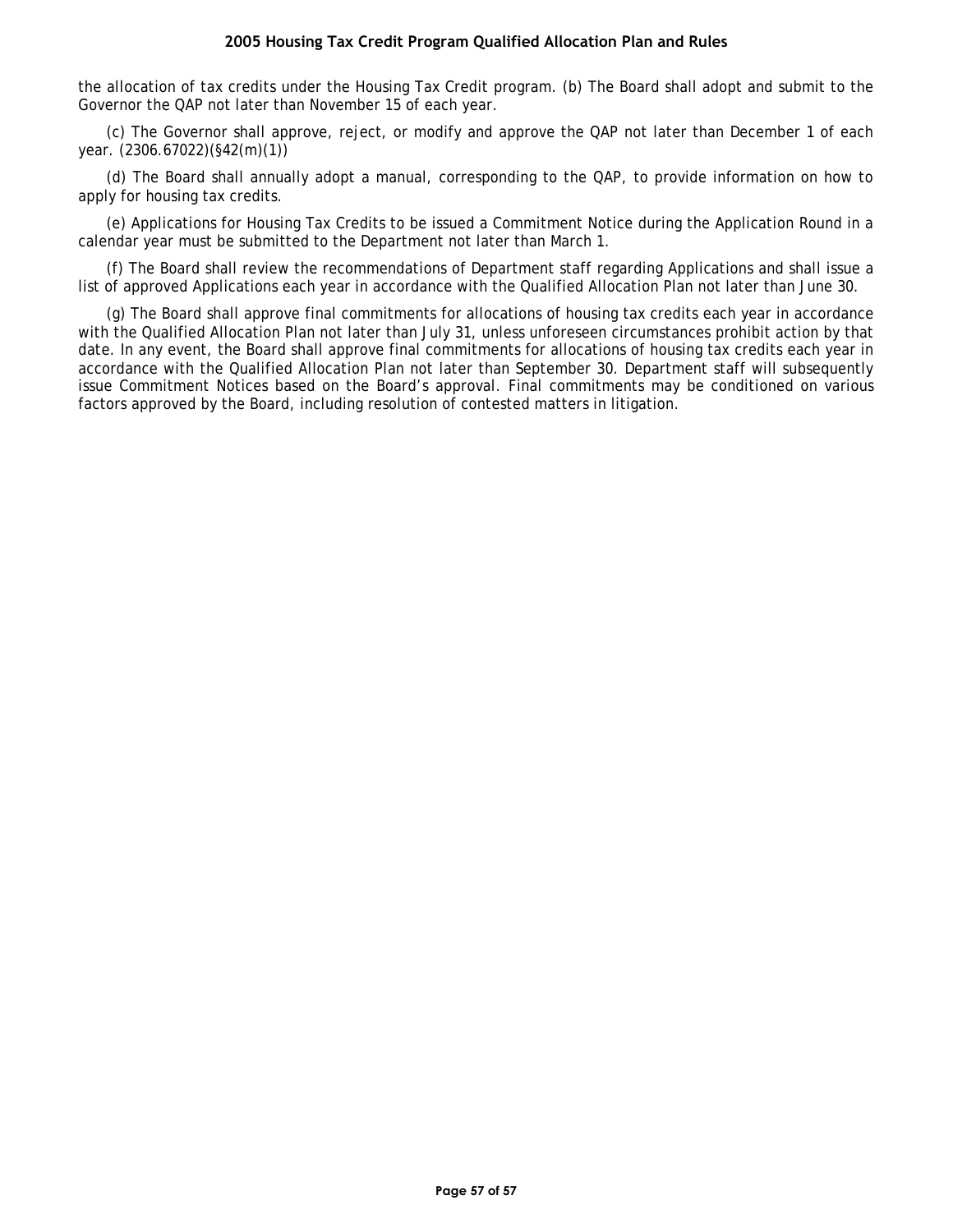the allocation of tax credits under the Housing Tax Credit program. (b) The Board shall adopt and submit to the Governor the QAP not later than November 15 of each year.

(c) The Governor shall approve, reject, or modify and approve the QAP not later than December 1 of each year. (2306.67022)(§42(m)(1))

(d) The Board shall annually adopt a manual, corresponding to the QAP, to provide information on how to apply for housing tax credits.

(e) Applications for Housing Tax Credits to be issued a Commitment Notice during the Application Round in a calendar year must be submitted to the Department not later than March 1.

(f) The Board shall review the recommendations of Department staff regarding Applications and shall issue a list of approved Applications each year in accordance with the Qualified Allocation Plan not later than June 30.

(g) The Board shall approve final commitments for allocations of housing tax credits each year in accordance with the Qualified Allocation Plan not later than July 31, unless unforeseen circumstances prohibit action by that date. In any event, the Board shall approve final commitments for allocations of housing tax credits each year in accordance with the Qualified Allocation Plan not later than September 30. Department staff will subsequently issue Commitment Notices based on the Board's approval. Final commitments may be conditioned on various factors approved by the Board, including resolution of contested matters in litigation.